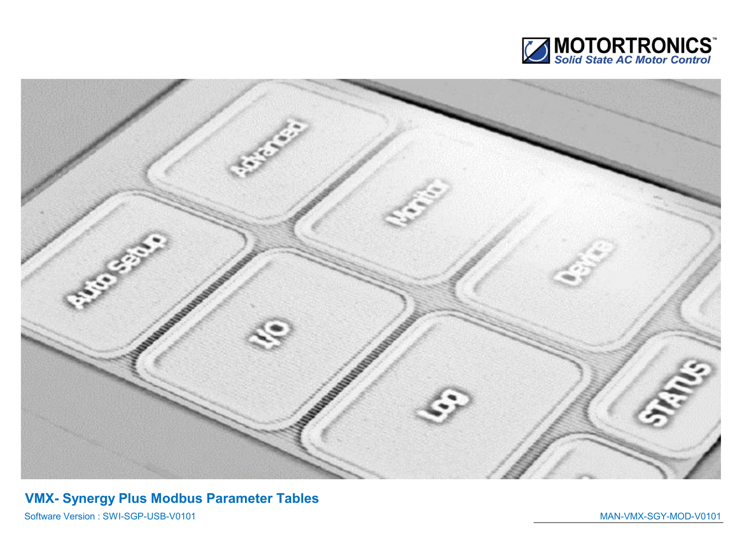MOTORTRONICS™
Solid State AC Motor Control

# VMX- Synergy Plus Modbus Parameter Tables

Software Version : SWI-SGP-USB-V0101

MAN-VMX-SGY-MOD-V0101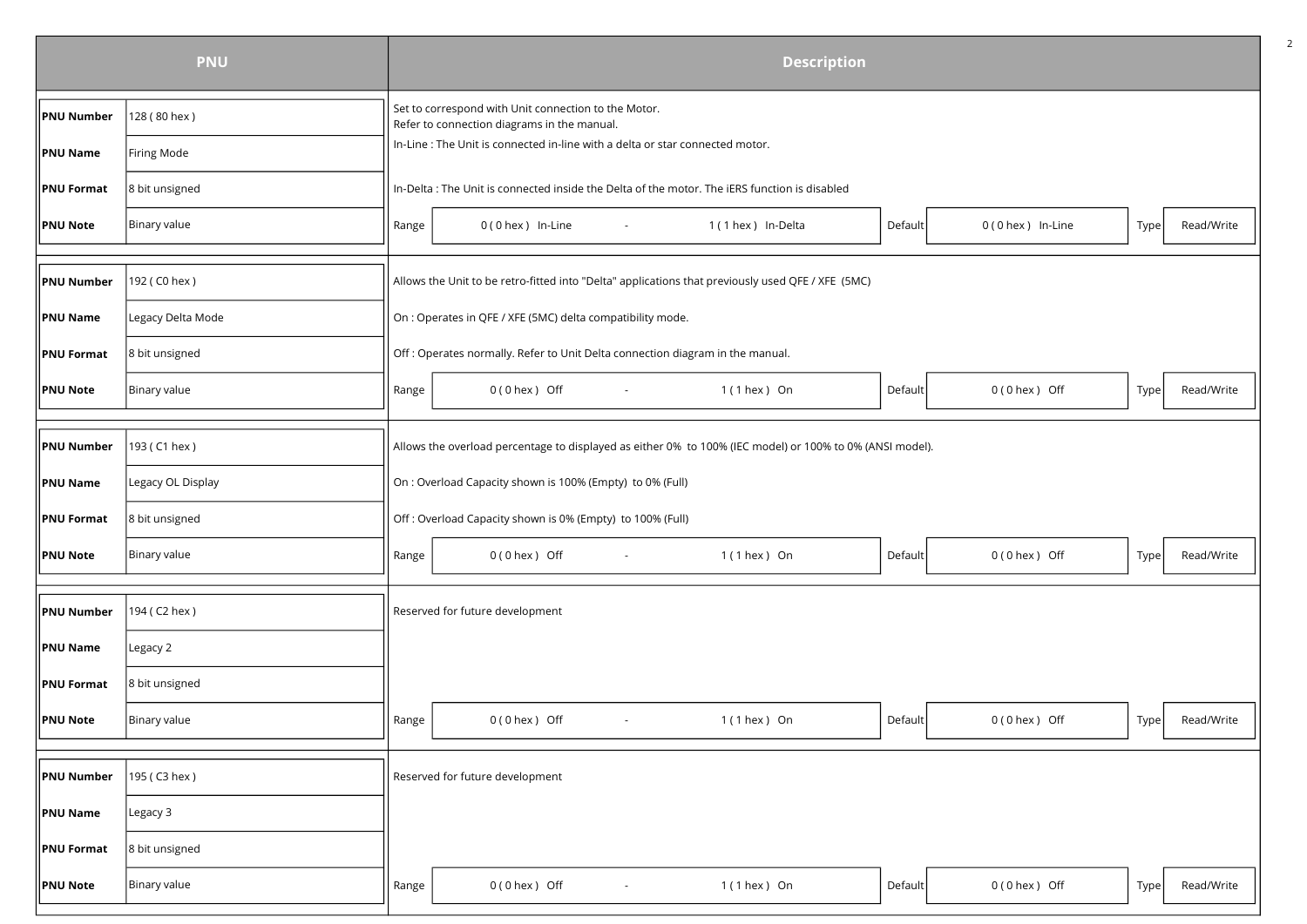| PNU | | Description |
|---|---|---|
| **PNU Number** | 128 ( 80 hex ) | Set to correspond with Unit connection to the Motor. Refer to connection diagrams in the manual. |
| **PNU Name** | Firing Mode | In-Line : The Unit is connected in-line with a delta or star connected motor. |
| **PNU Format** | 8 bit unsigned | In-Delta : The Unit is connected inside the Delta of the motor. The iERS function is disabled |
| **PNU Note** | Binary value | Range: 0 ( 0 hex ) In-Line - 1 ( 1 hex ) In-Delta; Default: 0 ( 0 hex ) In-Line; Type: Read/Write |
| **PNU Number** | 192 ( C0 hex ) | Allows the Unit to be retro-fitted into "Delta" applications that previously used QFE / XFE (5MC) |
| **PNU Name** | Legacy Delta Mode | On : Operates in QFE / XFE (5MC) delta compatibility mode. |
| **PNU Format** | 8 bit unsigned | Off : Operates normally. Refer to Unit Delta connection diagram in the manual. |
| **PNU Note** | Binary value | Range: 0 ( 0 hex ) Off - 1 ( 1 hex ) On; Default: 0 ( 0 hex ) Off; Type: Read/Write |
| **PNU Number** | 193 ( C1 hex ) | Allows the overload percentage to displayed as either 0% to 100% (IEC model) or 100% to 0% (ANSI model). |
| **PNU Name** | Legacy OL Display | On : Overload Capacity shown is 100% (Empty) to 0% (Full) |
| **PNU Format** | 8 bit unsigned | Off : Overload Capacity shown is 0% (Empty) to 100% (Full) |
| **PNU Note** | Binary value | Range: 0 ( 0 hex ) Off - 1 ( 1 hex ) On; Default: 0 ( 0 hex ) Off; Type: Read/Write |
| **PNU Number** | 194 ( C2 hex ) | Reserved for future development |
| **PNU Name** | Legacy 2 | |
| **PNU Format** | 8 bit unsigned | |
| **PNU Note** | Binary value | Range: 0 ( 0 hex ) Off - 1 ( 1 hex ) On; Default: 0 ( 0 hex ) Off; Type: Read/Write |
| **PNU Number** | 195 ( C3 hex ) | Reserved for future development |
| **PNU Name** | Legacy 3 | |
| **PNU Format** | 8 bit unsigned | |
| **PNU Note** | Binary value | Range: 0 ( 0 hex ) Off - 1 ( 1 hex ) On; Default: 0 ( 0 hex ) Off; Type: Read/Write |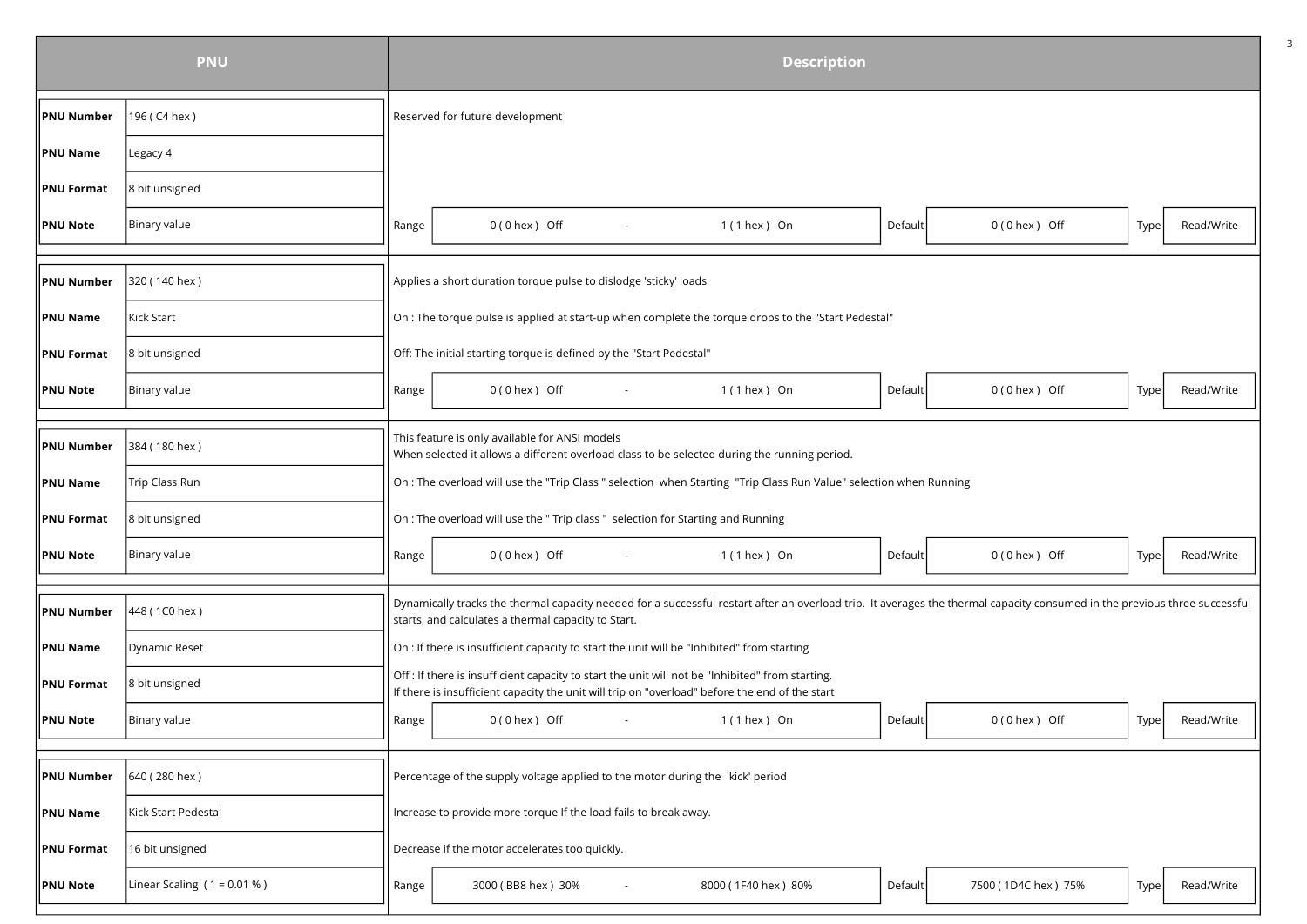| PNU | | Description |
|---|---|---|
| **PNU Number** | 196 ( C4 hex ) | Reserved for future development |
| **PNU Name** | Legacy 4 | |
| **PNU Format** | 8 bit unsigned | |
| **PNU Note** | Binary value | Range: 0 ( 0 hex ) Off - 1 ( 1 hex ) On; Default: 0 ( 0 hex ) Off; Type: Read/Write |
| **PNU Number** | 320 ( 140 hex ) | Applies a short duration torque pulse to dislodge 'sticky' loads |
| **PNU Name** | Kick Start | On : The torque pulse is applied at start-up when complete the torque drops to the "Start Pedestal" |
| **PNU Format** | 8 bit unsigned | Off: The initial starting torque is defined by the "Start Pedestal" |
| **PNU Note** | Binary value | Range: 0 ( 0 hex ) Off - 1 ( 1 hex ) On; Default: 0 ( 0 hex ) Off; Type: Read/Write |
| **PNU Number** | 384 ( 180 hex ) | This feature is only available for ANSI models<br>When selected it allows a different overload class to be selected during the running period. |
| **PNU Name** | Trip Class Run | On : The overload will use the "Trip Class " selection when Starting "Trip Class Run Value" selection when Running |
| **PNU Format** | 8 bit unsigned | On : The overload will use the " Trip class " selection for Starting and Running |
| **PNU Note** | Binary value | Range: 0 ( 0 hex ) Off - 1 ( 1 hex ) On; Default: 0 ( 0 hex ) Off; Type: Read/Write |
| **PNU Number** | 448 ( 1C0 hex ) | Dynamically tracks the thermal capacity needed for a successful restart after an overload trip. It averages the thermal capacity consumed in the previous three successful starts, and calculates a thermal capacity to Start. |
| **PNU Name** | Dynamic Reset | On : If there is insufficient capacity to start the unit will be "Inhibited" from starting |
| **PNU Format** | 8 bit unsigned | Off : If there is insufficient capacity to start the unit will not be "Inhibited" from starting.<br>If there is insufficient capacity the unit will trip on "overload" before the end of the start |
| **PNU Note** | Binary value | Range: 0 ( 0 hex ) Off - 1 ( 1 hex ) On; Default: 0 ( 0 hex ) Off; Type: Read/Write |
| **PNU Number** | 640 ( 280 hex ) | Percentage of the supply voltage applied to the motor during the 'kick' period |
| **PNU Name** | Kick Start Pedestal | Increase to provide more torque If the load fails to break away. |
| **PNU Format** | 16 bit unsigned | Decrease if the motor accelerates too quickly. |
| **PNU Note** | Linear Scaling ( 1 = 0.01 % ) | Range: 3000 ( BB8 hex ) 30% - 8000 ( 1F40 hex ) 80%; Default: 7500 ( 1D4C hex ) 75%; Type: Read/Write |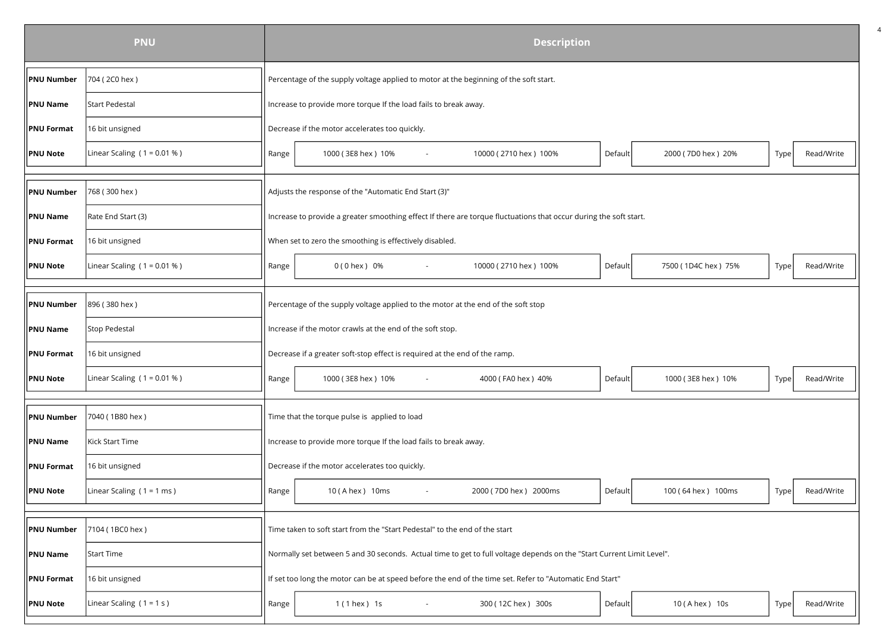| PNU | | Description | | | | | | | | |
|---|---|---|---|---|---|---|---|---|---|---|
| **PNU Number** | 704 ( 2C0 hex ) | Percentage of the supply voltage applied to motor at the beginning of the soft start. | | | | | | | | |
| **PNU Name** | Start Pedestal | Increase to provide more torque If the load fails to break away. | | | | | | | | |
| **PNU Format** | 16 bit unsigned | Decrease if the motor accelerates too quickly. | | | | | | | | |
| **PNU Note** | Linear Scaling ( 1 = 0.01 % ) | Range | 1000 ( 3E8 hex ) 10% | - | 10000 ( 2710 hex ) 100% | Default | 2000 ( 7D0 hex ) 20% | Type | Read/Write | |
| **PNU Number** | 768 ( 300 hex ) | Adjusts the response of the "Automatic End Start (3)" | | | | | | | | |
| **PNU Name** | Rate End Start (3) | Increase to provide a greater smoothing effect If there are torque fluctuations that occur during the soft start. | | | | | | | | |
| **PNU Format** | 16 bit unsigned | When set to zero the smoothing is effectively disabled. | | | | | | | | |
| **PNU Note** | Linear Scaling ( 1 = 0.01 % ) | Range | 0 ( 0 hex ) 0% | - | 10000 ( 2710 hex ) 100% | Default | 7500 ( 1D4C hex ) 75% | Type | Read/Write | |
| **PNU Number** | 896 ( 380 hex ) | Percentage of the supply voltage applied to the motor at the end of the soft stop | | | | | | | | |
| **PNU Name** | Stop Pedestal | Increase if the motor crawls at the end of the soft stop. | | | | | | | | |
| **PNU Format** | 16 bit unsigned | Decrease if a greater soft-stop effect is required at the end of the ramp. | | | | | | | | |
| **PNU Note** | Linear Scaling ( 1 = 0.01 % ) | Range | 1000 ( 3E8 hex ) 10% | - | 4000 ( FA0 hex ) 40% | Default | 1000 ( 3E8 hex ) 10% | Type | Read/Write | |
| **PNU Number** | 7040 ( 1B80 hex ) | Time that the torque pulse is applied to load | | | | | | | | |
| **PNU Name** | Kick Start Time | Increase to provide more torque If the load fails to break away. | | | | | | | | |
| **PNU Format** | 16 bit unsigned | Decrease if the motor accelerates too quickly. | | | | | | | | |
| **PNU Note** | Linear Scaling ( 1 = 1 ms ) | Range | 10 ( A hex ) 10ms | - | 2000 ( 7D0 hex ) 2000ms | Default | 100 ( 64 hex ) 100ms | Type | Read/Write | |
| **PNU Number** | 7104 ( 1BC0 hex ) | Time taken to soft start from the "Start Pedestal" to the end of the start | | | | | | | | |
| **PNU Name** | Start Time | Normally set between 5 and 30 seconds. Actual time to get to full voltage depends on the "Start Current Limit Level". | | | | | | | | |
| **PNU Format** | 16 bit unsigned | If set too long the motor can be at speed before the end of the time set. Refer to "Automatic End Start" | | | | | | | | |
| **PNU Note** | Linear Scaling ( 1 = 1 s ) | Range | 1 ( 1 hex ) 1s | - | 300 ( 12C hex ) 300s | Default | 10 ( A hex ) 10s | Type | Read/Write | |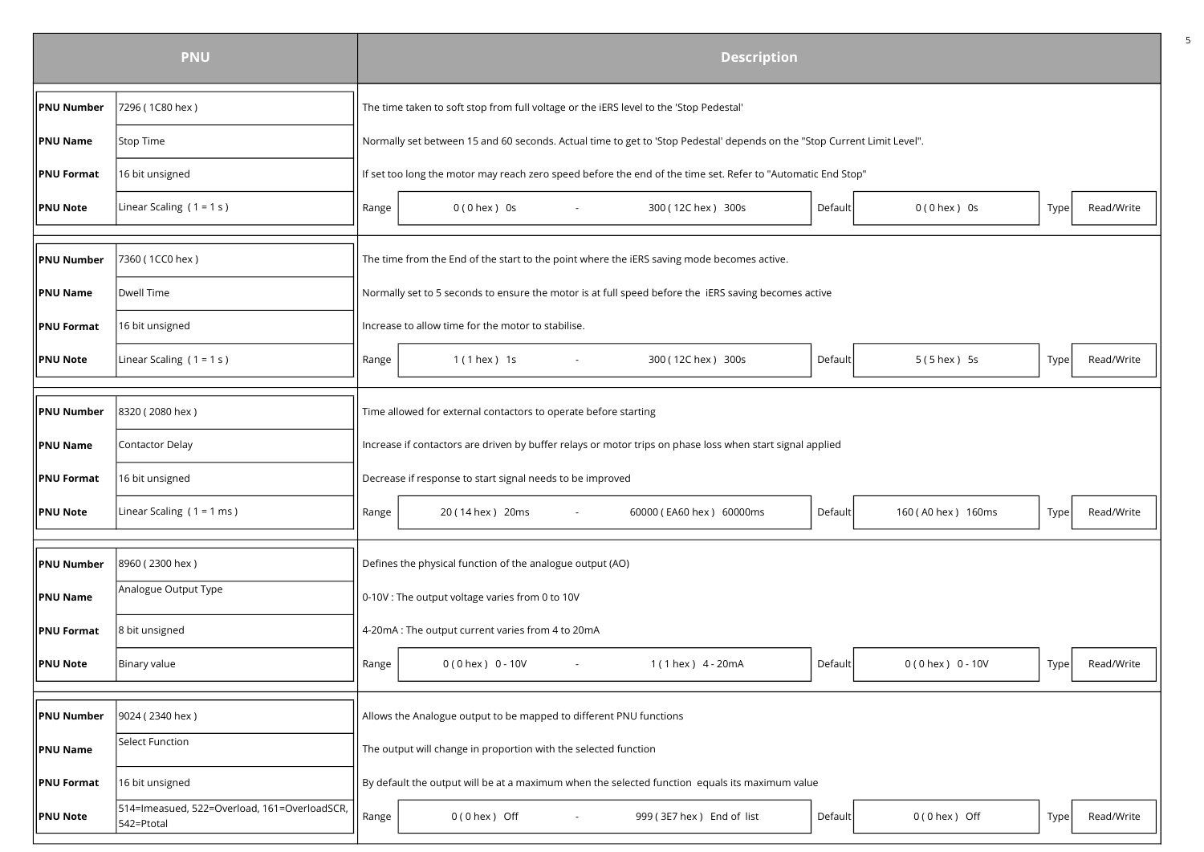| PNU | | Description | | | | | | |
|---|---|---|---|---|---|---|---|---|
| **PNU Number** | 7296 ( 1C80 hex ) | The time taken to soft stop from full voltage or the iERS level to the 'Stop Pedestal' | | | | | | |
| **PNU Name** | Stop Time | Normally set between 15 and 60 seconds. Actual time to get to 'Stop Pedestal' depends on the "Stop Current Limit Level". | | | | | | |
| **PNU Format** | 16 bit unsigned | If set too long the motor may reach zero speed before the end of the time set. Refer to "Automatic End Stop" | | | | | | |
| **PNU Note** | Linear Scaling ( 1 = 1 s ) | Range | 0 ( 0 hex ) 0s - 300 ( 12C hex ) 300s | Default | 0 ( 0 hex ) 0s | Type | Read/Write | |
| **PNU Number** | 7360 ( 1CC0 hex ) | The time from the End of the start to the point where the iERS saving mode becomes active. | | | | | | |
| **PNU Name** | Dwell Time | Normally set to 5 seconds to ensure the motor is at full speed before the iERS saving becomes active | | | | | | |
| **PNU Format** | 16 bit unsigned | Increase to allow time for the motor to stabilise. | | | | | | |
| **PNU Note** | Linear Scaling ( 1 = 1 s ) | Range | 1 ( 1 hex ) 1s - 300 ( 12C hex ) 300s | Default | 5 ( 5 hex ) 5s | Type | Read/Write | |
| **PNU Number** | 8320 ( 2080 hex ) | Time allowed for external contactors to operate before starting | | | | | | |
| **PNU Name** | Contactor Delay | Increase if contactors are driven by buffer relays or motor trips on phase loss when start signal applied | | | | | | |
| **PNU Format** | 16 bit unsigned | Decrease if response to start signal needs to be improved | | | | | | |
| **PNU Note** | Linear Scaling ( 1 = 1 ms ) | Range | 20 ( 14 hex ) 20ms - 60000 ( EA60 hex ) 60000ms | Default | 160 ( A0 hex ) 160ms | Type | Read/Write | |
| **PNU Number** | 8960 ( 2300 hex ) | Defines the physical function of the analogue output (AO) | | | | | | |
| **PNU Name** | Analogue Output Type | 0-10V : The output voltage varies from 0 to 10V | | | | | | |
| **PNU Format** | 8 bit unsigned | 4-20mA : The output current varies from 4 to 20mA | | | | | | |
| **PNU Note** | Binary value | Range | 0 ( 0 hex ) 0 - 10V - 1 ( 1 hex ) 4 - 20mA | Default | 0 ( 0 hex ) 0 - 10V | Type | Read/Write | |
| **PNU Number** | 9024 ( 2340 hex ) | Allows the Analogue output to be mapped to different PNU functions | | | | | | |
| **PNU Name** | Select Function | The output will change in proportion with the selected function | | | | | | |
| **PNU Format** | 16 bit unsigned | By default the output will be at a maximum when the selected function equals its maximum value | | | | | | |
| **PNU Note** | 514=Imeasued, 522=Overload, 161=OverloadSCR, 542=Ptotal | Range | 0 ( 0 hex ) Off - 999 ( 3E7 hex ) End of list | Default | 0 ( 0 hex ) Off | Type | Read/Write | |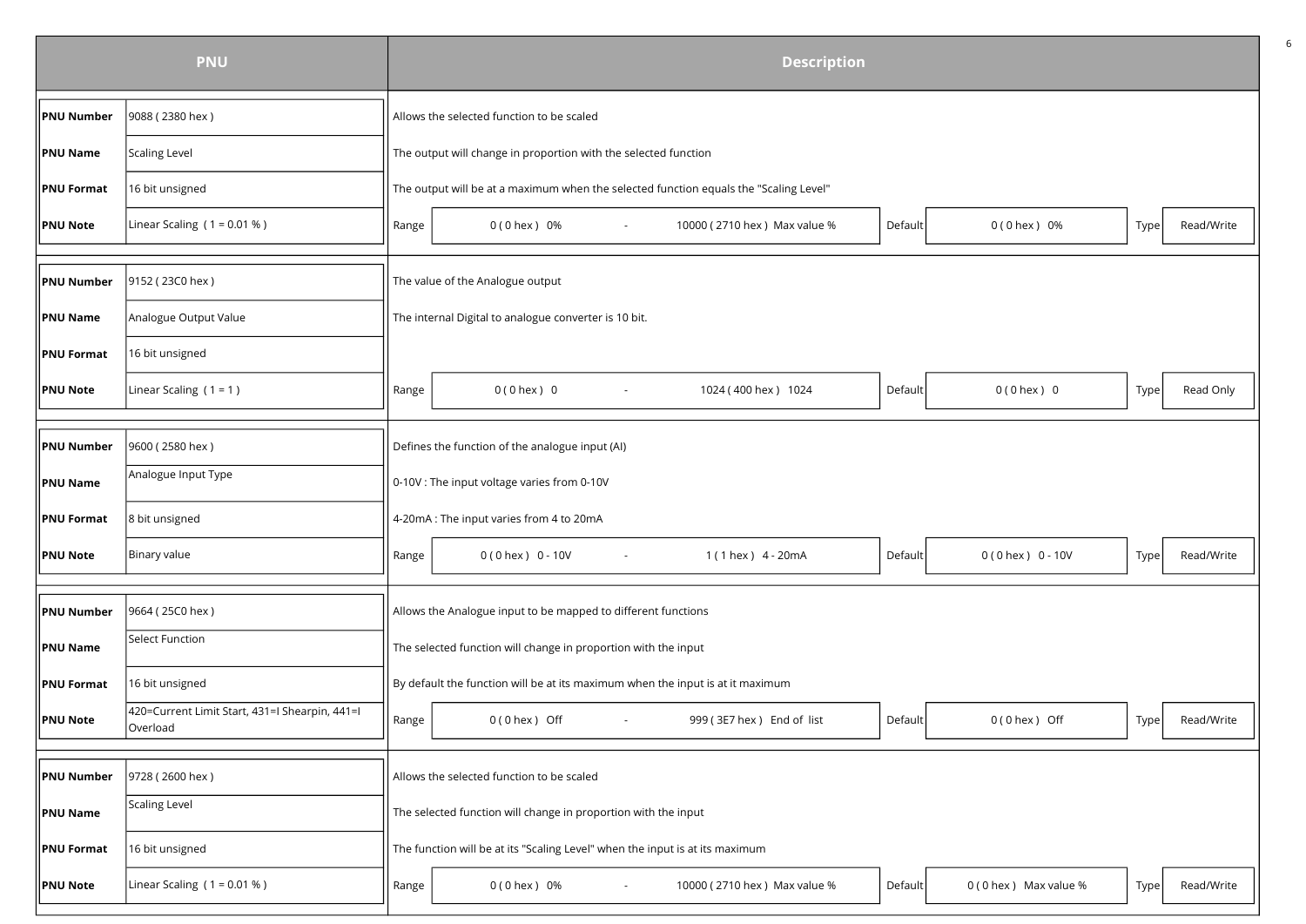| PNU | | Description | | | | | | |
|---|---|---|---|---|---|---|---|---|
| **PNU Number** | 9088 ( 2380 hex ) | Allows the selected function to be scaled | | | | | | |
| **PNU Name** | Scaling Level | The output will change in proportion with the selected function | | | | | | |
| **PNU Format** | 16 bit unsigned | The output will be at a maximum when the selected function equals the "Scaling Level" | | | | | | |
| **PNU Note** | Linear Scaling ( 1 = 0.01 % ) | Range | 0 ( 0 hex ) 0% - 10000 ( 2710 hex ) Max value % | Default | 0 ( 0 hex ) 0% | Type | Read/Write | |
| **PNU Number** | 9152 ( 23C0 hex ) | The value of the Analogue output | | | | | | |
| **PNU Name** | Analogue Output Value | The internal Digital to analogue converter is 10 bit. | | | | | | |
| **PNU Format** | 16 bit unsigned | | | | | | | |
| **PNU Note** | Linear Scaling ( 1 = 1 ) | Range | 0 ( 0 hex ) 0 - 1024 ( 400 hex ) 1024 | Default | 0 ( 0 hex ) 0 | Type | Read Only | |
| **PNU Number** | 9600 ( 2580 hex ) | Defines the function of the analogue input (AI) | | | | | | |
| **PNU Name** | Analogue Input Type | 0-10V : The input voltage varies from 0-10V | | | | | | |
| **PNU Format** | 8 bit unsigned | 4-20mA : The input varies from 4 to 20mA | | | | | | |
| **PNU Note** | Binary value | Range | 0 ( 0 hex ) 0 - 10V - 1 ( 1 hex ) 4 - 20mA | Default | 0 ( 0 hex ) 0 - 10V | Type | Read/Write | |
| **PNU Number** | 9664 ( 25C0 hex ) | Allows the Analogue input to be mapped to different functions | | | | | | |
| **PNU Name** | Select Function | The selected function will change in proportion with the input | | | | | | |
| **PNU Format** | 16 bit unsigned | By default the function will be at its maximum when the input is at it maximum | | | | | | |
| **PNU Note** | 420=Current Limit Start, 431=I Shearpin, 441=I Overload | Range | 0 ( 0 hex ) Off - 999 ( 3E7 hex ) End of list | Default | 0 ( 0 hex ) Off | Type | Read/Write | |
| **PNU Number** | 9728 ( 2600 hex ) | Allows the selected function to be scaled | | | | | | |
| **PNU Name** | Scaling Level | The selected function will change in proportion with the input | | | | | | |
| **PNU Format** | 16 bit unsigned | The function will be at its "Scaling Level" when the input is at its maximum | | | | | | |
| **PNU Note** | Linear Scaling ( 1 = 0.01 % ) | Range | 0 ( 0 hex ) 0% - 10000 ( 2710 hex ) Max value % | Default | 0 ( 0 hex ) Max value % | Type | Read/Write | |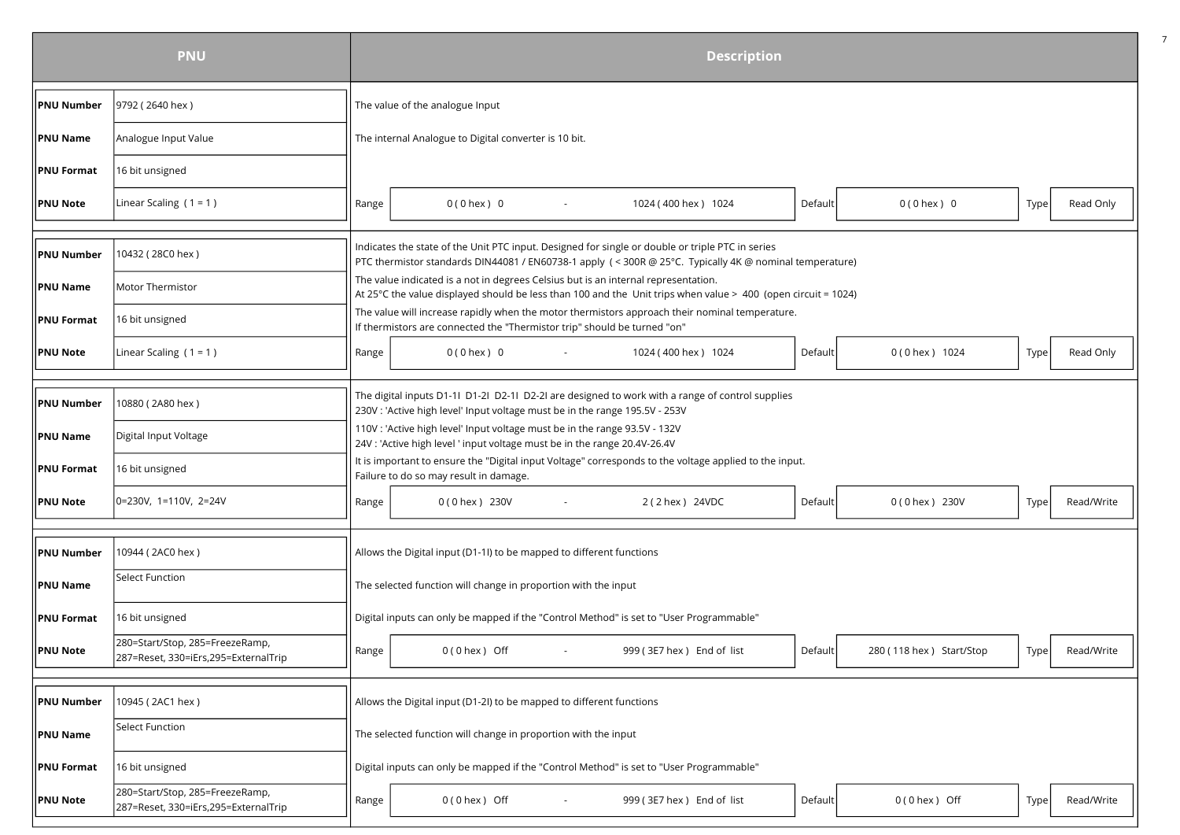| PNU | | Description |
|---|---|---|
| **PNU Number** | 9792 ( 2640 hex ) | The value of the analogue Input |
| **PNU Name** | Analogue Input Value | The internal Analogue to Digital converter is 10 bit. |
| **PNU Format** | 16 bit unsigned | |
| **PNU Note** | Linear Scaling ( 1 = 1 ) | Range: 0 ( 0 hex ) 0 - 1024 ( 400 hex ) 1024 — Default: 0 ( 0 hex ) 0 — Type: Read Only |

| PNU | | Description |
|---|---|---|
| **PNU Number** | 10432 ( 28C0 hex ) | Indicates the state of the Unit PTC input. Designed for single or double or triple PTC in series<br>PTC thermistor standards DIN44081 / EN60738-1 apply ( < 300R @ 25°C. Typically 4K @ nominal temperature) |
| **PNU Name** | Motor Thermistor | The value indicated is a not in degrees Celsius but is an internal representation.<br>At 25°C the value displayed should be less than 100 and the Unit trips when value > 400 (open circuit = 1024) |
| **PNU Format** | 16 bit unsigned | The value will increase rapidly when the motor thermistors approach their nominal temperature.<br>If thermistors are connected the "Thermistor trip" should be turned "on" |
| **PNU Note** | Linear Scaling ( 1 = 1 ) | Range: 0 ( 0 hex ) 0 - 1024 ( 400 hex ) 1024 — Default: 0 ( 0 hex ) 1024 — Type: Read Only |

| PNU | | Description |
|---|---|---|
| **PNU Number** | 10880 ( 2A80 hex ) | The digital inputs D1-1I D1-2I D2-1I D2-2I are designed to work with a range of control supplies<br>230V : 'Active high level' Input voltage must be in the range 195.5V - 253V |
| **PNU Name** | Digital Input Voltage | 110V : 'Active high level' Input voltage must be in the range 93.5V - 132V<br>24V : 'Active high level ' input voltage must be in the range 20.4V-26.4V |
| **PNU Format** | 16 bit unsigned | It is important to ensure the "Digital input Voltage" corresponds to the voltage applied to the input.<br>Failure to do so may result in damage. |
| **PNU Note** | 0=230V, 1=110V, 2=24V | Range: 0 ( 0 hex ) 230V - 2 ( 2 hex ) 24VDC — Default: 0 ( 0 hex ) 230V — Type: Read/Write |

| PNU | | Description |
|---|---|---|
| **PNU Number** | 10944 ( 2AC0 hex ) | Allows the Digital input (D1-1I) to be mapped to different functions |
| **PNU Name** | Select Function | The selected function will change in proportion with the input |
| **PNU Format** | 16 bit unsigned | Digital inputs can only be mapped if the "Control Method" is set to "User Programmable" |
| **PNU Note** | 280=Start/Stop, 285=FreezeRamp, 287=Reset, 330=iErs,295=ExternalTrip | Range: 0 ( 0 hex ) Off - 999 ( 3E7 hex ) End of list — Default: 280 ( 118 hex ) Start/Stop — Type: Read/Write |

| PNU | | Description |
|---|---|---|
| **PNU Number** | 10945 ( 2AC1 hex ) | Allows the Digital input (D1-2I) to be mapped to different functions |
| **PNU Name** | Select Function | The selected function will change in proportion with the input |
| **PNU Format** | 16 bit unsigned | Digital inputs can only be mapped if the "Control Method" is set to "User Programmable" |
| **PNU Note** | 280=Start/Stop, 285=FreezeRamp, 287=Reset, 330=iErs,295=ExternalTrip | Range: 0 ( 0 hex ) Off - 999 ( 3E7 hex ) End of list — Default: 0 ( 0 hex ) Off — Type: Read/Write |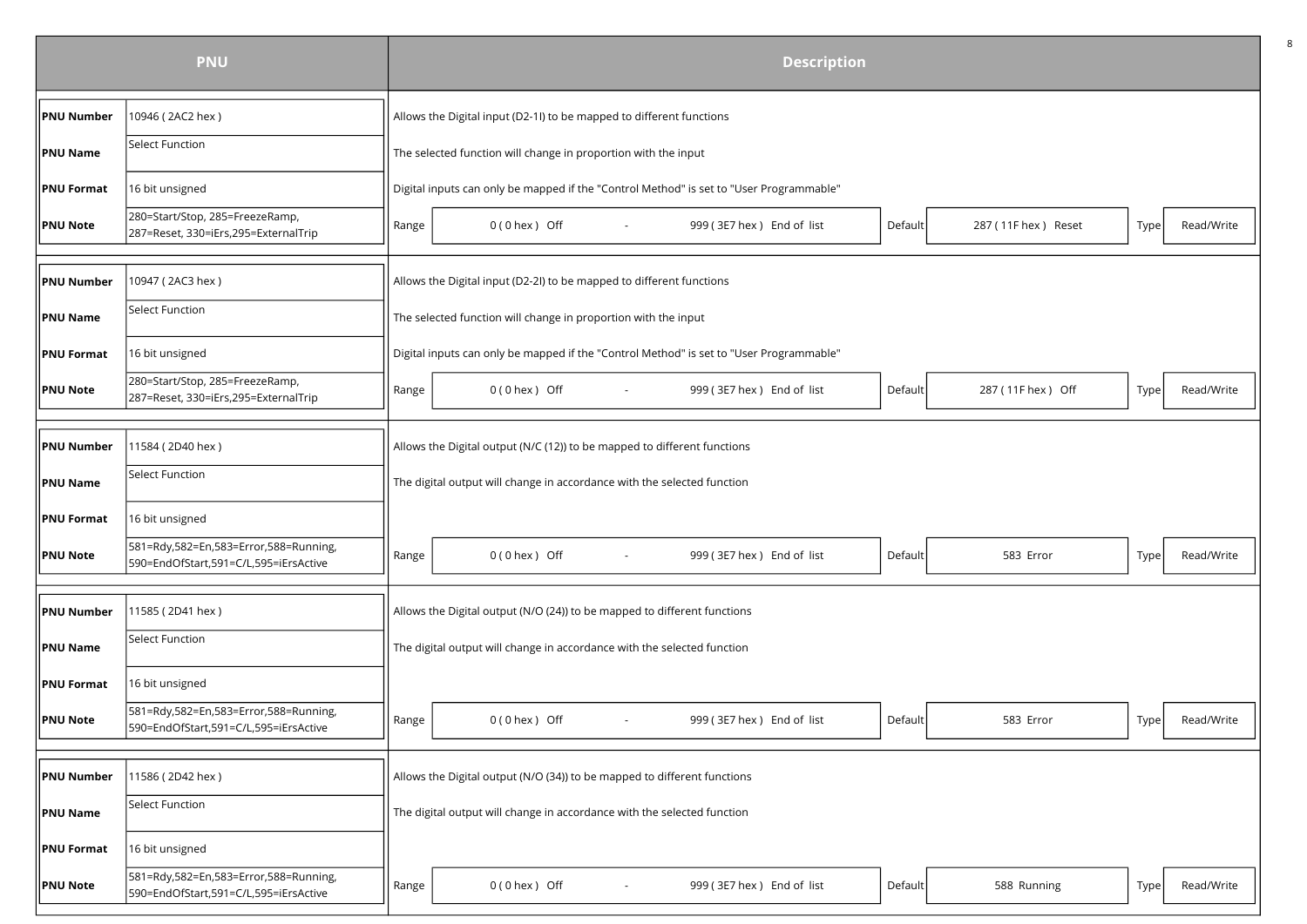| PNU | | Description |
|---|---|---|
| **PNU Number** | 10946 ( 2AC2 hex ) | Allows the Digital input (D2-1I) to be mapped to different functions |
| **PNU Name** | Select Function | The selected function will change in proportion with the input |
| **PNU Format** | 16 bit unsigned | Digital inputs can only be mapped if the "Control Method" is set to "User Programmable" |
| **PNU Note** | 280=Start/Stop, 285=FreezeRamp, 287=Reset, 330=iErs,295=ExternalTrip | Range: 0 ( 0 hex ) Off - 999 ( 3E7 hex ) End of list; Default: 287 ( 11F hex ) Reset; Type: Read/Write |
| **PNU Number** | 10947 ( 2AC3 hex ) | Allows the Digital input (D2-2I) to be mapped to different functions |
| **PNU Name** | Select Function | The selected function will change in proportion with the input |
| **PNU Format** | 16 bit unsigned | Digital inputs can only be mapped if the "Control Method" is set to "User Programmable" |
| **PNU Note** | 280=Start/Stop, 285=FreezeRamp, 287=Reset, 330=iErs,295=ExternalTrip | Range: 0 ( 0 hex ) Off - 999 ( 3E7 hex ) End of list; Default: 287 ( 11F hex ) Off; Type: Read/Write |
| **PNU Number** | 11584 ( 2D40 hex ) | Allows the Digital output (N/C (12)) to be mapped to different functions |
| **PNU Name** | Select Function | The digital output will change in accordance with the selected function |
| **PNU Format** | 16 bit unsigned | |
| **PNU Note** | 581=Rdy,582=En,583=Error,588=Running, 590=EndOfStart,591=C/L,595=iErsActive | Range: 0 ( 0 hex ) Off - 999 ( 3E7 hex ) End of list; Default: 583 Error; Type: Read/Write |
| **PNU Number** | 11585 ( 2D41 hex ) | Allows the Digital output (N/O (24)) to be mapped to different functions |
| **PNU Name** | Select Function | The digital output will change in accordance with the selected function |
| **PNU Format** | 16 bit unsigned | |
| **PNU Note** | 581=Rdy,582=En,583=Error,588=Running, 590=EndOfStart,591=C/L,595=iErsActive | Range: 0 ( 0 hex ) Off - 999 ( 3E7 hex ) End of list; Default: 583 Error; Type: Read/Write |
| **PNU Number** | 11586 ( 2D42 hex ) | Allows the Digital output (N/O (34)) to be mapped to different functions |
| **PNU Name** | Select Function | The digital output will change in accordance with the selected function |
| **PNU Format** | 16 bit unsigned | |
| **PNU Note** | 581=Rdy,582=En,583=Error,588=Running, 590=EndOfStart,591=C/L,595=iErsActive | Range: 0 ( 0 hex ) Off - 999 ( 3E7 hex ) End of list; Default: 588 Running; Type: Read/Write |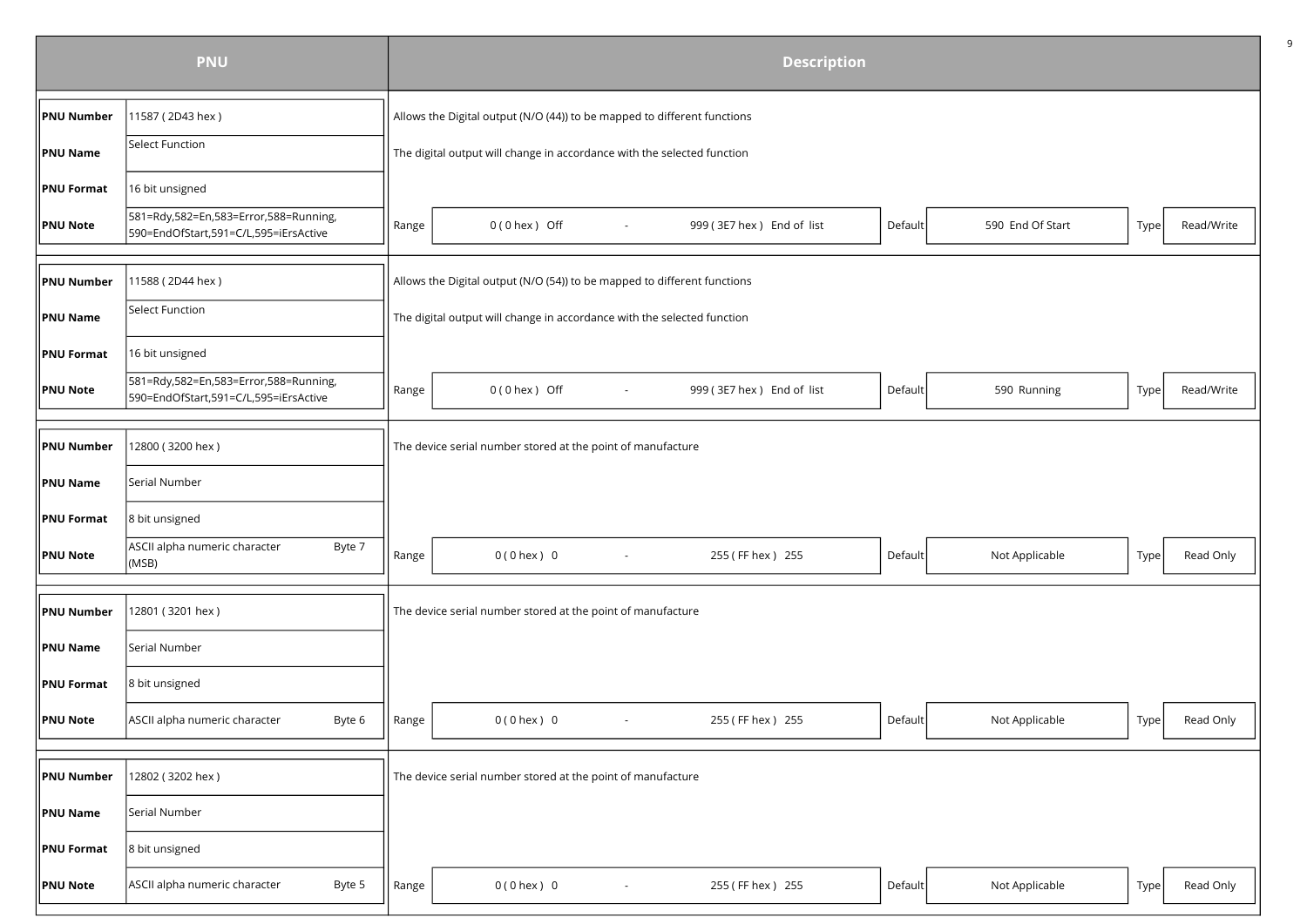| PNU | | Description |
|---|---|---|
| **PNU Number** | 11587 ( 2D43 hex ) | Allows the Digital output (N/O (44)) to be mapped to different functions |
| **PNU Name** | Select Function | The digital output will change in accordance with the selected function |
| **PNU Format** | 16 bit unsigned | |
| **PNU Note** | 581=Rdy,582=En,583=Error,588=Running, 590=EndOfStart,591=C/L,595=iErsActive | Range: 0 ( 0 hex ) Off - 999 ( 3E7 hex ) End of list; Default: 590 End Of Start; Type: Read/Write |
| **PNU Number** | 11588 ( 2D44 hex ) | Allows the Digital output (N/O (54)) to be mapped to different functions |
| **PNU Name** | Select Function | The digital output will change in accordance with the selected function |
| **PNU Format** | 16 bit unsigned | |
| **PNU Note** | 581=Rdy,582=En,583=Error,588=Running, 590=EndOfStart,591=C/L,595=iErsActive | Range: 0 ( 0 hex ) Off - 999 ( 3E7 hex ) End of list; Default: 590 Running; Type: Read/Write |
| **PNU Number** | 12800 ( 3200 hex ) | The device serial number stored at the point of manufacture |
| **PNU Name** | Serial Number | |
| **PNU Format** | 8 bit unsigned | |
| **PNU Note** | ASCII alpha numeric character Byte 7 (MSB) | Range: 0 ( 0 hex ) 0 - 255 ( FF hex ) 255; Default: Not Applicable; Type: Read Only |
| **PNU Number** | 12801 ( 3201 hex ) | The device serial number stored at the point of manufacture |
| **PNU Name** | Serial Number | |
| **PNU Format** | 8 bit unsigned | |
| **PNU Note** | ASCII alpha numeric character Byte 6 | Range: 0 ( 0 hex ) 0 - 255 ( FF hex ) 255; Default: Not Applicable; Type: Read Only |
| **PNU Number** | 12802 ( 3202 hex ) | The device serial number stored at the point of manufacture |
| **PNU Name** | Serial Number | |
| **PNU Format** | 8 bit unsigned | |
| **PNU Note** | ASCII alpha numeric character Byte 5 | Range: 0 ( 0 hex ) 0 - 255 ( FF hex ) 255; Default: Not Applicable; Type: Read Only |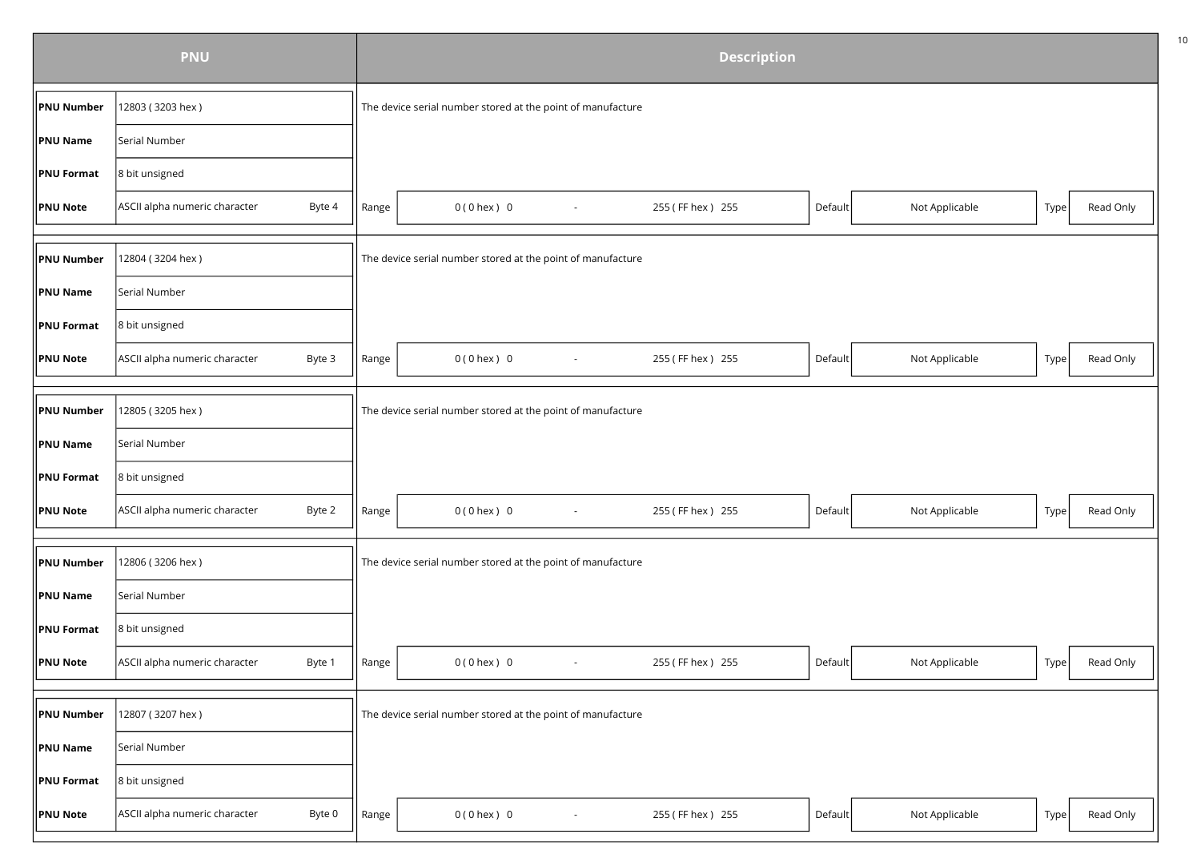| PNU | | Description | | | | | |
|---|---|---|---|---|---|---|---|
| **PNU Number** | 12803 ( 3203 hex ) | The device serial number stored at the point of manufacture | | | | | |
| **PNU Name** | Serial Number | | | | | | |
| **PNU Format** | 8 bit unsigned | | | | | | |
| **PNU Note** | ASCII alpha numeric character Byte 4 | Range | 0 ( 0 hex ) 0 - 255 ( FF hex ) 255 | Default | Not Applicable | Type | Read Only |
| **PNU Number** | 12804 ( 3204 hex ) | The device serial number stored at the point of manufacture | | | | | |
| **PNU Name** | Serial Number | | | | | | |
| **PNU Format** | 8 bit unsigned | | | | | | |
| **PNU Note** | ASCII alpha numeric character Byte 3 | Range | 0 ( 0 hex ) 0 - 255 ( FF hex ) 255 | Default | Not Applicable | Type | Read Only |
| **PNU Number** | 12805 ( 3205 hex ) | The device serial number stored at the point of manufacture | | | | | |
| **PNU Name** | Serial Number | | | | | | |
| **PNU Format** | 8 bit unsigned | | | | | | |
| **PNU Note** | ASCII alpha numeric character Byte 2 | Range | 0 ( 0 hex ) 0 - 255 ( FF hex ) 255 | Default | Not Applicable | Type | Read Only |
| **PNU Number** | 12806 ( 3206 hex ) | The device serial number stored at the point of manufacture | | | | | |
| **PNU Name** | Serial Number | | | | | | |
| **PNU Format** | 8 bit unsigned | | | | | | |
| **PNU Note** | ASCII alpha numeric character Byte 1 | Range | 0 ( 0 hex ) 0 - 255 ( FF hex ) 255 | Default | Not Applicable | Type | Read Only |
| **PNU Number** | 12807 ( 3207 hex ) | The device serial number stored at the point of manufacture | | | | | |
| **PNU Name** | Serial Number | | | | | | |
| **PNU Format** | 8 bit unsigned | | | | | | |
| **PNU Note** | ASCII alpha numeric character Byte 0 | Range | 0 ( 0 hex ) 0 - 255 ( FF hex ) 255 | Default | Not Applicable | Type | Read Only |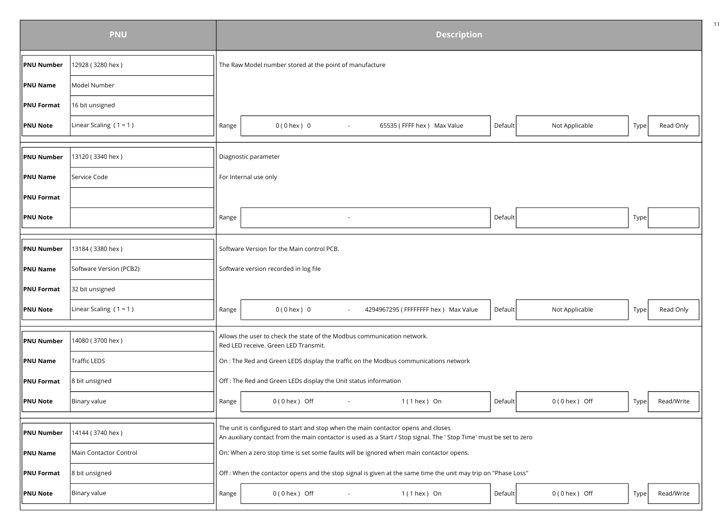| PNU | | Description |
|---|---|---|
| **PNU Number** | 12928 ( 3280 hex ) | The Raw Model number stored at the point of manufacture |
| **PNU Name** | Model Number | |
| **PNU Format** | 16 bit unsigned | |
| **PNU Note** | Linear Scaling ( 1 = 1 ) | Range: 0 ( 0 hex ) 0 - 65535 ( FFFF hex ) Max Value; Default: Not Applicable; Type: Read Only |

| PNU | | Description |
|---|---|---|
| **PNU Number** | 13120 ( 3340 hex ) | Diagnostic parameter |
| **PNU Name** | Service Code | For Internal use only |
| **PNU Format** | | |
| **PNU Note** | | Range: -; Default: ; Type: |

| PNU | | Description |
|---|---|---|
| **PNU Number** | 13184 ( 3380 hex ) | Software Version for the Main control PCB. |
| **PNU Name** | Software Version (PCB2) | Software version recorded in log file |
| **PNU Format** | 32 bit unsigned | |
| **PNU Note** | Linear Scaling ( 1 = 1 ) | Range: 0 ( 0 hex ) 0 - 4294967295 ( FFFFFFFF hex ) Max Value; Default: Not Applicable; Type: Read Only |

| PNU | | Description |
|---|---|---|
| **PNU Number** | 14080 ( 3700 hex ) | Allows the user to check the state of the Modbus communication network.<br>Red LED receive. Green LED Transmit. |
| **PNU Name** | Traffic LEDS | On : The Red and Green LEDS display the traffic on the Modbus communications network |
| **PNU Format** | 8 bit unsigned | Off : The Red and Green LEDs display the Unit status information |
| **PNU Note** | Binary value | Range: 0 ( 0 hex ) Off - 1 ( 1 hex ) On; Default: 0 ( 0 hex ) Off; Type: Read/Write |

| PNU | | Description |
|---|---|---|
| **PNU Number** | 14144 ( 3740 hex ) | The unit is configured to start and stop when the main contactor opens and closes<br>An auxiliary contact from the main contactor is used as a Start / Stop signal. The ' Stop Time' must be set to zero |
| **PNU Name** | Main Contactor Control | On: When a zero stop time is set some faults will be ignored when main contactor opens. |
| **PNU Format** | 8 bit unsigned | Off : When the contactor opens and the stop signal is given at the same time the unit may trip on "Phase Loss" |
| **PNU Note** | Binary value | Range: 0 ( 0 hex ) Off - 1 ( 1 hex ) On; Default: 0 ( 0 hex ) Off; Type: Read/Write |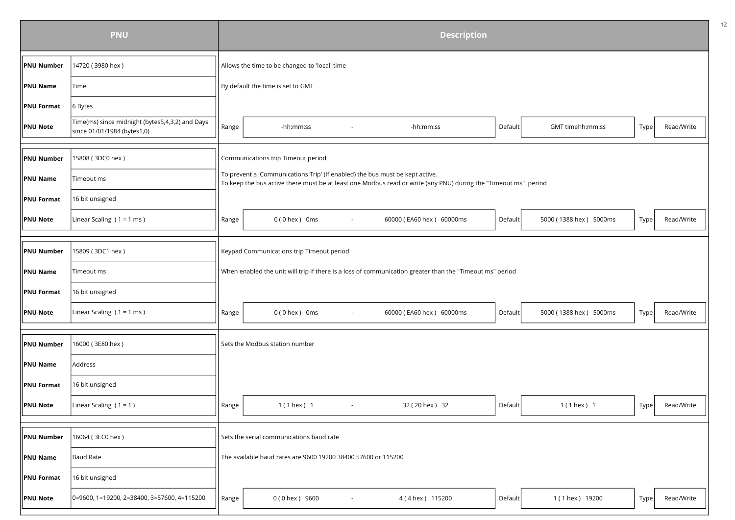| PNU | | Description |
|---|---|---|
| **PNU Number** | 14720 ( 3980 hex ) | Allows the time to be changed to 'local' time |
| **PNU Name** | Time | By default the time is set to GMT |
| **PNU Format** | 6 Bytes | |
| **PNU Note** | Time(ms) since midnight (bytes5,4,3,2) and Days since 01/01/1984 (bytes1,0) | Range: -hh:mm:ss - -hh:mm:ss; Default: GMT timehh:mm:ss; Type: Read/Write |
| **PNU Number** | 15808 ( 3DC0 hex ) | Communications trip Timeout period |
| **PNU Name** | Timeout ms | To prevent a 'Communications Trip' (If enabled) the bus must be kept active.<br>To keep the bus active there must be at least one Modbus read or write (any PNU) during the "Timeout ms" period |
| **PNU Format** | 16 bit unsigned | |
| **PNU Note** | Linear Scaling ( 1 = 1 ms ) | Range: 0 ( 0 hex ) 0ms - 60000 ( EA60 hex ) 60000ms; Default: 5000 ( 1388 hex ) 5000ms; Type: Read/Write |
| **PNU Number** | 15809 ( 3DC1 hex ) | Keypad Communications trip Timeout period |
| **PNU Name** | Timeout ms | When enabled the unit will trip if there is a loss of communication greater than the "Timeout ms" period |
| **PNU Format** | 16 bit unsigned | |
| **PNU Note** | Linear Scaling ( 1 = 1 ms ) | Range: 0 ( 0 hex ) 0ms - 60000 ( EA60 hex ) 60000ms; Default: 5000 ( 1388 hex ) 5000ms; Type: Read/Write |
| **PNU Number** | 16000 ( 3E80 hex ) | Sets the Modbus station number |
| **PNU Name** | Address | |
| **PNU Format** | 16 bit unsigned | |
| **PNU Note** | Linear Scaling ( 1 = 1 ) | Range: 1 ( 1 hex ) 1 - 32 ( 20 hex ) 32; Default: 1 ( 1 hex ) 1; Type: Read/Write |
| **PNU Number** | 16064 ( 3EC0 hex ) | Sets the serial communications baud rate |
| **PNU Name** | Baud Rate | The available baud rates are 9600 19200 38400 57600 or 115200 |
| **PNU Format** | 16 bit unsigned | |
| **PNU Note** | 0=9600, 1=19200, 2=38400, 3=57600, 4=115200 | Range: 0 ( 0 hex ) 9600 - 4 ( 4 hex ) 115200; Default: 1 ( 1 hex ) 19200; Type: Read/Write |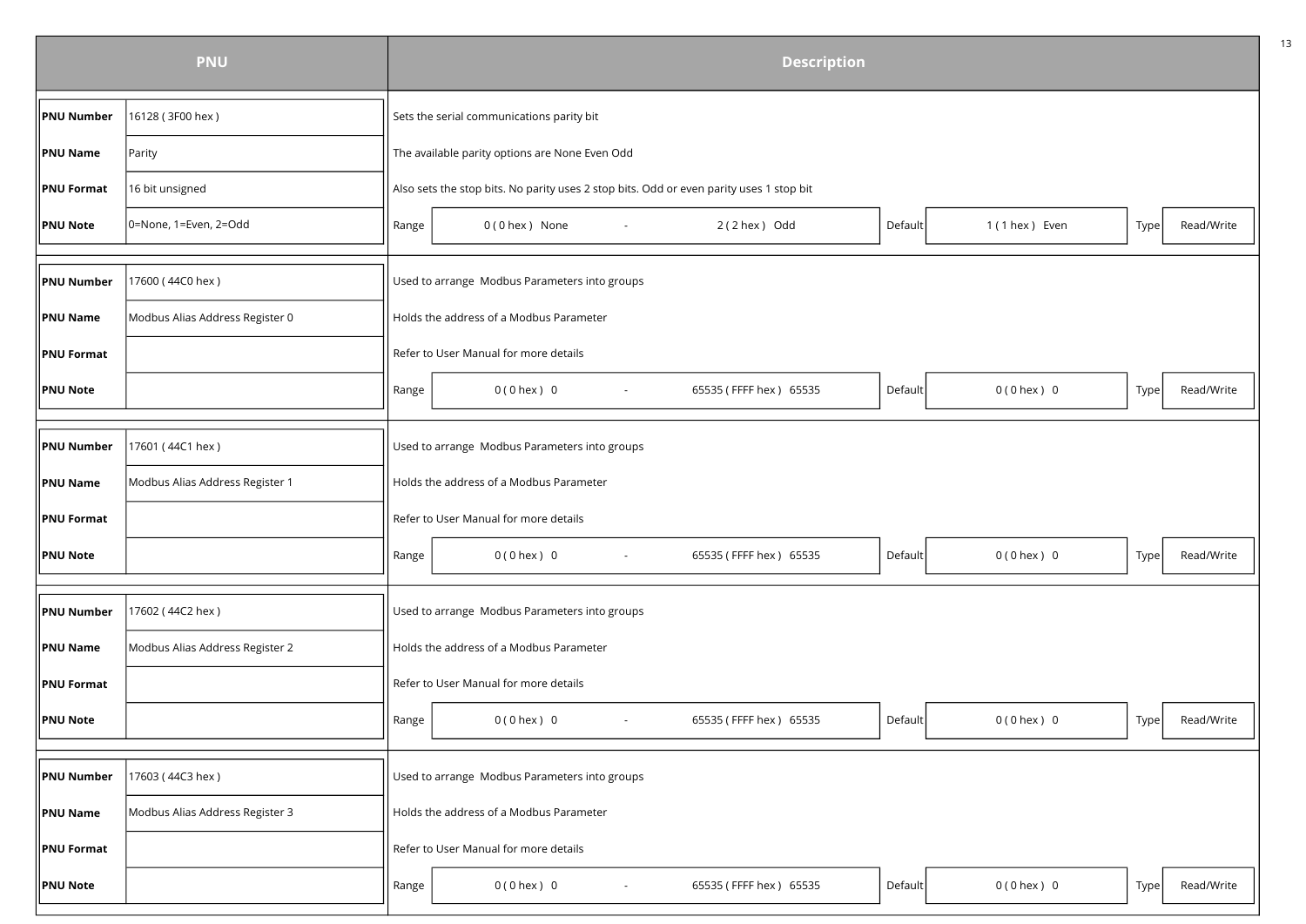| PNU | | Description |
|---|---|---|
| **PNU Number** | 16128 ( 3F00 hex ) | Sets the serial communications parity bit |
| **PNU Name** | Parity | The available parity options are None Even Odd |
| **PNU Format** | 16 bit unsigned | Also sets the stop bits. No parity uses 2 stop bits. Odd or even parity uses 1 stop bit |
| **PNU Note** | 0=None, 1=Even, 2=Odd | Range: 0 ( 0 hex ) None - 2 ( 2 hex ) Odd; Default: 1 ( 1 hex ) Even; Type: Read/Write |
| **PNU Number** | 17600 ( 44C0 hex ) | Used to arrange Modbus Parameters into groups |
| **PNU Name** | Modbus Alias Address Register 0 | Holds the address of a Modbus Parameter |
| **PNU Format** | | Refer to User Manual for more details |
| **PNU Note** | | Range: 0 ( 0 hex ) 0 - 65535 ( FFFF hex ) 65535; Default: 0 ( 0 hex ) 0; Type: Read/Write |
| **PNU Number** | 17601 ( 44C1 hex ) | Used to arrange Modbus Parameters into groups |
| **PNU Name** | Modbus Alias Address Register 1 | Holds the address of a Modbus Parameter |
| **PNU Format** | | Refer to User Manual for more details |
| **PNU Note** | | Range: 0 ( 0 hex ) 0 - 65535 ( FFFF hex ) 65535; Default: 0 ( 0 hex ) 0; Type: Read/Write |
| **PNU Number** | 17602 ( 44C2 hex ) | Used to arrange Modbus Parameters into groups |
| **PNU Name** | Modbus Alias Address Register 2 | Holds the address of a Modbus Parameter |
| **PNU Format** | | Refer to User Manual for more details |
| **PNU Note** | | Range: 0 ( 0 hex ) 0 - 65535 ( FFFF hex ) 65535; Default: 0 ( 0 hex ) 0; Type: Read/Write |
| **PNU Number** | 17603 ( 44C3 hex ) | Used to arrange Modbus Parameters into groups |
| **PNU Name** | Modbus Alias Address Register 3 | Holds the address of a Modbus Parameter |
| **PNU Format** | | Refer to User Manual for more details |
| **PNU Note** | | Range: 0 ( 0 hex ) 0 - 65535 ( FFFF hex ) 65535; Default: 0 ( 0 hex ) 0; Type: Read/Write |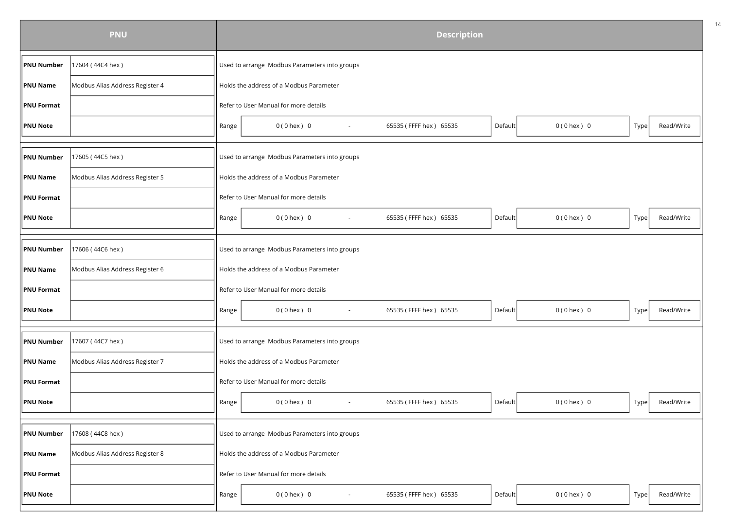| PNU | | Description | | | | | |
|---|---|---|---|---|---|---|---|
| **PNU Number** | 17604 ( 44C4 hex ) | Used to arrange Modbus Parameters into groups | | | | | |
| **PNU Name** | Modbus Alias Address Register 4 | Holds the address of a Modbus Parameter | | | | | |
| **PNU Format** | | Refer to User Manual for more details | | | | | |
| **PNU Note** | | Range | 0 ( 0 hex ) 0 - 65535 ( FFFF hex ) 65535 | Default | 0 ( 0 hex ) 0 | Type | Read/Write |
| **PNU Number** | 17605 ( 44C5 hex ) | Used to arrange Modbus Parameters into groups | | | | | |
| **PNU Name** | Modbus Alias Address Register 5 | Holds the address of a Modbus Parameter | | | | | |
| **PNU Format** | | Refer to User Manual for more details | | | | | |
| **PNU Note** | | Range | 0 ( 0 hex ) 0 - 65535 ( FFFF hex ) 65535 | Default | 0 ( 0 hex ) 0 | Type | Read/Write |
| **PNU Number** | 17606 ( 44C6 hex ) | Used to arrange Modbus Parameters into groups | | | | | |
| **PNU Name** | Modbus Alias Address Register 6 | Holds the address of a Modbus Parameter | | | | | |
| **PNU Format** | | Refer to User Manual for more details | | | | | |
| **PNU Note** | | Range | 0 ( 0 hex ) 0 - 65535 ( FFFF hex ) 65535 | Default | 0 ( 0 hex ) 0 | Type | Read/Write |
| **PNU Number** | 17607 ( 44C7 hex ) | Used to arrange Modbus Parameters into groups | | | | | |
| **PNU Name** | Modbus Alias Address Register 7 | Holds the address of a Modbus Parameter | | | | | |
| **PNU Format** | | Refer to User Manual for more details | | | | | |
| **PNU Note** | | Range | 0 ( 0 hex ) 0 - 65535 ( FFFF hex ) 65535 | Default | 0 ( 0 hex ) 0 | Type | Read/Write |
| **PNU Number** | 17608 ( 44C8 hex ) | Used to arrange Modbus Parameters into groups | | | | | |
| **PNU Name** | Modbus Alias Address Register 8 | Holds the address of a Modbus Parameter | | | | | |
| **PNU Format** | | Refer to User Manual for more details | | | | | |
| **PNU Note** | | Range | 0 ( 0 hex ) 0 - 65535 ( FFFF hex ) 65535 | Default | 0 ( 0 hex ) 0 | Type | Read/Write |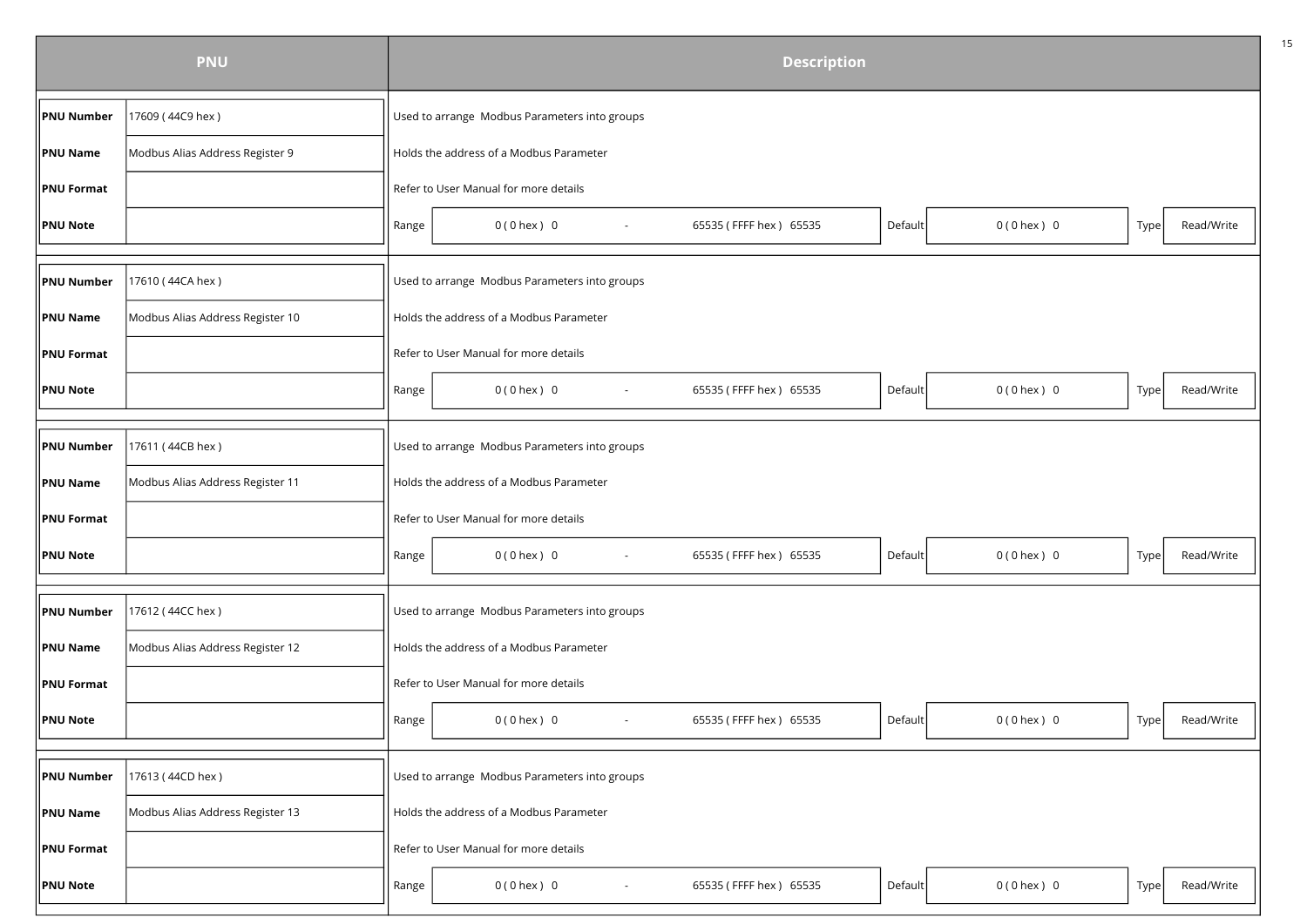| PNU | | Description | | | | | |
|---|---|---|---|---|---|---|---|
| **PNU Number** | 17609 ( 44C9 hex ) | Used to arrange Modbus Parameters into groups | | | | | |
| **PNU Name** | Modbus Alias Address Register 9 | Holds the address of a Modbus Parameter | | | | | |
| **PNU Format** | | Refer to User Manual for more details | | | | | |
| **PNU Note** | | Range | 0 ( 0 hex ) 0 - 65535 ( FFFF hex ) 65535 | Default | 0 ( 0 hex ) 0 | Type | Read/Write |
| **PNU Number** | 17610 ( 44CA hex ) | Used to arrange Modbus Parameters into groups | | | | | |
| **PNU Name** | Modbus Alias Address Register 10 | Holds the address of a Modbus Parameter | | | | | |
| **PNU Format** | | Refer to User Manual for more details | | | | | |
| **PNU Note** | | Range | 0 ( 0 hex ) 0 - 65535 ( FFFF hex ) 65535 | Default | 0 ( 0 hex ) 0 | Type | Read/Write |
| **PNU Number** | 17611 ( 44CB hex ) | Used to arrange Modbus Parameters into groups | | | | | |
| **PNU Name** | Modbus Alias Address Register 11 | Holds the address of a Modbus Parameter | | | | | |
| **PNU Format** | | Refer to User Manual for more details | | | | | |
| **PNU Note** | | Range | 0 ( 0 hex ) 0 - 65535 ( FFFF hex ) 65535 | Default | 0 ( 0 hex ) 0 | Type | Read/Write |
| **PNU Number** | 17612 ( 44CC hex ) | Used to arrange Modbus Parameters into groups | | | | | |
| **PNU Name** | Modbus Alias Address Register 12 | Holds the address of a Modbus Parameter | | | | | |
| **PNU Format** | | Refer to User Manual for more details | | | | | |
| **PNU Note** | | Range | 0 ( 0 hex ) 0 - 65535 ( FFFF hex ) 65535 | Default | 0 ( 0 hex ) 0 | Type | Read/Write |
| **PNU Number** | 17613 ( 44CD hex ) | Used to arrange Modbus Parameters into groups | | | | | |
| **PNU Name** | Modbus Alias Address Register 13 | Holds the address of a Modbus Parameter | | | | | |
| **PNU Format** | | Refer to User Manual for more details | | | | | |
| **PNU Note** | | Range | 0 ( 0 hex ) 0 - 65535 ( FFFF hex ) 65535 | Default | 0 ( 0 hex ) 0 | Type | Read/Write |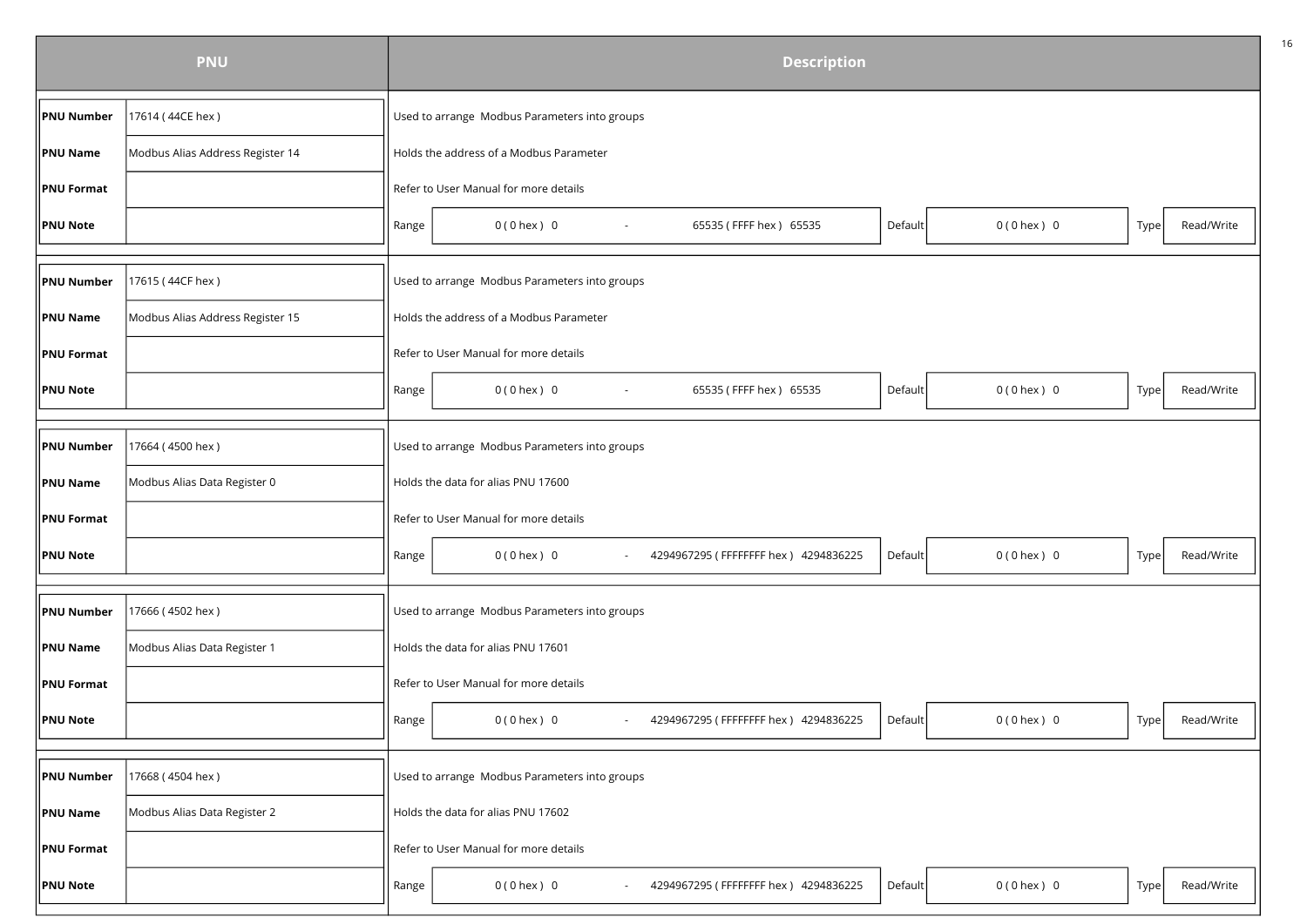| PNU | | Description |
|---|---|---|
| **PNU Number** | 17614 ( 44CE hex ) | Used to arrange Modbus Parameters into groups |
| **PNU Name** | Modbus Alias Address Register 14 | Holds the address of a Modbus Parameter |
| **PNU Format** | | Refer to User Manual for more details |
| **PNU Note** | | Range: 0 ( 0 hex ) 0 - 65535 ( FFFF hex ) 65535 ; Default: 0 ( 0 hex ) 0 ; Type: Read/Write |
| **PNU Number** | 17615 ( 44CF hex ) | Used to arrange Modbus Parameters into groups |
| **PNU Name** | Modbus Alias Address Register 15 | Holds the address of a Modbus Parameter |
| **PNU Format** | | Refer to User Manual for more details |
| **PNU Note** | | Range: 0 ( 0 hex ) 0 - 65535 ( FFFF hex ) 65535 ; Default: 0 ( 0 hex ) 0 ; Type: Read/Write |
| **PNU Number** | 17664 ( 4500 hex ) | Used to arrange Modbus Parameters into groups |
| **PNU Name** | Modbus Alias Data Register 0 | Holds the data for alias PNU 17600 |
| **PNU Format** | | Refer to User Manual for more details |
| **PNU Note** | | Range: 0 ( 0 hex ) 0 - 4294967295 ( FFFFFFFF hex ) 4294836225 ; Default: 0 ( 0 hex ) 0 ; Type: Read/Write |
| **PNU Number** | 17666 ( 4502 hex ) | Used to arrange Modbus Parameters into groups |
| **PNU Name** | Modbus Alias Data Register 1 | Holds the data for alias PNU 17601 |
| **PNU Format** | | Refer to User Manual for more details |
| **PNU Note** | | Range: 0 ( 0 hex ) 0 - 4294967295 ( FFFFFFFF hex ) 4294836225 ; Default: 0 ( 0 hex ) 0 ; Type: Read/Write |
| **PNU Number** | 17668 ( 4504 hex ) | Used to arrange Modbus Parameters into groups |
| **PNU Name** | Modbus Alias Data Register 2 | Holds the data for alias PNU 17602 |
| **PNU Format** | | Refer to User Manual for more details |
| **PNU Note** | | Range: 0 ( 0 hex ) 0 - 4294967295 ( FFFFFFFF hex ) 4294836225 ; Default: 0 ( 0 hex ) 0 ; Type: Read/Write |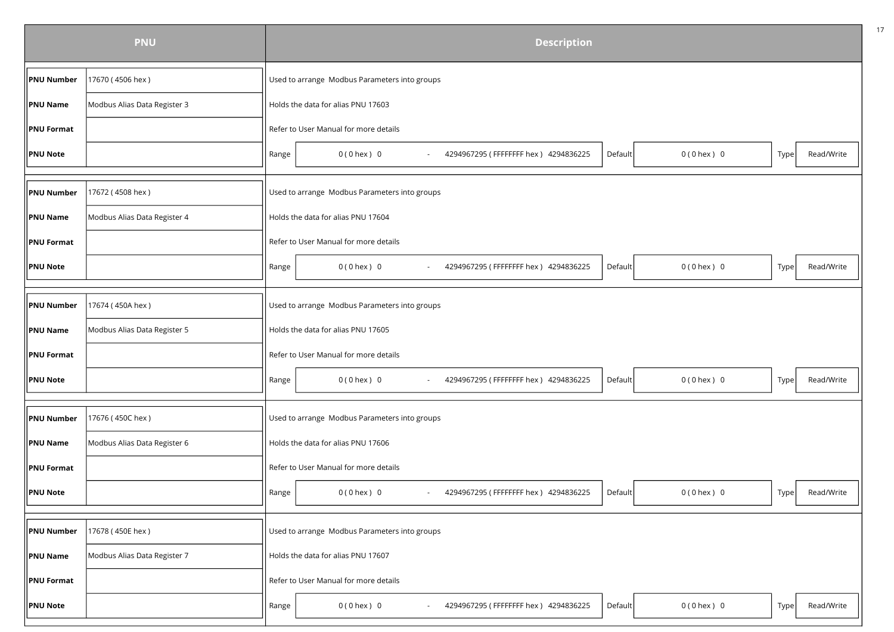| PNU | | Description | | | | | |
|---|---|---|---|---|---|---|---|
| **PNU Number** | 17670 ( 4506 hex ) | Used to arrange Modbus Parameters into groups | | | | | |
| **PNU Name** | Modbus Alias Data Register 3 | Holds the data for alias PNU 17603 | | | | | |
| **PNU Format** | | Refer to User Manual for more details | | | | | |
| **PNU Note** | | Range | 0 ( 0 hex ) 0 - 4294967295 ( FFFFFFFF hex ) 4294836225 | Default | 0 ( 0 hex ) 0 | Type | Read/Write |
| **PNU Number** | 17672 ( 4508 hex ) | Used to arrange Modbus Parameters into groups | | | | | |
| **PNU Name** | Modbus Alias Data Register 4 | Holds the data for alias PNU 17604 | | | | | |
| **PNU Format** | | Refer to User Manual for more details | | | | | |
| **PNU Note** | | Range | 0 ( 0 hex ) 0 - 4294967295 ( FFFFFFFF hex ) 4294836225 | Default | 0 ( 0 hex ) 0 | Type | Read/Write |
| **PNU Number** | 17674 ( 450A hex ) | Used to arrange Modbus Parameters into groups | | | | | |
| **PNU Name** | Modbus Alias Data Register 5 | Holds the data for alias PNU 17605 | | | | | |
| **PNU Format** | | Refer to User Manual for more details | | | | | |
| **PNU Note** | | Range | 0 ( 0 hex ) 0 - 4294967295 ( FFFFFFFF hex ) 4294836225 | Default | 0 ( 0 hex ) 0 | Type | Read/Write |
| **PNU Number** | 17676 ( 450C hex ) | Used to arrange Modbus Parameters into groups | | | | | |
| **PNU Name** | Modbus Alias Data Register 6 | Holds the data for alias PNU 17606 | | | | | |
| **PNU Format** | | Refer to User Manual for more details | | | | | |
| **PNU Note** | | Range | 0 ( 0 hex ) 0 - 4294967295 ( FFFFFFFF hex ) 4294836225 | Default | 0 ( 0 hex ) 0 | Type | Read/Write |
| **PNU Number** | 17678 ( 450E hex ) | Used to arrange Modbus Parameters into groups | | | | | |
| **PNU Name** | Modbus Alias Data Register 7 | Holds the data for alias PNU 17607 | | | | | |
| **PNU Format** | | Refer to User Manual for more details | | | | | |
| **PNU Note** | | Range | 0 ( 0 hex ) 0 - 4294967295 ( FFFFFFFF hex ) 4294836225 | Default | 0 ( 0 hex ) 0 | Type | Read/Write |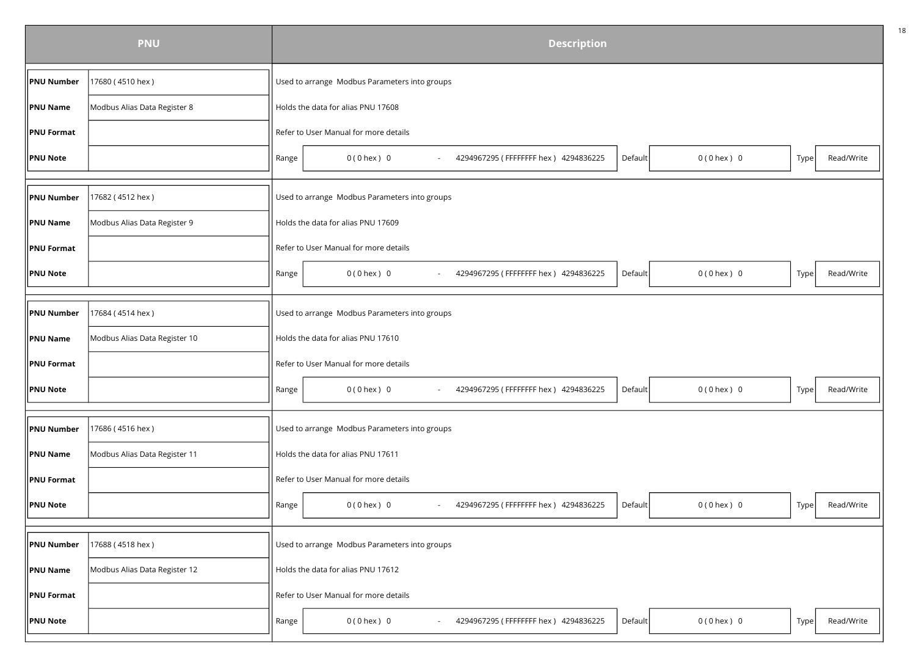| PNU | | Description |
| --- | --- | --- |
| **PNU Number** | 17680 ( 4510 hex ) | Used to arrange Modbus Parameters into groups |
| **PNU Name** | Modbus Alias Data Register 8 | Holds the data for alias PNU 17608 |
| **PNU Format** | | Refer to User Manual for more details |
| **PNU Note** | | Range: 0 ( 0 hex ) 0 - 4294967295 ( FFFFFFFF hex ) 4294836225 · Default: 0 ( 0 hex ) 0 · Type: Read/Write |
| **PNU Number** | 17682 ( 4512 hex ) | Used to arrange Modbus Parameters into groups |
| **PNU Name** | Modbus Alias Data Register 9 | Holds the data for alias PNU 17609 |
| **PNU Format** | | Refer to User Manual for more details |
| **PNU Note** | | Range: 0 ( 0 hex ) 0 - 4294967295 ( FFFFFFFF hex ) 4294836225 · Default: 0 ( 0 hex ) 0 · Type: Read/Write |
| **PNU Number** | 17684 ( 4514 hex ) | Used to arrange Modbus Parameters into groups |
| **PNU Name** | Modbus Alias Data Register 10 | Holds the data for alias PNU 17610 |
| **PNU Format** | | Refer to User Manual for more details |
| **PNU Note** | | Range: 0 ( 0 hex ) 0 - 4294967295 ( FFFFFFFF hex ) 4294836225 · Default: 0 ( 0 hex ) 0 · Type: Read/Write |
| **PNU Number** | 17686 ( 4516 hex ) | Used to arrange Modbus Parameters into groups |
| **PNU Name** | Modbus Alias Data Register 11 | Holds the data for alias PNU 17611 |
| **PNU Format** | | Refer to User Manual for more details |
| **PNU Note** | | Range: 0 ( 0 hex ) 0 - 4294967295 ( FFFFFFFF hex ) 4294836225 · Default: 0 ( 0 hex ) 0 · Type: Read/Write |
| **PNU Number** | 17688 ( 4518 hex ) | Used to arrange Modbus Parameters into groups |
| **PNU Name** | Modbus Alias Data Register 12 | Holds the data for alias PNU 17612 |
| **PNU Format** | | Refer to User Manual for more details |
| **PNU Note** | | Range: 0 ( 0 hex ) 0 - 4294967295 ( FFFFFFFF hex ) 4294836225 · Default: 0 ( 0 hex ) 0 · Type: Read/Write |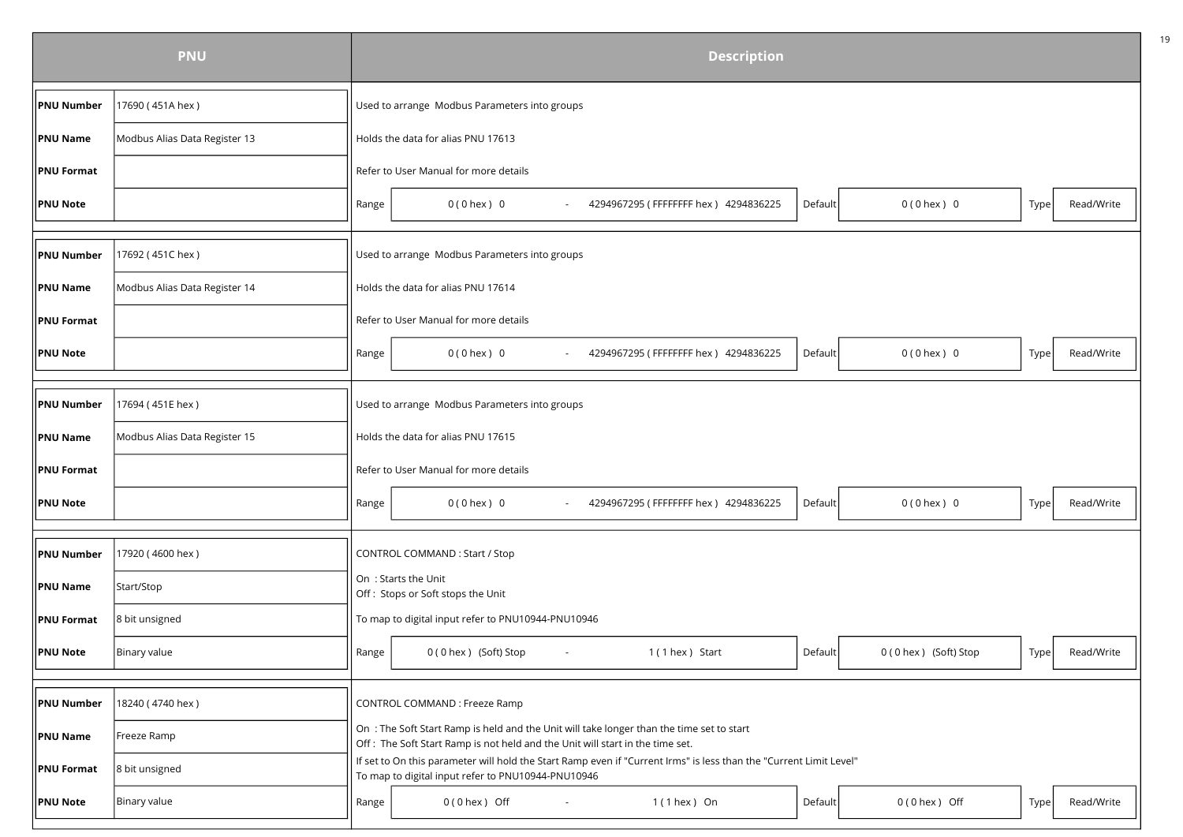| PNU | | Description |
|---|---|---|
| **PNU Number** | 17690 ( 451A hex ) | Used to arrange  Modbus Parameters into groups |
| **PNU Name** | Modbus Alias Data Register 13 | Holds the data for alias PNU 17613 |
| **PNU Format** | | Refer to User Manual for more details |
| **PNU Note** | | Range: 0 ( 0 hex )  0 - 4294967295 ( FFFFFFFF hex )  4294836225 ; Default: 0 ( 0 hex )  0 ; Type: Read/Write |
| **PNU Number** | 17692 ( 451C hex ) | Used to arrange  Modbus Parameters into groups |
| **PNU Name** | Modbus Alias Data Register 14 | Holds the data for alias PNU 17614 |
| **PNU Format** | | Refer to User Manual for more details |
| **PNU Note** | | Range: 0 ( 0 hex )  0 - 4294967295 ( FFFFFFFF hex )  4294836225 ; Default: 0 ( 0 hex )  0 ; Type: Read/Write |
| **PNU Number** | 17694 ( 451E hex ) | Used to arrange  Modbus Parameters into groups |
| **PNU Name** | Modbus Alias Data Register 15 | Holds the data for alias PNU 17615 |
| **PNU Format** | | Refer to User Manual for more details |
| **PNU Note** | | Range: 0 ( 0 hex )  0 - 4294967295 ( FFFFFFFF hex )  4294836225 ; Default: 0 ( 0 hex )  0 ; Type: Read/Write |
| **PNU Number** | 17920 ( 4600 hex ) | CONTROL COMMAND : Start / Stop |
| **PNU Name** | Start/Stop | On  : Starts the Unit<br>Off :  Stops or Soft stops the Unit |
| **PNU Format** | 8 bit unsigned | To map to digital input refer to PNU10944-PNU10946 |
| **PNU Note** | Binary value | Range: 0 ( 0 hex )  (Soft) Stop - 1 ( 1 hex )  Start ; Default: 0 ( 0 hex )  (Soft) Stop ; Type: Read/Write |
| **PNU Number** | 18240 ( 4740 hex ) | CONTROL COMMAND : Freeze Ramp |
| **PNU Name** | Freeze Ramp | On  : The Soft Start Ramp is held and the Unit will take longer than the time set to start<br>Off :  The Soft Start Ramp is not held and the Unit will start in the time set. |
| **PNU Format** | 8 bit unsigned | If set to On this parameter will hold the Start Ramp even if "Current Irms" is less than the "Current Limit Level"<br>To map to digital input refer to PNU10944-PNU10946 |
| **PNU Note** | Binary value | Range: 0 ( 0 hex )  Off - 1 ( 1 hex )  On ; Default: 0 ( 0 hex )  Off ; Type: Read/Write |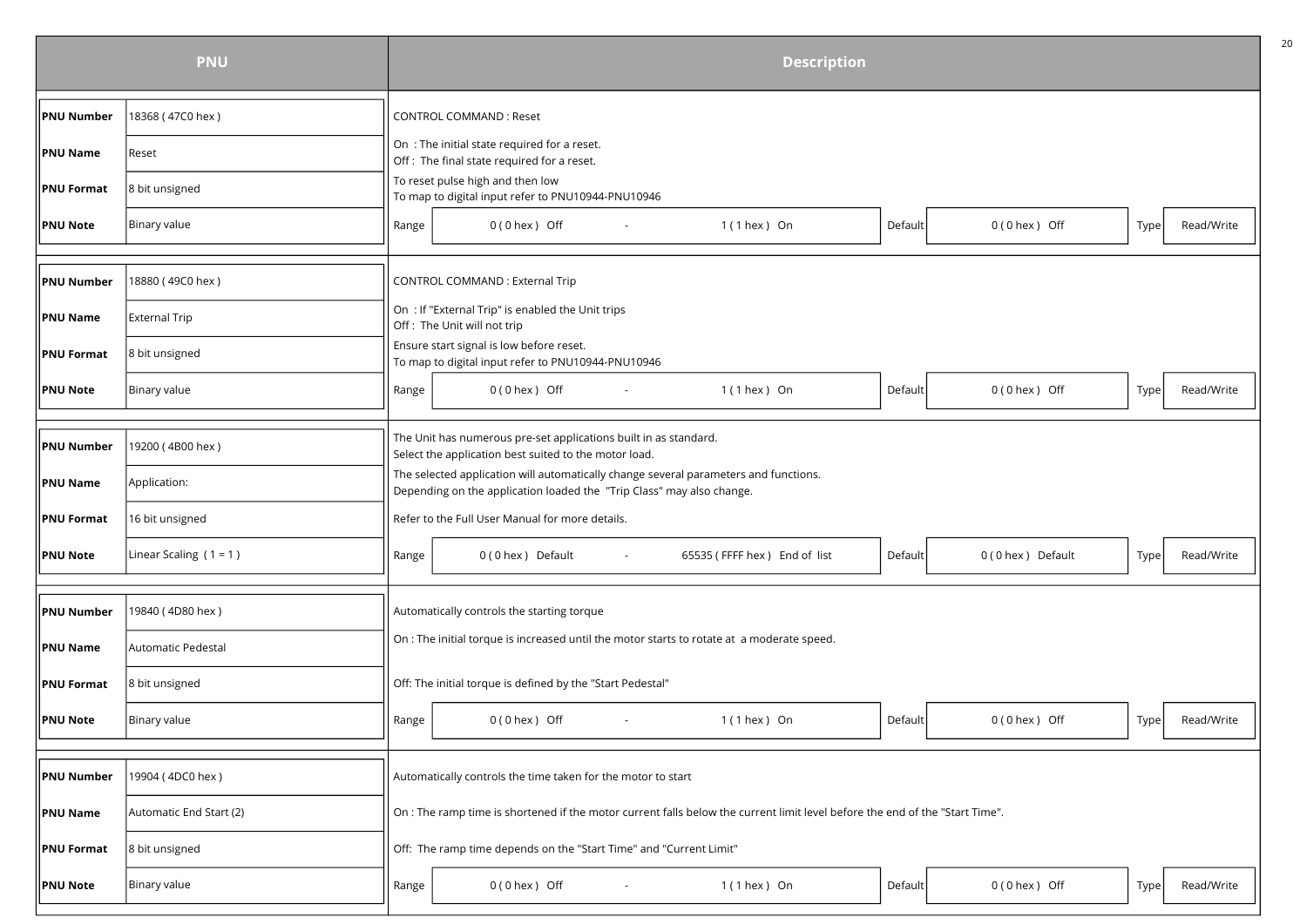| PNU | | Description |
|---|---|---|
| **PNU Number** | 18368 ( 47C0 hex ) | CONTROL COMMAND : Reset |
| **PNU Name** | Reset | On : The initial state required for a reset.<br>Off : The final state required for a reset. |
| **PNU Format** | 8 bit unsigned | To reset pulse high and then low<br>To map to digital input refer to PNU10944-PNU10946 |
| **PNU Note** | Binary value | Range: 0 ( 0 hex ) Off - 1 ( 1 hex ) On; Default: 0 ( 0 hex ) Off; Type: Read/Write |
| **PNU Number** | 18880 ( 49C0 hex ) | CONTROL COMMAND : External Trip |
| **PNU Name** | External Trip | On : If "External Trip" is enabled the Unit trips<br>Off : The Unit will not trip |
| **PNU Format** | 8 bit unsigned | Ensure start signal is low before reset.<br>To map to digital input refer to PNU10944-PNU10946 |
| **PNU Note** | Binary value | Range: 0 ( 0 hex ) Off - 1 ( 1 hex ) On; Default: 0 ( 0 hex ) Off; Type: Read/Write |
| **PNU Number** | 19200 ( 4B00 hex ) | The Unit has numerous pre-set applications built in as standard.<br>Select the application best suited to the motor load. |
| **PNU Name** | Application: | The selected application will automatically change several parameters and functions.<br>Depending on the application loaded the "Trip Class" may also change. |
| **PNU Format** | 16 bit unsigned | Refer to the Full User Manual for more details. |
| **PNU Note** | Linear Scaling ( 1 = 1 ) | Range: 0 ( 0 hex ) Default - 65535 ( FFFF hex ) End of list; Default: 0 ( 0 hex ) Default; Type: Read/Write |
| **PNU Number** | 19840 ( 4D80 hex ) | Automatically controls the starting torque |
| **PNU Name** | Automatic Pedestal | On : The initial torque is increased until the motor starts to rotate at a moderate speed. |
| **PNU Format** | 8 bit unsigned | Off: The initial torque is defined by the "Start Pedestal" |
| **PNU Note** | Binary value | Range: 0 ( 0 hex ) Off - 1 ( 1 hex ) On; Default: 0 ( 0 hex ) Off; Type: Read/Write |
| **PNU Number** | 19904 ( 4DC0 hex ) | Automatically controls the time taken for the motor to start |
| **PNU Name** | Automatic End Start (2) | On : The ramp time is shortened if the motor current falls below the current limit level before the end of the "Start Time". |
| **PNU Format** | 8 bit unsigned | Off: The ramp time depends on the "Start Time" and "Current Limit" |
| **PNU Note** | Binary value | Range: 0 ( 0 hex ) Off - 1 ( 1 hex ) On; Default: 0 ( 0 hex ) Off; Type: Read/Write |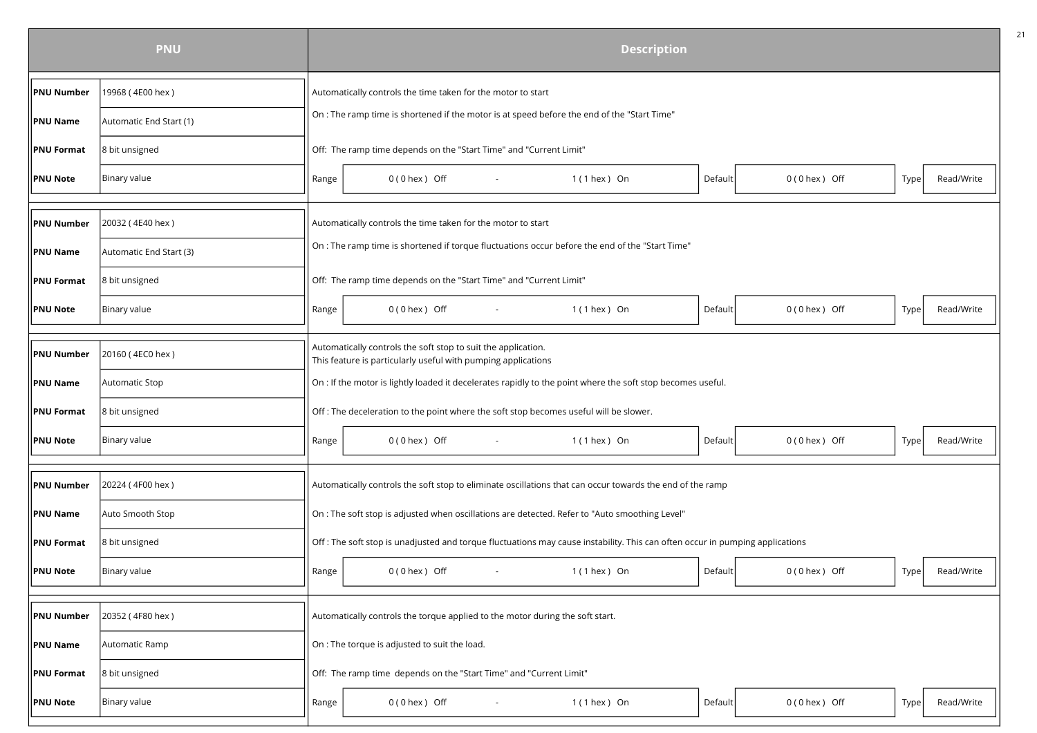| PNU | | Description |
|---|---|---|
| **PNU Number** | 19968 ( 4E00 hex ) | Automatically controls the time taken for the motor to start |
| **PNU Name** | Automatic End Start (1) | On : The ramp time is shortened if the motor is at speed before the end of the "Start Time" |
| **PNU Format** | 8 bit unsigned | Off: The ramp time depends on the "Start Time" and "Current Limit" |
| **PNU Note** | Binary value | Range: 0 ( 0 hex ) Off - 1 ( 1 hex ) On; Default: 0 ( 0 hex ) Off; Type: Read/Write |
| **PNU Number** | 20032 ( 4E40 hex ) | Automatically controls the time taken for the motor to start |
| **PNU Name** | Automatic End Start (3) | On : The ramp time is shortened if torque fluctuations occur before the end of the "Start Time" |
| **PNU Format** | 8 bit unsigned | Off: The ramp time depends on the "Start Time" and "Current Limit" |
| **PNU Note** | Binary value | Range: 0 ( 0 hex ) Off - 1 ( 1 hex ) On; Default: 0 ( 0 hex ) Off; Type: Read/Write |
| **PNU Number** | 20160 ( 4EC0 hex ) | Automatically controls the soft stop to suit the application. This feature is particularly useful with pumping applications |
| **PNU Name** | Automatic Stop | On : If the motor is lightly loaded it decelerates rapidly to the point where the soft stop becomes useful. |
| **PNU Format** | 8 bit unsigned | Off : The deceleration to the point where the soft stop becomes useful will be slower. |
| **PNU Note** | Binary value | Range: 0 ( 0 hex ) Off - 1 ( 1 hex ) On; Default: 0 ( 0 hex ) Off; Type: Read/Write |
| **PNU Number** | 20224 ( 4F00 hex ) | Automatically controls the soft stop to eliminate oscillations that can occur towards the end of the ramp |
| **PNU Name** | Auto Smooth Stop | On : The soft stop is adjusted when oscillations are detected. Refer to "Auto smoothing Level" |
| **PNU Format** | 8 bit unsigned | Off : The soft stop is unadjusted and torque fluctuations may cause instability. This can often occur in pumping applications |
| **PNU Note** | Binary value | Range: 0 ( 0 hex ) Off - 1 ( 1 hex ) On; Default: 0 ( 0 hex ) Off; Type: Read/Write |
| **PNU Number** | 20352 ( 4F80 hex ) | Automatically controls the torque applied to the motor during the soft start. |
| **PNU Name** | Automatic Ramp | On : The torque is adjusted to suit the load. |
| **PNU Format** | 8 bit unsigned | Off: The ramp time depends on the "Start Time" and "Current Limit" |
| **PNU Note** | Binary value | Range: 0 ( 0 hex ) Off - 1 ( 1 hex ) On; Default: 0 ( 0 hex ) Off; Type: Read/Write |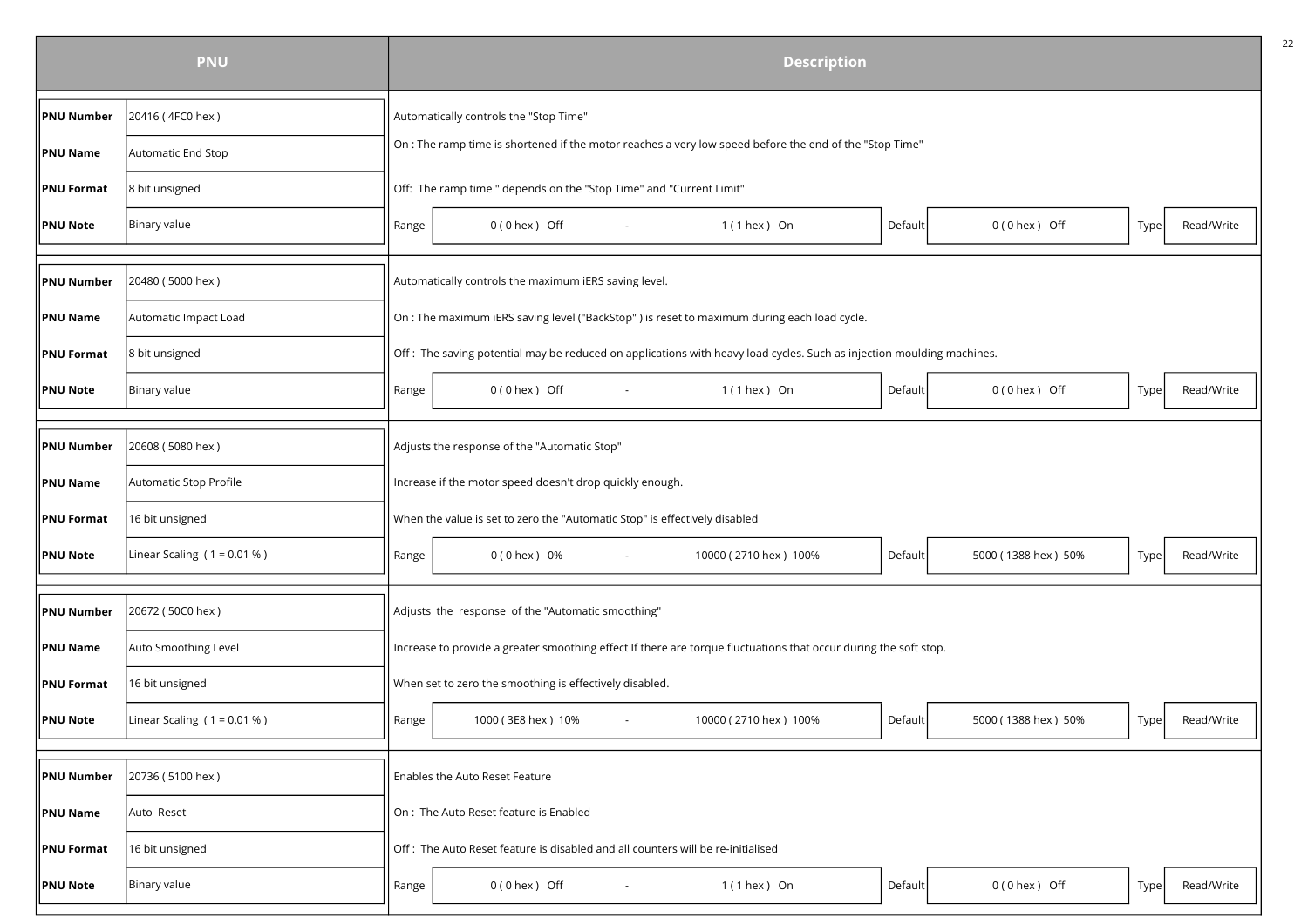| PNU | | Description |
|---|---|---|
| **PNU Number** | 20416 ( 4FC0 hex ) | Automatically controls the "Stop Time" |
| **PNU Name** | Automatic End Stop | On : The ramp time is shortened if the motor reaches a very low speed before the end of the "Stop Time" |
| **PNU Format** | 8 bit unsigned | Off: The ramp time " depends on the "Stop Time" and "Current Limit" |
| **PNU Note** | Binary value | Range: 0 ( 0 hex ) Off - 1 ( 1 hex ) On; Default: 0 ( 0 hex ) Off; Type: Read/Write |
| **PNU Number** | 20480 ( 5000 hex ) | Automatically controls the maximum iERS saving level. |
| **PNU Name** | Automatic Impact Load | On : The maximum iERS saving level ("BackStop" ) is reset to maximum during each load cycle. |
| **PNU Format** | 8 bit unsigned | Off : The saving potential may be reduced on applications with heavy load cycles. Such as injection moulding machines. |
| **PNU Note** | Binary value | Range: 0 ( 0 hex ) Off - 1 ( 1 hex ) On; Default: 0 ( 0 hex ) Off; Type: Read/Write |
| **PNU Number** | 20608 ( 5080 hex ) | Adjusts the response of the "Automatic Stop" |
| **PNU Name** | Automatic Stop Profile | Increase if the motor speed doesn't drop quickly enough. |
| **PNU Format** | 16 bit unsigned | When the value is set to zero the "Automatic Stop" is effectively disabled |
| **PNU Note** | Linear Scaling ( 1 = 0.01 % ) | Range: 0 ( 0 hex ) 0% - 10000 ( 2710 hex ) 100%; Default: 5000 ( 1388 hex ) 50%; Type: Read/Write |
| **PNU Number** | 20672 ( 50C0 hex ) | Adjusts the response of the "Automatic smoothing" |
| **PNU Name** | Auto Smoothing Level | Increase to provide a greater smoothing effect If there are torque fluctuations that occur during the soft stop. |
| **PNU Format** | 16 bit unsigned | When set to zero the smoothing is effectively disabled. |
| **PNU Note** | Linear Scaling ( 1 = 0.01 % ) | Range: 1000 ( 3E8 hex ) 10% - 10000 ( 2710 hex ) 100%; Default: 5000 ( 1388 hex ) 50%; Type: Read/Write |
| **PNU Number** | 20736 ( 5100 hex ) | Enables the Auto Reset Feature |
| **PNU Name** | Auto Reset | On : The Auto Reset feature is Enabled |
| **PNU Format** | 16 bit unsigned | Off : The Auto Reset feature is disabled and all counters will be re-initialised |
| **PNU Note** | Binary value | Range: 0 ( 0 hex ) Off - 1 ( 1 hex ) On; Default: 0 ( 0 hex ) Off; Type: Read/Write |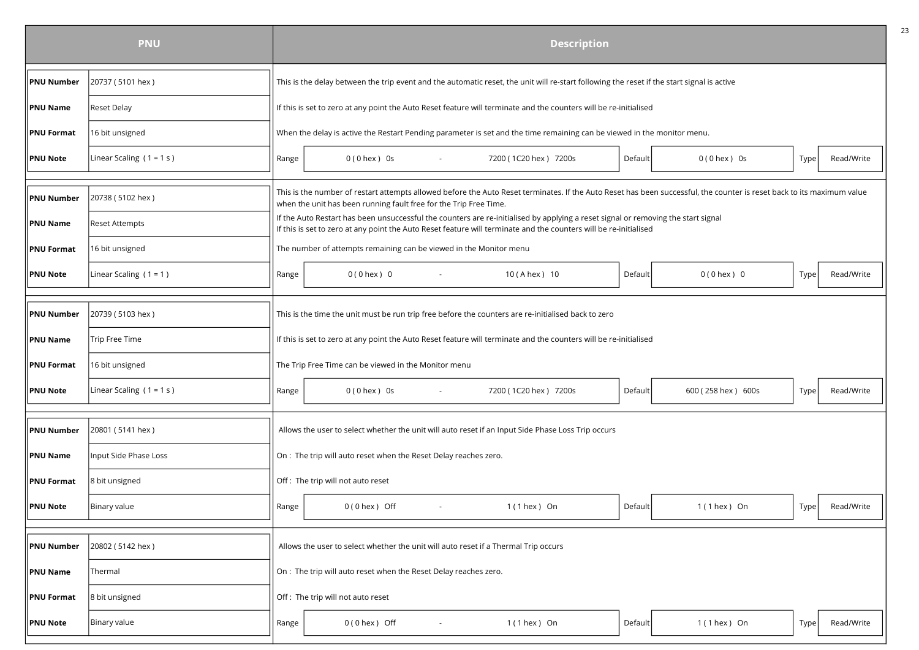| PNU | | Description |
|---|---|---|
| **PNU Number** | 20737 ( 5101 hex ) | This is the delay between the trip event and the automatic reset, the unit will re-start following the reset if the start signal is active |
| **PNU Name** | Reset Delay | If this is set to zero at any point the Auto Reset feature will terminate and the counters will be re-initialised |
| **PNU Format** | 16 bit unsigned | When the delay is active the Restart Pending parameter is set and the time remaining can be viewed in the monitor menu. |
| **PNU Note** | Linear Scaling ( 1 = 1 s ) | Range: 0 ( 0 hex ) 0s - 7200 ( 1C20 hex ) 7200s; Default: 0 ( 0 hex ) 0s; Type: Read/Write |

| PNU | | Description |
|---|---|---|
| **PNU Number** | 20738 ( 5102 hex ) | This is the number of restart attempts allowed before the Auto Reset terminates. If the Auto Reset has been successful, the counter is reset back to its maximum value when the unit has been running fault free for the Trip Free Time. |
| **PNU Name** | Reset Attempts | If the Auto Restart has been unsuccessful the counters are re-initialised by applying a reset signal or removing the start signal<br>If this is set to zero at any point the Auto Reset feature will terminate and the counters will be re-initialised |
| **PNU Format** | 16 bit unsigned | The number of attempts remaining can be viewed in the Monitor menu |
| **PNU Note** | Linear Scaling ( 1 = 1 ) | Range: 0 ( 0 hex ) 0 - 10 ( A hex ) 10; Default: 0 ( 0 hex ) 0; Type: Read/Write |

| PNU | | Description |
|---|---|---|
| **PNU Number** | 20739 ( 5103 hex ) | This is the time the unit must be run trip free before the counters are re-initialised back to zero |
| **PNU Name** | Trip Free Time | If this is set to zero at any point the Auto Reset feature will terminate and the counters will be re-initialised |
| **PNU Format** | 16 bit unsigned | The Trip Free Time can be viewed in the Monitor menu |
| **PNU Note** | Linear Scaling ( 1 = 1 s ) | Range: 0 ( 0 hex ) 0s - 7200 ( 1C20 hex ) 7200s; Default: 600 ( 258 hex ) 600s; Type: Read/Write |

| PNU | | Description |
|---|---|---|
| **PNU Number** | 20801 ( 5141 hex ) | Allows the user to select whether the unit will auto reset if an Input Side Phase Loss Trip occurs |
| **PNU Name** | Input Side Phase Loss | On : The trip will auto reset when the Reset Delay reaches zero. |
| **PNU Format** | 8 bit unsigned | Off : The trip will not auto reset |
| **PNU Note** | Binary value | Range: 0 ( 0 hex ) Off - 1 ( 1 hex ) On; Default: 1 ( 1 hex ) On; Type: Read/Write |

| PNU | | Description |
|---|---|---|
| **PNU Number** | 20802 ( 5142 hex ) | Allows the user to select whether the unit will auto reset if a Thermal Trip occurs |
| **PNU Name** | Thermal | On : The trip will auto reset when the Reset Delay reaches zero. |
| **PNU Format** | 8 bit unsigned | Off : The trip will not auto reset |
| **PNU Note** | Binary value | Range: 0 ( 0 hex ) Off - 1 ( 1 hex ) On; Default: 1 ( 1 hex ) On; Type: Read/Write |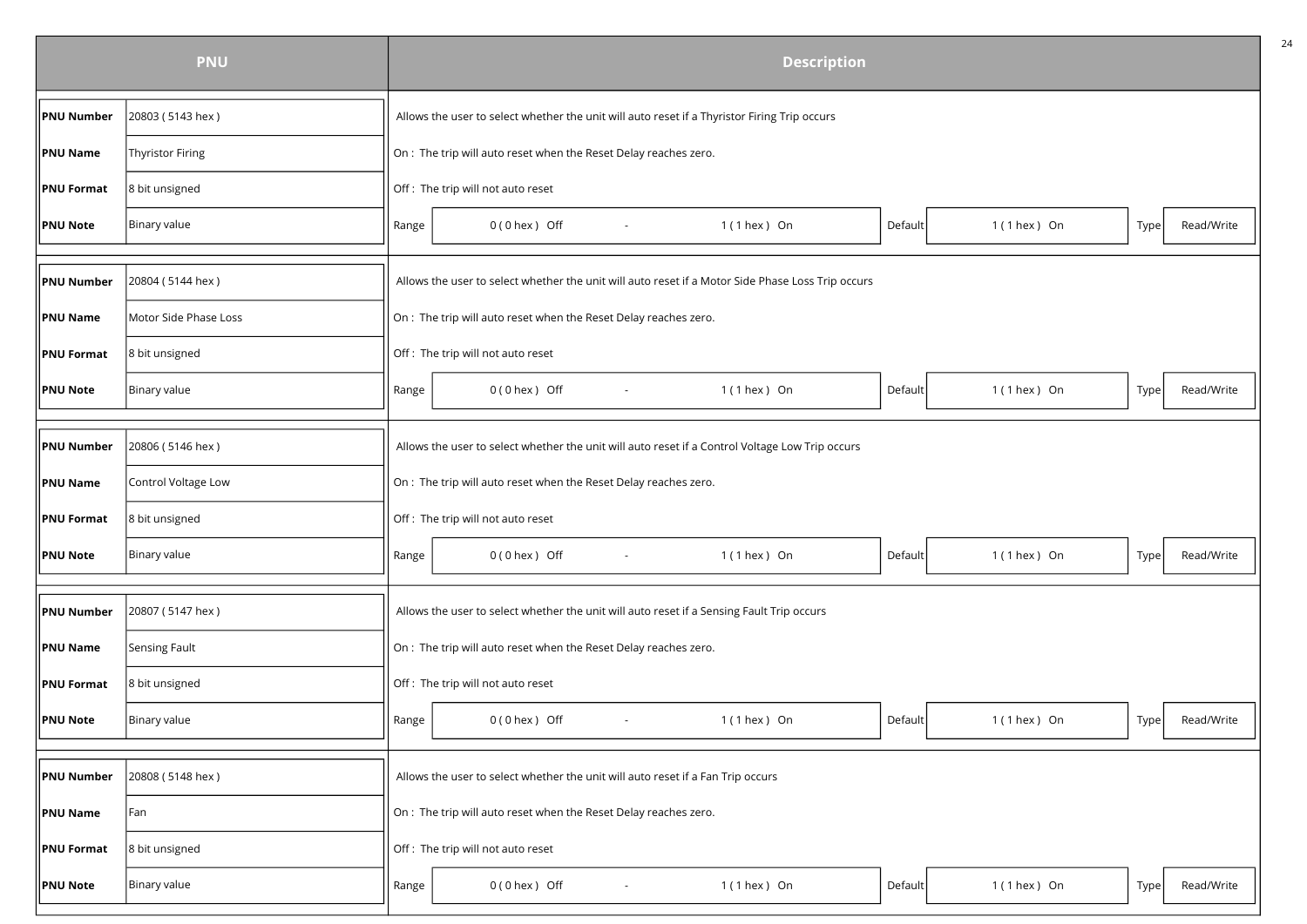| PNU | | Description |
|---|---|---|
| **PNU Number** | 20803 ( 5143 hex ) | Allows the user to select whether the unit will auto reset if a Thyristor Firing Trip occurs |
| **PNU Name** | Thyristor Firing | On : The trip will auto reset when the Reset Delay reaches zero. |
| **PNU Format** | 8 bit unsigned | Off : The trip will not auto reset |
| **PNU Note** | Binary value | Range: 0 ( 0 hex ) Off - 1 ( 1 hex ) On; Default: 1 ( 1 hex ) On; Type: Read/Write |
| **PNU Number** | 20804 ( 5144 hex ) | Allows the user to select whether the unit will auto reset if a Motor Side Phase Loss Trip occurs |
| **PNU Name** | Motor Side Phase Loss | On : The trip will auto reset when the Reset Delay reaches zero. |
| **PNU Format** | 8 bit unsigned | Off : The trip will not auto reset |
| **PNU Note** | Binary value | Range: 0 ( 0 hex ) Off - 1 ( 1 hex ) On; Default: 1 ( 1 hex ) On; Type: Read/Write |
| **PNU Number** | 20806 ( 5146 hex ) | Allows the user to select whether the unit will auto reset if a Control Voltage Low Trip occurs |
| **PNU Name** | Control Voltage Low | On : The trip will auto reset when the Reset Delay reaches zero. |
| **PNU Format** | 8 bit unsigned | Off : The trip will not auto reset |
| **PNU Note** | Binary value | Range: 0 ( 0 hex ) Off - 1 ( 1 hex ) On; Default: 1 ( 1 hex ) On; Type: Read/Write |
| **PNU Number** | 20807 ( 5147 hex ) | Allows the user to select whether the unit will auto reset if a Sensing Fault Trip occurs |
| **PNU Name** | Sensing Fault | On : The trip will auto reset when the Reset Delay reaches zero. |
| **PNU Format** | 8 bit unsigned | Off : The trip will not auto reset |
| **PNU Note** | Binary value | Range: 0 ( 0 hex ) Off - 1 ( 1 hex ) On; Default: 1 ( 1 hex ) On; Type: Read/Write |
| **PNU Number** | 20808 ( 5148 hex ) | Allows the user to select whether the unit will auto reset if a Fan Trip occurs |
| **PNU Name** | Fan | On : The trip will auto reset when the Reset Delay reaches zero. |
| **PNU Format** | 8 bit unsigned | Off : The trip will not auto reset |
| **PNU Note** | Binary value | Range: 0 ( 0 hex ) Off - 1 ( 1 hex ) On; Default: 1 ( 1 hex ) On; Type: Read/Write |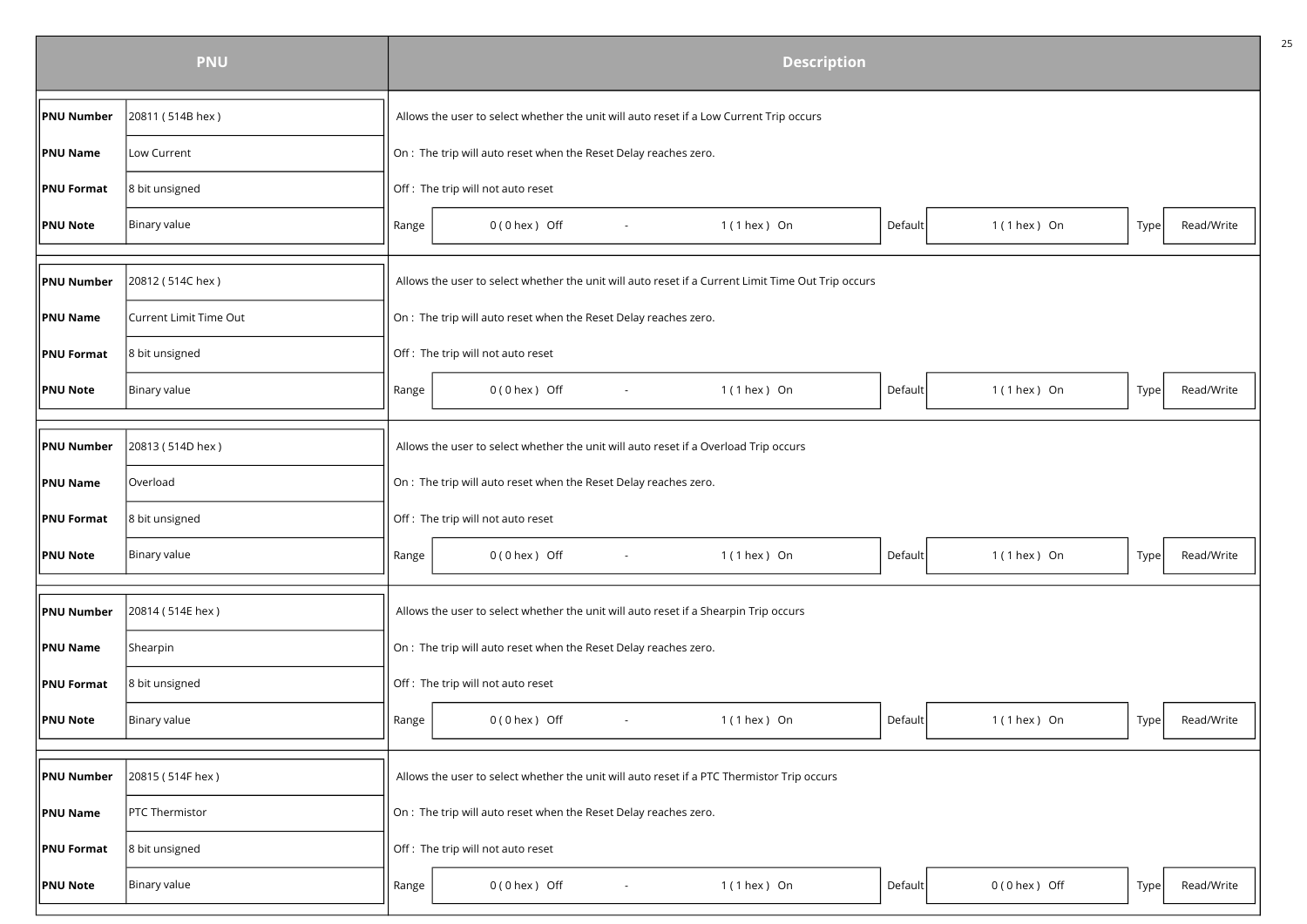| PNU | | Description |
|---|---|---|
| **PNU Number** | 20811 ( 514B hex ) | Allows the user to select whether the unit will auto reset if a Low Current Trip occurs |
| **PNU Name** | Low Current | On : The trip will auto reset when the Reset Delay reaches zero. |
| **PNU Format** | 8 bit unsigned | Off : The trip will not auto reset |
| **PNU Note** | Binary value | Range: 0 ( 0 hex ) Off - 1 ( 1 hex ) On; Default: 1 ( 1 hex ) On; Type: Read/Write |
| **PNU Number** | 20812 ( 514C hex ) | Allows the user to select whether the unit will auto reset if a Current Limit Time Out Trip occurs |
| **PNU Name** | Current Limit Time Out | On : The trip will auto reset when the Reset Delay reaches zero. |
| **PNU Format** | 8 bit unsigned | Off : The trip will not auto reset |
| **PNU Note** | Binary value | Range: 0 ( 0 hex ) Off - 1 ( 1 hex ) On; Default: 1 ( 1 hex ) On; Type: Read/Write |
| **PNU Number** | 20813 ( 514D hex ) | Allows the user to select whether the unit will auto reset if a Overload Trip occurs |
| **PNU Name** | Overload | On : The trip will auto reset when the Reset Delay reaches zero. |
| **PNU Format** | 8 bit unsigned | Off : The trip will not auto reset |
| **PNU Note** | Binary value | Range: 0 ( 0 hex ) Off - 1 ( 1 hex ) On; Default: 1 ( 1 hex ) On; Type: Read/Write |
| **PNU Number** | 20814 ( 514E hex ) | Allows the user to select whether the unit will auto reset if a Shearpin Trip occurs |
| **PNU Name** | Shearpin | On : The trip will auto reset when the Reset Delay reaches zero. |
| **PNU Format** | 8 bit unsigned | Off : The trip will not auto reset |
| **PNU Note** | Binary value | Range: 0 ( 0 hex ) Off - 1 ( 1 hex ) On; Default: 1 ( 1 hex ) On; Type: Read/Write |
| **PNU Number** | 20815 ( 514F hex ) | Allows the user to select whether the unit will auto reset if a PTC Thermistor Trip occurs |
| **PNU Name** | PTC Thermistor | On : The trip will auto reset when the Reset Delay reaches zero. |
| **PNU Format** | 8 bit unsigned | Off : The trip will not auto reset |
| **PNU Note** | Binary value | Range: 0 ( 0 hex ) Off - 1 ( 1 hex ) On; Default: 0 ( 0 hex ) Off; Type: Read/Write |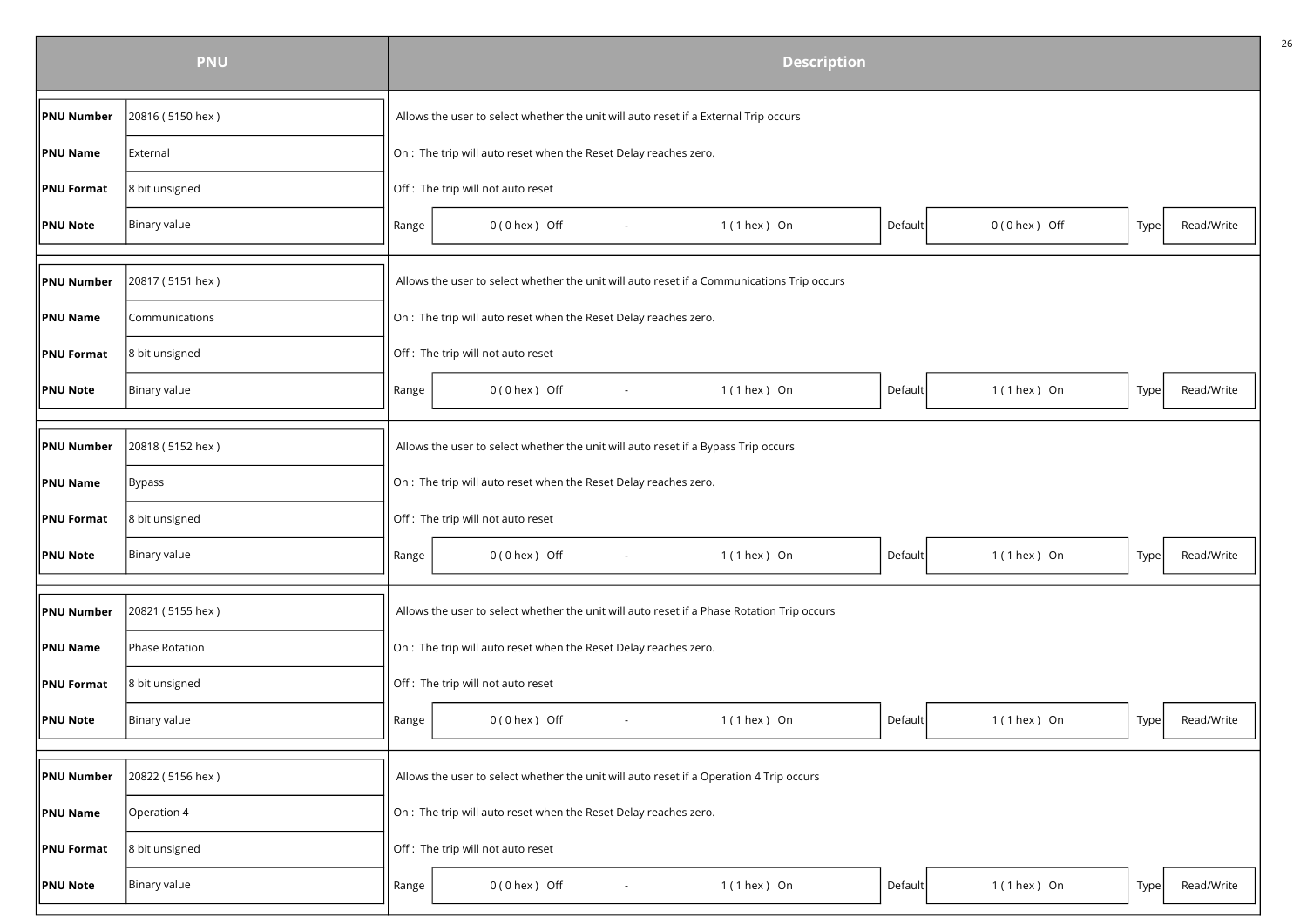| PNU | | Description |
|---|---|---|
| **PNU Number** | 20816 ( 5150 hex ) | Allows the user to select whether the unit will auto reset if a External Trip occurs |
| **PNU Name** | External | On : The trip will auto reset when the Reset Delay reaches zero. |
| **PNU Format** | 8 bit unsigned | Off : The trip will not auto reset |
| **PNU Note** | Binary value | Range 0 ( 0 hex ) Off - 1 ( 1 hex ) On; Default 0 ( 0 hex ) Off; Type Read/Write |
| **PNU Number** | 20817 ( 5151 hex ) | Allows the user to select whether the unit will auto reset if a Communications Trip occurs |
| **PNU Name** | Communications | On : The trip will auto reset when the Reset Delay reaches zero. |
| **PNU Format** | 8 bit unsigned | Off : The trip will not auto reset |
| **PNU Note** | Binary value | Range 0 ( 0 hex ) Off - 1 ( 1 hex ) On; Default 1 ( 1 hex ) On; Type Read/Write |
| **PNU Number** | 20818 ( 5152 hex ) | Allows the user to select whether the unit will auto reset if a Bypass Trip occurs |
| **PNU Name** | Bypass | On : The trip will auto reset when the Reset Delay reaches zero. |
| **PNU Format** | 8 bit unsigned | Off : The trip will not auto reset |
| **PNU Note** | Binary value | Range 0 ( 0 hex ) Off - 1 ( 1 hex ) On; Default 1 ( 1 hex ) On; Type Read/Write |
| **PNU Number** | 20821 ( 5155 hex ) | Allows the user to select whether the unit will auto reset if a Phase Rotation Trip occurs |
| **PNU Name** | Phase Rotation | On : The trip will auto reset when the Reset Delay reaches zero. |
| **PNU Format** | 8 bit unsigned | Off : The trip will not auto reset |
| **PNU Note** | Binary value | Range 0 ( 0 hex ) Off - 1 ( 1 hex ) On; Default 1 ( 1 hex ) On; Type Read/Write |
| **PNU Number** | 20822 ( 5156 hex ) | Allows the user to select whether the unit will auto reset if a Operation 4 Trip occurs |
| **PNU Name** | Operation 4 | On : The trip will auto reset when the Reset Delay reaches zero. |
| **PNU Format** | 8 bit unsigned | Off : The trip will not auto reset |
| **PNU Note** | Binary value | Range 0 ( 0 hex ) Off - 1 ( 1 hex ) On; Default 1 ( 1 hex ) On; Type Read/Write |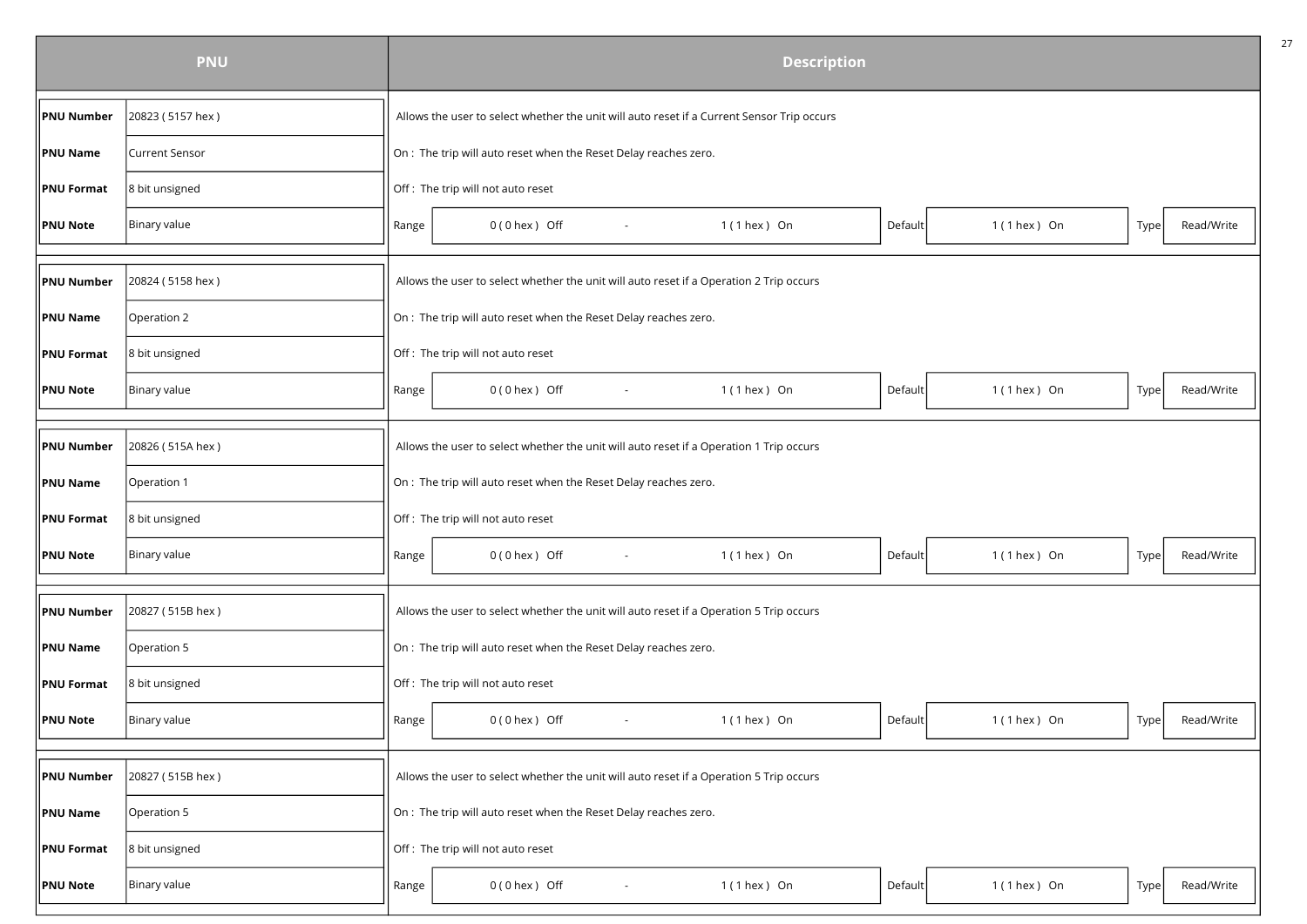| PNU | | Description |
|---|---|---|
| **PNU Number** | 20823 ( 5157 hex ) | Allows the user to select whether the unit will auto reset if a Current Sensor Trip occurs |
| **PNU Name** | Current Sensor | On : The trip will auto reset when the Reset Delay reaches zero. |
| **PNU Format** | 8 bit unsigned | Off : The trip will not auto reset |
| **PNU Note** | Binary value | Range: 0 ( 0 hex ) Off - 1 ( 1 hex ) On; Default: 1 ( 1 hex ) On; Type: Read/Write |

| PNU | | Description |
|---|---|---|
| **PNU Number** | 20824 ( 5158 hex ) | Allows the user to select whether the unit will auto reset if a Operation 2 Trip occurs |
| **PNU Name** | Operation 2 | On : The trip will auto reset when the Reset Delay reaches zero. |
| **PNU Format** | 8 bit unsigned | Off : The trip will not auto reset |
| **PNU Note** | Binary value | Range: 0 ( 0 hex ) Off - 1 ( 1 hex ) On; Default: 1 ( 1 hex ) On; Type: Read/Write |

| PNU | | Description |
|---|---|---|
| **PNU Number** | 20826 ( 515A hex ) | Allows the user to select whether the unit will auto reset if a Operation 1 Trip occurs |
| **PNU Name** | Operation 1 | On : The trip will auto reset when the Reset Delay reaches zero. |
| **PNU Format** | 8 bit unsigned | Off : The trip will not auto reset |
| **PNU Note** | Binary value | Range: 0 ( 0 hex ) Off - 1 ( 1 hex ) On; Default: 1 ( 1 hex ) On; Type: Read/Write |

| PNU | | Description |
|---|---|---|
| **PNU Number** | 20827 ( 515B hex ) | Allows the user to select whether the unit will auto reset if a Operation 5 Trip occurs |
| **PNU Name** | Operation 5 | On : The trip will auto reset when the Reset Delay reaches zero. |
| **PNU Format** | 8 bit unsigned | Off : The trip will not auto reset |
| **PNU Note** | Binary value | Range: 0 ( 0 hex ) Off - 1 ( 1 hex ) On; Default: 1 ( 1 hex ) On; Type: Read/Write |

| PNU | | Description |
|---|---|---|
| **PNU Number** | 20827 ( 515B hex ) | Allows the user to select whether the unit will auto reset if a Operation 5 Trip occurs |
| **PNU Name** | Operation 5 | On : The trip will auto reset when the Reset Delay reaches zero. |
| **PNU Format** | 8 bit unsigned | Off : The trip will not auto reset |
| **PNU Note** | Binary value | Range: 0 ( 0 hex ) Off - 1 ( 1 hex ) On; Default: 1 ( 1 hex ) On; Type: Read/Write |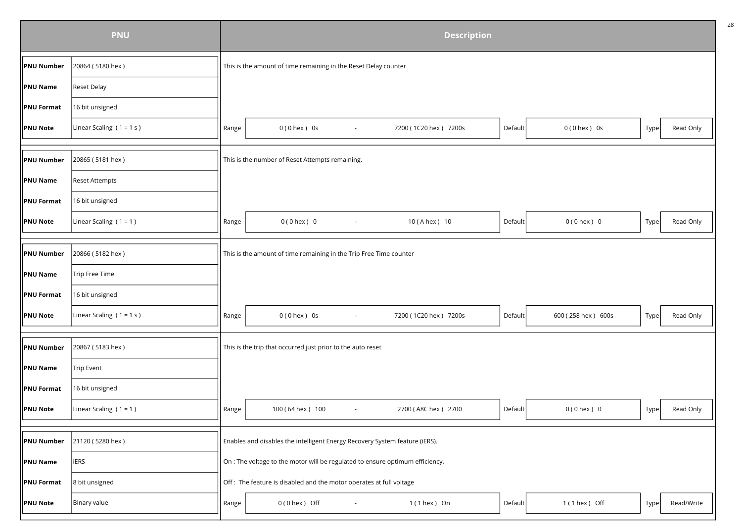| PNU | | Description | | | | | | |
|---|---|---|---|---|---|---|---|---|
| **PNU Number** | 20864 ( 5180 hex ) | This is the amount of time remaining in the Reset Delay counter | | | | | | |
| **PNU Name** | Reset Delay | | | | | | | |
| **PNU Format** | 16 bit unsigned | | | | | | | |
| **PNU Note** | Linear Scaling ( 1 = 1 s ) | Range | 0 ( 0 hex ) 0s - 7200 ( 1C20 hex ) 7200s | Default | 0 ( 0 hex ) 0s | Type | Read Only | |
| **PNU Number** | 20865 ( 5181 hex ) | This is the number of Reset Attempts remaining. | | | | | | |
| **PNU Name** | Reset Attempts | | | | | | | |
| **PNU Format** | 16 bit unsigned | | | | | | | |
| **PNU Note** | Linear Scaling ( 1 = 1 ) | Range | 0 ( 0 hex ) 0 - 10 ( A hex ) 10 | Default | 0 ( 0 hex ) 0 | Type | Read Only | |
| **PNU Number** | 20866 ( 5182 hex ) | This is the amount of time remaining in the Trip Free Time counter | | | | | | |
| **PNU Name** | Trip Free Time | | | | | | | |
| **PNU Format** | 16 bit unsigned | | | | | | | |
| **PNU Note** | Linear Scaling ( 1 = 1 s ) | Range | 0 ( 0 hex ) 0s - 7200 ( 1C20 hex ) 7200s | Default | 600 ( 258 hex ) 600s | Type | Read Only | |
| **PNU Number** | 20867 ( 5183 hex ) | This is the trip that occurred just prior to the auto reset | | | | | | |
| **PNU Name** | Trip Event | | | | | | | |
| **PNU Format** | 16 bit unsigned | | | | | | | |
| **PNU Note** | Linear Scaling ( 1 = 1 ) | Range | 100 ( 64 hex ) 100 - 2700 ( A8C hex ) 2700 | Default | 0 ( 0 hex ) 0 | Type | Read Only | |
| **PNU Number** | 21120 ( 5280 hex ) | Enables and disables the intelligent Energy Recovery System feature (iERS). | | | | | | |
| **PNU Name** | iERS | On : The voltage to the motor will be regulated to ensure optimum efficiency. | | | | | | |
| **PNU Format** | 8 bit unsigned | Off : The feature is disabled and the motor operates at full voltage | | | | | | |
| **PNU Note** | Binary value | Range | 0 ( 0 hex ) Off - 1 ( 1 hex ) On | Default | 1 ( 1 hex ) Off | Type | Read/Write | |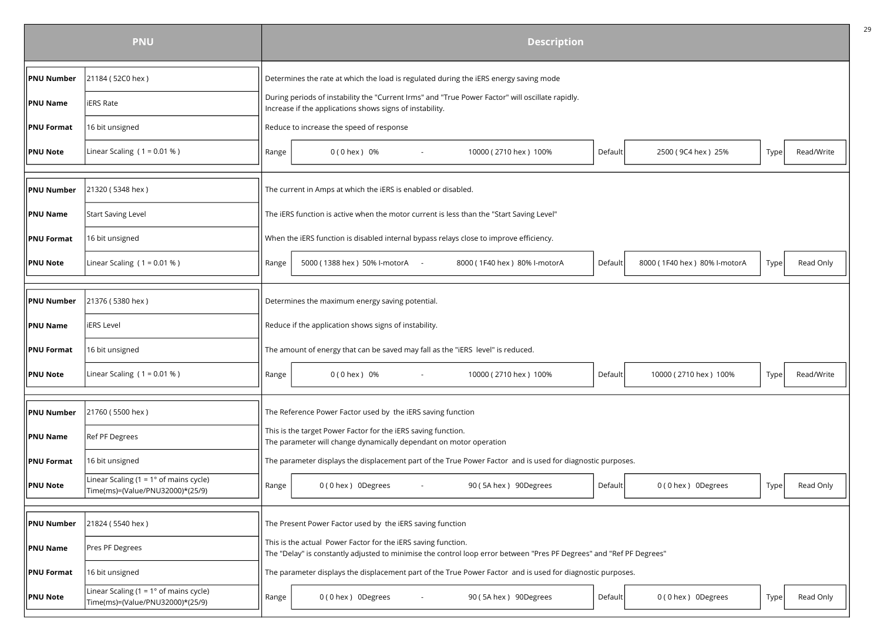| PNU | | Description |
|---|---|---|
| **PNU Number** | 21184 ( 52C0 hex ) | Determines the rate at which the load is regulated during the iERS energy saving mode |
| **PNU Name** | iERS Rate | During periods of instability the "Current Irms" and "True Power Factor" will oscillate rapidly.<br>Increase if the applications shows signs of instability. |
| **PNU Format** | 16 bit unsigned | Reduce to increase the speed of response |
| **PNU Note** | Linear Scaling ( 1 = 0.01 % ) | Range: 0 ( 0 hex ) 0% - 10000 ( 2710 hex ) 100% · Default: 2500 ( 9C4 hex ) 25% · Type: Read/Write |
| **PNU Number** | 21320 ( 5348 hex ) | The current in Amps at which the iERS is enabled or disabled. |
| **PNU Name** | Start Saving Level | The iERS function is active when the motor current is less than the "Start Saving Level" |
| **PNU Format** | 16 bit unsigned | When the iERS function is disabled internal bypass relays close to improve efficiency. |
| **PNU Note** | Linear Scaling ( 1 = 0.01 % ) | Range: 5000 ( 1388 hex ) 50% I-motorA - 8000 ( 1F40 hex ) 80% I-motorA · Default: 8000 ( 1F40 hex ) 80% I-motorA · Type: Read Only |
| **PNU Number** | 21376 ( 5380 hex ) | Determines the maximum energy saving potential. |
| **PNU Name** | iERS Level | Reduce if the application shows signs of instability. |
| **PNU Format** | 16 bit unsigned | The amount of energy that can be saved may fall as the "iERS level" is reduced. |
| **PNU Note** | Linear Scaling ( 1 = 0.01 % ) | Range: 0 ( 0 hex ) 0% - 10000 ( 2710 hex ) 100% · Default: 10000 ( 2710 hex ) 100% · Type: Read/Write |
| **PNU Number** | 21760 ( 5500 hex ) | The Reference Power Factor used by the iERS saving function |
| **PNU Name** | Ref PF Degrees | This is the target Power Factor for the iERS saving function.<br>The parameter will change dynamically dependant on motor operation |
| **PNU Format** | 16 bit unsigned | The parameter displays the displacement part of the True Power Factor and is used for diagnostic purposes. |
| **PNU Note** | Linear Scaling (1 = 1° of mains cycle)<br>Time(ms)=(Value/PNU32000)*(25/9) | Range: 0 ( 0 hex ) 0Degrees - 90 ( 5A hex ) 90Degrees · Default: 0 ( 0 hex ) 0Degrees · Type: Read Only |
| **PNU Number** | 21824 ( 5540 hex ) | The Present Power Factor used by the iERS saving function |
| **PNU Name** | Pres PF Degrees | This is the actual Power Factor for the iERS saving function.<br>The "Delay" is constantly adjusted to minimise the control loop error between "Pres PF Degrees" and "Ref PF Degrees" |
| **PNU Format** | 16 bit unsigned | The parameter displays the displacement part of the True Power Factor and is used for diagnostic purposes. |
| **PNU Note** | Linear Scaling (1 = 1° of mains cycle)<br>Time(ms)=(Value/PNU32000)*(25/9) | Range: 0 ( 0 hex ) 0Degrees - 90 ( 5A hex ) 90Degrees · Default: 0 ( 0 hex ) 0Degrees · Type: Read Only |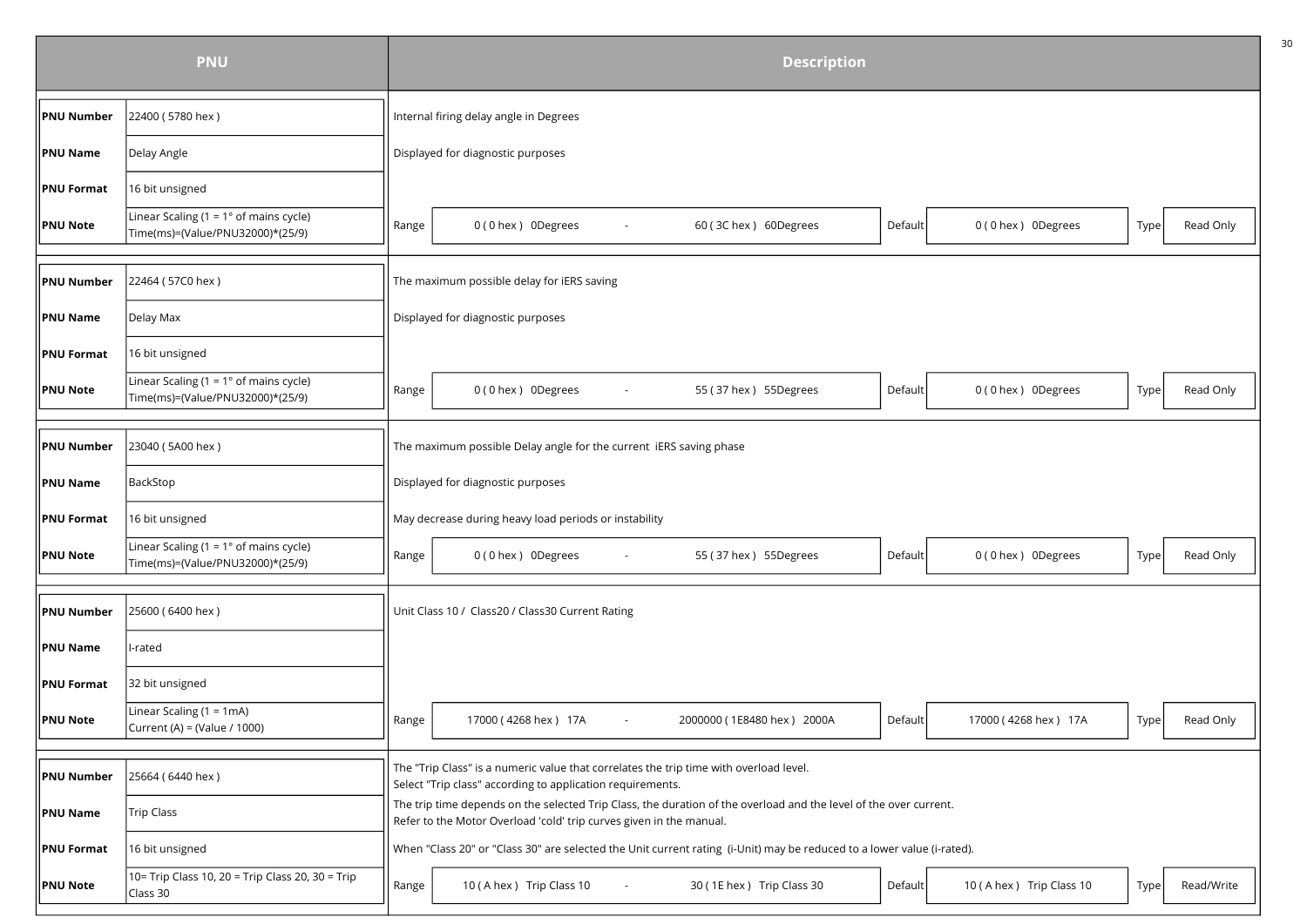| PNU | | Description | | | | | | | |
|---|---|---|---|---|---|---|---|---|---|
| **PNU Number** | 22400 ( 5780 hex ) | Internal firing delay angle in Degrees | | | | | | | |
| **PNU Name** | Delay Angle | Displayed for diagnostic purposes | | | | | | | |
| **PNU Format** | 16 bit unsigned | | | | | | | | |
| **PNU Note** | Linear Scaling (1 = 1° of mains cycle) Time(ms)=(Value/PNU32000)*(25/9) | Range | 0 ( 0 hex ) 0Degrees | - | 60 ( 3C hex ) 60Degrees | Default | 0 ( 0 hex ) 0Degrees | Type | Read Only |
| **PNU Number** | 22464 ( 57C0 hex ) | The maximum possible delay for iERS saving | | | | | | | |
| **PNU Name** | Delay Max | Displayed for diagnostic purposes | | | | | | | |
| **PNU Format** | 16 bit unsigned | | | | | | | | |
| **PNU Note** | Linear Scaling (1 = 1° of mains cycle) Time(ms)=(Value/PNU32000)*(25/9) | Range | 0 ( 0 hex ) 0Degrees | - | 55 ( 37 hex ) 55Degrees | Default | 0 ( 0 hex ) 0Degrees | Type | Read Only |
| **PNU Number** | 23040 ( 5A00 hex ) | The maximum possible Delay angle for the current iERS saving phase | | | | | | | |
| **PNU Name** | BackStop | Displayed for diagnostic purposes | | | | | | | |
| **PNU Format** | 16 bit unsigned | May decrease during heavy load periods or instability | | | | | | | |
| **PNU Note** | Linear Scaling (1 = 1° of mains cycle) Time(ms)=(Value/PNU32000)*(25/9) | Range | 0 ( 0 hex ) 0Degrees | - | 55 ( 37 hex ) 55Degrees | Default | 0 ( 0 hex ) 0Degrees | Type | Read Only |
| **PNU Number** | 25600 ( 6400 hex ) | Unit Class 10 / Class20 / Class30 Current Rating | | | | | | | |
| **PNU Name** | I-rated | | | | | | | | |
| **PNU Format** | 32 bit unsigned | | | | | | | | |
| **PNU Note** | Linear Scaling (1 = 1mA) Current (A) = (Value / 1000) | Range | 17000 ( 4268 hex ) 17A | - | 2000000 ( 1E8480 hex ) 2000A | Default | 17000 ( 4268 hex ) 17A | Type | Read Only |
| **PNU Number** | 25664 ( 6440 hex ) | The "Trip Class" is a numeric value that correlates the trip time with overload level. Select "Trip class" according to application requirements. | | | | | | | |
| **PNU Name** | Trip Class | The trip time depends on the selected Trip Class, the duration of the overload and the level of the over current. Refer to the Motor Overload 'cold' trip curves given in the manual. | | | | | | | |
| **PNU Format** | 16 bit unsigned | When "Class 20" or "Class 30" are selected the Unit current rating (i-Unit) may be reduced to a lower value (i-rated). | | | | | | | |
| **PNU Note** | 10= Trip Class 10, 20 = Trip Class 20, 30 = Trip Class 30 | Range | 10 ( A hex ) Trip Class 10 | - | 30 ( 1E hex ) Trip Class 30 | Default | 10 ( A hex ) Trip Class 10 | Type | Read/Write |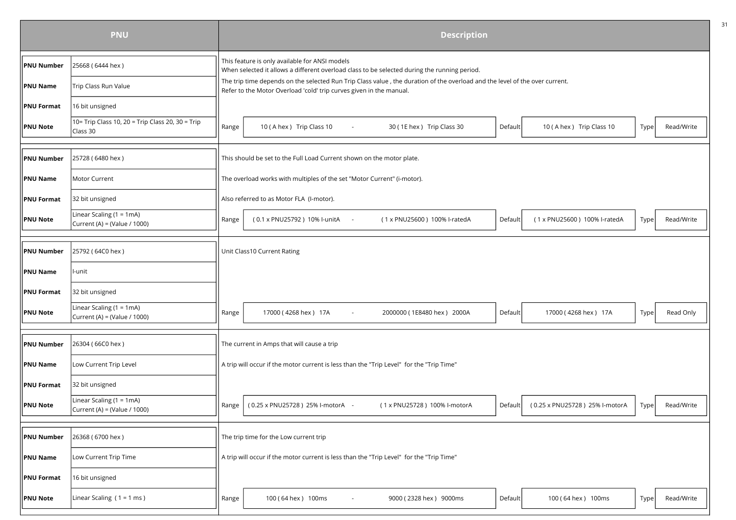| PNU | | Description | | | | | |
|---|---|---|---|---|---|---|---|
| **PNU Number** | 25668 ( 6444 hex ) | This feature is only available for ANSI models<br>When selected it allows a different overload class to be selected during the running period. | | | | | |
| **PNU Name** | Trip Class Run Value | The trip time depends on the selected Run Trip Class value , the duration of the overload and the level of the over current.<br>Refer to the Motor Overload 'cold' trip curves given in the manual. | | | | | |
| **PNU Format** | 16 bit unsigned | | | | | | |
| **PNU Note** | 10= Trip Class 10, 20 = Trip Class 20, 30 = Trip Class 30 | Range | 10 ( A hex ) Trip Class 10 - 30 ( 1E hex ) Trip Class 30 | Default | 10 ( A hex ) Trip Class 10 | Type | Read/Write |

| PNU | | Description | | | | | |
|---|---|---|---|---|---|---|---|
| **PNU Number** | 25728 ( 6480 hex ) | This should be set to the Full Load Current shown on the motor plate. | | | | | |
| **PNU Name** | Motor Current | The overload works with multiples of the set "Motor Current" (i-motor). | | | | | |
| **PNU Format** | 32 bit unsigned | Also referred to as Motor FLA (I-motor). | | | | | |
| **PNU Note** | Linear Scaling (1 = 1mA)<br>Current (A) = (Value / 1000) | Range | ( 0.1 x PNU25792 ) 10% I-unitA - ( 1 x PNU25600 ) 100% I-ratedA | Default | ( 1 x PNU25600 ) 100% I-ratedA | Type | Read/Write |

| PNU | | Description | | | | | |
|---|---|---|---|---|---|---|---|
| **PNU Number** | 25792 ( 64C0 hex ) | Unit Class10 Current Rating | | | | | |
| **PNU Name** | I-unit | | | | | | |
| **PNU Format** | 32 bit unsigned | | | | | | |
| **PNU Note** | Linear Scaling (1 = 1mA)<br>Current (A) = (Value / 1000) | Range | 17000 ( 4268 hex ) 17A - 2000000 ( 1E8480 hex ) 2000A | Default | 17000 ( 4268 hex ) 17A | Type | Read Only |

| PNU | | Description | | | | | |
|---|---|---|---|---|---|---|---|
| **PNU Number** | 26304 ( 66C0 hex ) | The current in Amps that will cause a trip | | | | | |
| **PNU Name** | Low Current Trip Level | A trip will occur if the motor current is less than the "Trip Level" for the "Trip Time" | | | | | |
| **PNU Format** | 32 bit unsigned | | | | | | |
| **PNU Note** | Linear Scaling (1 = 1mA)<br>Current (A) = (Value / 1000) | Range | ( 0.25 x PNU25728 ) 25% I-motorA - ( 1 x PNU25728 ) 100% I-motorA | Default | ( 0.25 x PNU25728 ) 25% I-motorA | Type | Read/Write |

| PNU | | Description | | | | | |
|---|---|---|---|---|---|---|---|
| **PNU Number** | 26368 ( 6700 hex ) | The trip time for the Low current trip | | | | | |
| **PNU Name** | Low Current Trip Time | A trip will occur if the motor current is less than the "Trip Level" for the "Trip Time" | | | | | |
| **PNU Format** | 16 bit unsigned | | | | | | |
| **PNU Note** | Linear Scaling ( 1 = 1 ms ) | Range | 100 ( 64 hex ) 100ms - 9000 ( 2328 hex ) 9000ms | Default | 100 ( 64 hex ) 100ms | Type | Read/Write |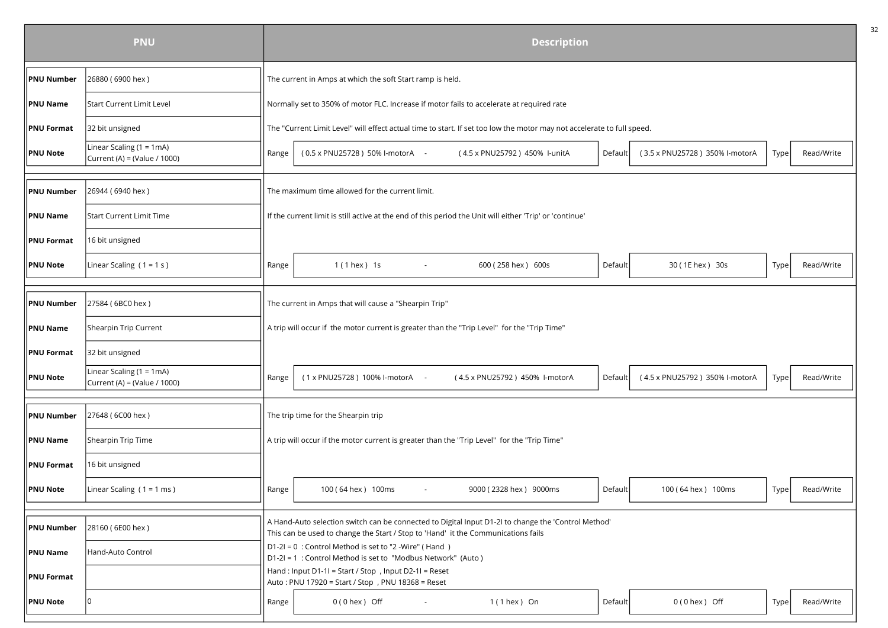| PNU | | Description |
|---|---|---|
| **PNU Number** | 26880 ( 6900 hex ) | The current in Amps at which the soft Start ramp is held. |
| **PNU Name** | Start Current Limit Level | Normally set to 350% of motor FLC. Increase if motor fails to accelerate at required rate |
| **PNU Format** | 32 bit unsigned | The "Current Limit Level" will effect actual time to start. If set too low the motor may not accelerate to full speed. |
| **PNU Note** | Linear Scaling (1 = 1mA)<br>Current (A) = (Value / 1000) | Range ( 0.5 x PNU25728 ) 50% I-motorA - ( 4.5 x PNU25792 ) 450% I-unitA · Default ( 3.5 x PNU25728 ) 350% I-motorA · Type Read/Write |

| PNU | | Description |
|---|---|---|
| **PNU Number** | 26944 ( 6940 hex ) | The maximum time allowed for the current limit. |
| **PNU Name** | Start Current Limit Time | If the current limit is still active at the end of this period the Unit will either 'Trip' or 'continue' |
| **PNU Format** | 16 bit unsigned | |
| **PNU Note** | Linear Scaling ( 1 = 1 s ) | Range 1 ( 1 hex ) 1s - 600 ( 258 hex ) 600s · Default 30 ( 1E hex ) 30s · Type Read/Write |

| PNU | | Description |
|---|---|---|
| **PNU Number** | 27584 ( 6BC0 hex ) | The current in Amps that will cause a "Shearpin Trip" |
| **PNU Name** | Shearpin Trip Current | A trip will occur if the motor current is greater than the "Trip Level" for the "Trip Time" |
| **PNU Format** | 32 bit unsigned | |
| **PNU Note** | Linear Scaling (1 = 1mA)<br>Current (A) = (Value / 1000) | Range ( 1 x PNU25728 ) 100% I-motorA - ( 4.5 x PNU25792 ) 450% I-motorA · Default ( 4.5 x PNU25792 ) 350% I-motorA · Type Read/Write |

| PNU | | Description |
|---|---|---|
| **PNU Number** | 27648 ( 6C00 hex ) | The trip time for the Shearpin trip |
| **PNU Name** | Shearpin Trip Time | A trip will occur if the motor current is greater than the "Trip Level" for the "Trip Time" |
| **PNU Format** | 16 bit unsigned | |
| **PNU Note** | Linear Scaling ( 1 = 1 ms ) | Range 100 ( 64 hex ) 100ms - 9000 ( 2328 hex ) 9000ms · Default 100 ( 64 hex ) 100ms · Type Read/Write |

| PNU | | Description |
|---|---|---|
| **PNU Number** | 28160 ( 6E00 hex ) | A Hand-Auto selection switch can be connected to Digital Input D1-2I to change the 'Control Method'<br>This can be used to change the Start / Stop to 'Hand' it the Communications fails |
| **PNU Name** | Hand-Auto Control | D1-2I = 0 : Control Method is set to "2 -Wire" ( Hand )<br>D1-2I = 1 : Control Method is set to "Modbus Network" (Auto ) |
| **PNU Format** | | Hand : Input D1-1I = Start / Stop , Input D2-1I = Reset<br>Auto : PNU 17920 = Start / Stop , PNU 18368 = Reset |
| **PNU Note** | 0 | Range 0 ( 0 hex ) Off - 1 ( 1 hex ) On · Default 0 ( 0 hex ) Off · Type Read/Write |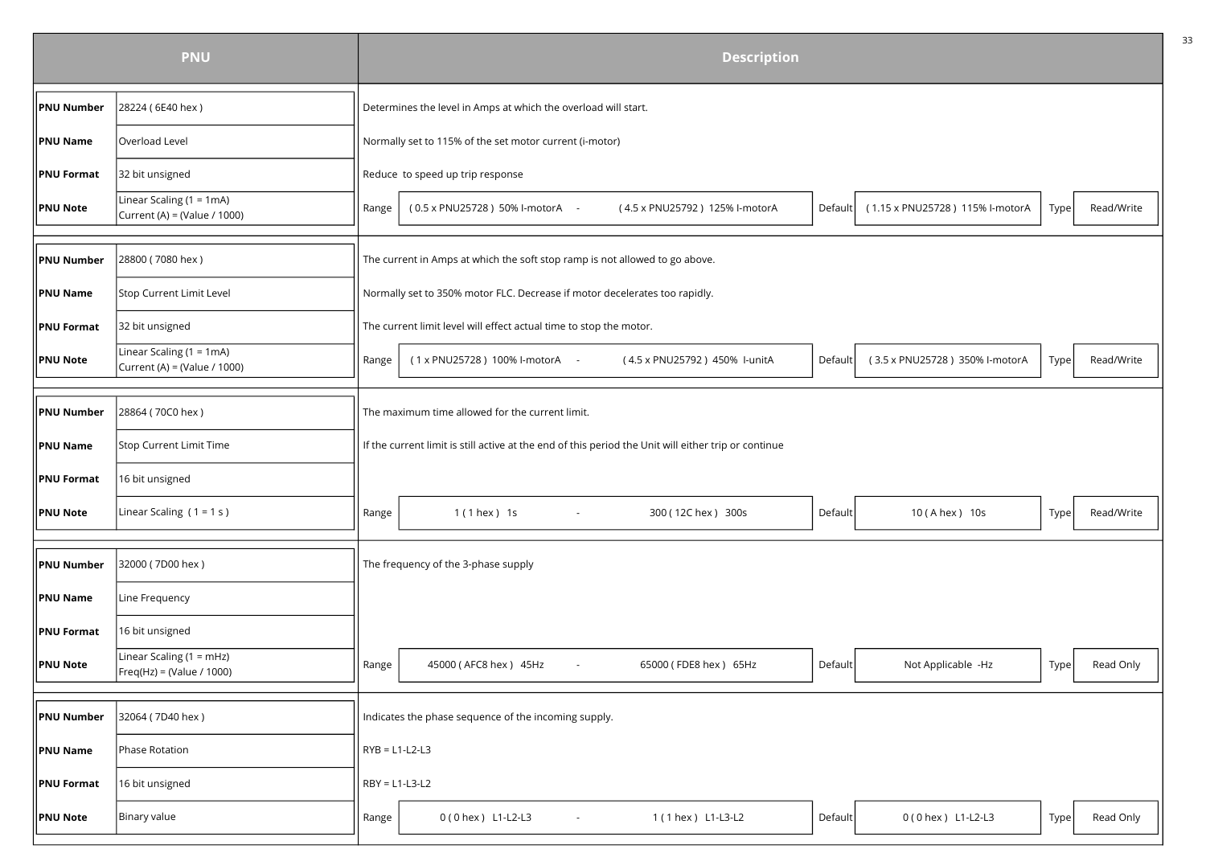| PNU | | Description |
|---|---|---|
| **PNU Number** | 28224 ( 6E40 hex ) | Determines the level in Amps at which the overload will start. |
| **PNU Name** | Overload Level | Normally set to 115% of the set motor current (i-motor) |
| **PNU Format** | 32 bit unsigned | Reduce to speed up trip response |
| **PNU Note** | Linear Scaling (1 = 1mA)<br>Current (A) = (Value / 1000) | Range: ( 0.5 x PNU25728 ) 50% I-motorA - ( 4.5 x PNU25792 ) 125% I-motorA; Default: ( 1.15 x PNU25728 ) 115% I-motorA; Type: Read/Write |

| PNU | | Description |
|---|---|---|
| **PNU Number** | 28800 ( 7080 hex ) | The current in Amps at which the soft stop ramp is not allowed to go above. |
| **PNU Name** | Stop Current Limit Level | Normally set to 350% motor FLC. Decrease if motor decelerates too rapidly. |
| **PNU Format** | 32 bit unsigned | The current limit level will effect actual time to stop the motor. |
| **PNU Note** | Linear Scaling (1 = 1mA)<br>Current (A) = (Value / 1000) | Range: ( 1 x PNU25728 ) 100% I-motorA - ( 4.5 x PNU25792 ) 450% I-unitA; Default: ( 3.5 x PNU25728 ) 350% I-motorA; Type: Read/Write |

| PNU | | Description |
|---|---|---|
| **PNU Number** | 28864 ( 70C0 hex ) | The maximum time allowed for the current limit. |
| **PNU Name** | Stop Current Limit Time | If the current limit is still active at the end of this period the Unit will either trip or continue |
| **PNU Format** | 16 bit unsigned | |
| **PNU Note** | Linear Scaling ( 1 = 1 s ) | Range: 1 ( 1 hex ) 1s - 300 ( 12C hex ) 300s; Default: 10 ( A hex ) 10s; Type: Read/Write |

| PNU | | Description |
|---|---|---|
| **PNU Number** | 32000 ( 7D00 hex ) | The frequency of the 3-phase supply |
| **PNU Name** | Line Frequency | |
| **PNU Format** | 16 bit unsigned | |
| **PNU Note** | Linear Scaling (1 = mHz)<br>Freq(Hz) = (Value / 1000) | Range: 45000 ( AFC8 hex ) 45Hz - 65000 ( FDE8 hex ) 65Hz; Default: Not Applicable -Hz; Type: Read Only |

| PNU | | Description |
|---|---|---|
| **PNU Number** | 32064 ( 7D40 hex ) | Indicates the phase sequence of the incoming supply. |
| **PNU Name** | Phase Rotation | RYB = L1-L2-L3 |
| **PNU Format** | 16 bit unsigned | RBY = L1-L3-L2 |
| **PNU Note** | Binary value | Range: 0 ( 0 hex ) L1-L2-L3 - 1 ( 1 hex ) L1-L3-L2; Default: 0 ( 0 hex ) L1-L2-L3; Type: Read Only |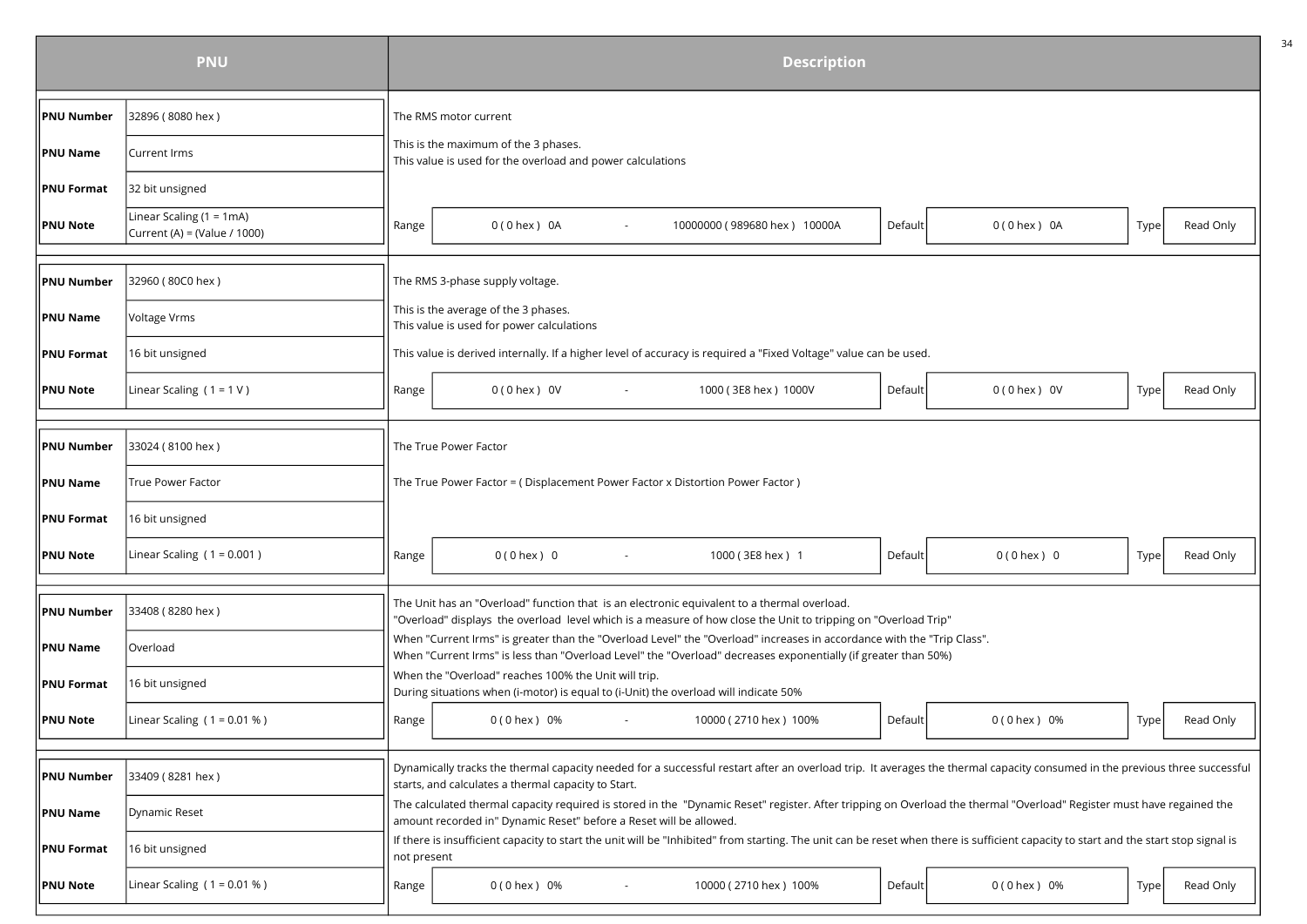| PNU | | Description | | | | | | |
|---|---|---|---|---|---|---|---|---|
| **PNU Number** | 32896 ( 8080 hex ) | The RMS motor current | | | | | | |
| **PNU Name** | Current Irms | This is the maximum of the 3 phases.<br>This value is used for the overload and power calculations | | | | | | |
| **PNU Format** | 32 bit unsigned | | | | | | | |
| **PNU Note** | Linear Scaling (1 = 1mA)<br>Current (A) = (Value / 1000) | Range | 0 ( 0 hex ) 0A | - | 10000000 ( 989680 hex ) 10000A | Default | 0 ( 0 hex ) 0A | Type: Read Only |
| **PNU Number** | 32960 ( 80C0 hex ) | The RMS 3-phase supply voltage. | | | | | | |
| **PNU Name** | Voltage Vrms | This is the average of the 3 phases.<br>This value is used for power calculations | | | | | | |
| **PNU Format** | 16 bit unsigned | This value is derived internally. If a higher level of accuracy is required a "Fixed Voltage" value can be used. | | | | | | |
| **PNU Note** | Linear Scaling ( 1 = 1 V ) | Range | 0 ( 0 hex ) 0V | - | 1000 ( 3E8 hex ) 1000V | Default | 0 ( 0 hex ) 0V | Type: Read Only |
| **PNU Number** | 33024 ( 8100 hex ) | The True Power Factor | | | | | | |
| **PNU Name** | True Power Factor | The True Power Factor = ( Displacement Power Factor x Distortion Power Factor ) | | | | | | |
| **PNU Format** | 16 bit unsigned | | | | | | | |
| **PNU Note** | Linear Scaling ( 1 = 0.001 ) | Range | 0 ( 0 hex ) 0 | - | 1000 ( 3E8 hex ) 1 | Default | 0 ( 0 hex ) 0 | Type: Read Only |
| **PNU Number** | 33408 ( 8280 hex ) | The Unit has an "Overload" function that is an electronic equivalent to a thermal overload.<br>"Overload" displays the overload level which is a measure of how close the Unit to tripping on "Overload Trip" | | | | | | |
| **PNU Name** | Overload | When "Current Irms" is greater than the "Overload Level" the "Overload" increases in accordance with the "Trip Class".<br>When "Current Irms" is less than "Overload Level" the "Overload" decreases exponentially (if greater than 50%) | | | | | | |
| **PNU Format** | 16 bit unsigned | When the "Overload" reaches 100% the Unit will trip.<br>During situations when (i-motor) is equal to (i-Unit) the overload will indicate 50% | | | | | | |
| **PNU Note** | Linear Scaling ( 1 = 0.01 % ) | Range | 0 ( 0 hex ) 0% | - | 10000 ( 2710 hex ) 100% | Default | 0 ( 0 hex ) 0% | Type: Read Only |
| **PNU Number** | 33409 ( 8281 hex ) | Dynamically tracks the thermal capacity needed for a successful restart after an overload trip. It averages the thermal capacity consumed in the previous three successful starts, and calculates a thermal capacity to Start. | | | | | | |
| **PNU Name** | Dynamic Reset | The calculated thermal capacity required is stored in the "Dynamic Reset" register. After tripping on Overload the thermal "Overload" Register must have regained the amount recorded in" Dynamic Reset" before a Reset will be allowed. | | | | | | |
| **PNU Format** | 16 bit unsigned | If there is insufficient capacity to start the unit will be "Inhibited" from starting. The unit can be reset when there is sufficient capacity to start and the start stop signal is not present | | | | | | |
| **PNU Note** | Linear Scaling ( 1 = 0.01 % ) | Range | 0 ( 0 hex ) 0% | - | 10000 ( 2710 hex ) 100% | Default | 0 ( 0 hex ) 0% | Type: Read Only |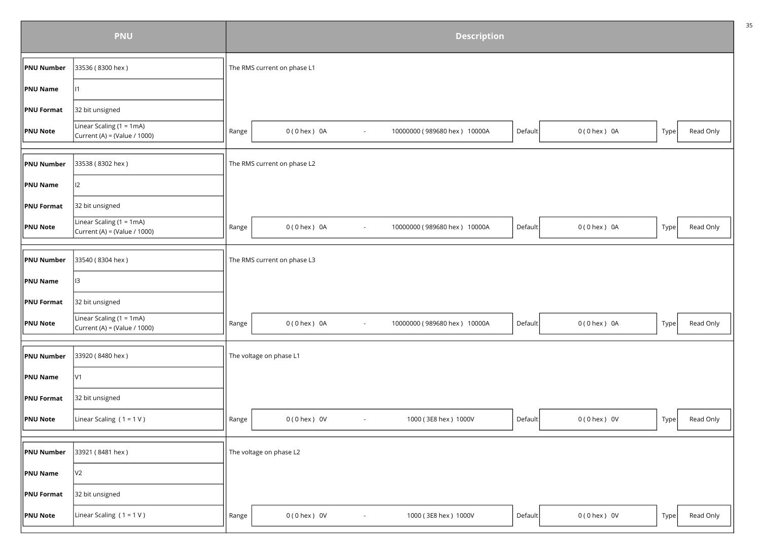| PNU | | Description |
| --- | --- | --- |
| **PNU Number** | 33536 ( 8300 hex ) | The RMS current on phase L1 |
| **PNU Name** | I1 | |
| **PNU Format** | 32 bit unsigned | |
| **PNU Note** | Linear Scaling (1 = 1mA)<br>Current (A) = (Value / 1000) | Range: 0 ( 0 hex ) 0A - 10000000 ( 989680 hex ) 10000A; Default: 0 ( 0 hex ) 0A; Type: Read Only |
| **PNU Number** | 33538 ( 8302 hex ) | The RMS current on phase L2 |
| **PNU Name** | I2 | |
| **PNU Format** | 32 bit unsigned | |
| **PNU Note** | Linear Scaling (1 = 1mA)<br>Current (A) = (Value / 1000) | Range: 0 ( 0 hex ) 0A - 10000000 ( 989680 hex ) 10000A; Default: 0 ( 0 hex ) 0A; Type: Read Only |
| **PNU Number** | 33540 ( 8304 hex ) | The RMS current on phase L3 |
| **PNU Name** | I3 | |
| **PNU Format** | 32 bit unsigned | |
| **PNU Note** | Linear Scaling (1 = 1mA)<br>Current (A) = (Value / 1000) | Range: 0 ( 0 hex ) 0A - 10000000 ( 989680 hex ) 10000A; Default: 0 ( 0 hex ) 0A; Type: Read Only |
| **PNU Number** | 33920 ( 8480 hex ) | The voltage on phase L1 |
| **PNU Name** | V1 | |
| **PNU Format** | 32 bit unsigned | |
| **PNU Note** | Linear Scaling ( 1 = 1 V ) | Range: 0 ( 0 hex ) 0V - 1000 ( 3E8 hex ) 1000V; Default: 0 ( 0 hex ) 0V; Type: Read Only |
| **PNU Number** | 33921 ( 8481 hex ) | The voltage on phase L2 |
| **PNU Name** | V2 | |
| **PNU Format** | 32 bit unsigned | |
| **PNU Note** | Linear Scaling ( 1 = 1 V ) | Range: 0 ( 0 hex ) 0V - 1000 ( 3E8 hex ) 1000V; Default: 0 ( 0 hex ) 0V; Type: Read Only |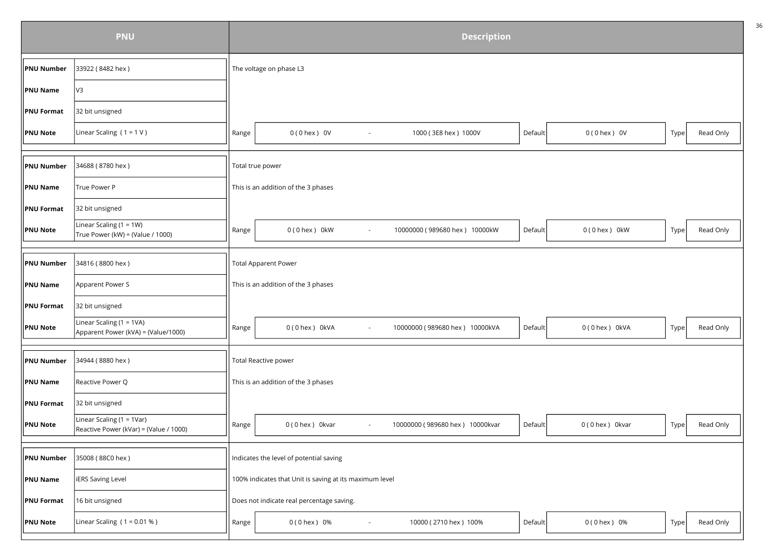| PNU | Description |
|---|---|
| **PNU Number**: 33922 ( 8482 hex )<br>**PNU Name**: V3<br>**PNU Format**: 32 bit unsigned<br>**PNU Note**: Linear Scaling ( 1 = 1 V ) | The voltage on phase L3<br><br>Range: 0 ( 0 hex ) 0V - 1000 ( 3E8 hex ) 1000V<br>Default: 0 ( 0 hex ) 0V<br>Type: Read Only |
| **PNU Number**: 34688 ( 8780 hex )<br>**PNU Name**: True Power P<br>**PNU Format**: 32 bit unsigned<br>**PNU Note**: Linear Scaling (1 = 1W)<br>True Power (kW) = (Value / 1000) | Total true power<br>This is an addition of the 3 phases<br><br>Range: 0 ( 0 hex ) 0kW - 10000000 ( 989680 hex ) 10000kW<br>Default: 0 ( 0 hex ) 0kW<br>Type: Read Only |
| **PNU Number**: 34816 ( 8800 hex )<br>**PNU Name**: Apparent Power S<br>**PNU Format**: 32 bit unsigned<br>**PNU Note**: Linear Scaling (1 = 1VA)<br>Apparent Power (kVA) = (Value/1000) | Total Apparent Power<br>This is an addition of the 3 phases<br><br>Range: 0 ( 0 hex ) 0kVA - 10000000 ( 989680 hex ) 10000kVA<br>Default: 0 ( 0 hex ) 0kVA<br>Type: Read Only |
| **PNU Number**: 34944 ( 8880 hex )<br>**PNU Name**: Reactive Power Q<br>**PNU Format**: 32 bit unsigned<br>**PNU Note**: Linear Scaling (1 = 1Var)<br>Reactive Power (kVar) = (Value / 1000) | Total Reactive power<br>This is an addition of the 3 phases<br><br>Range: 0 ( 0 hex ) 0kvar - 10000000 ( 989680 hex ) 10000kvar<br>Default: 0 ( 0 hex ) 0kvar<br>Type: Read Only |
| **PNU Number**: 35008 ( 88C0 hex )<br>**PNU Name**: iERS Saving Level<br>**PNU Format**: 16 bit unsigned<br>**PNU Note**: Linear Scaling ( 1 = 0.01 % ) | Indicates the level of potential saving<br>100% indicates that Unit is saving at its maximum level<br>Does not indicate real percentage saving.<br><br>Range: 0 ( 0 hex ) 0% - 10000 ( 2710 hex ) 100%<br>Default: 0 ( 0 hex ) 0%<br>Type: Read Only |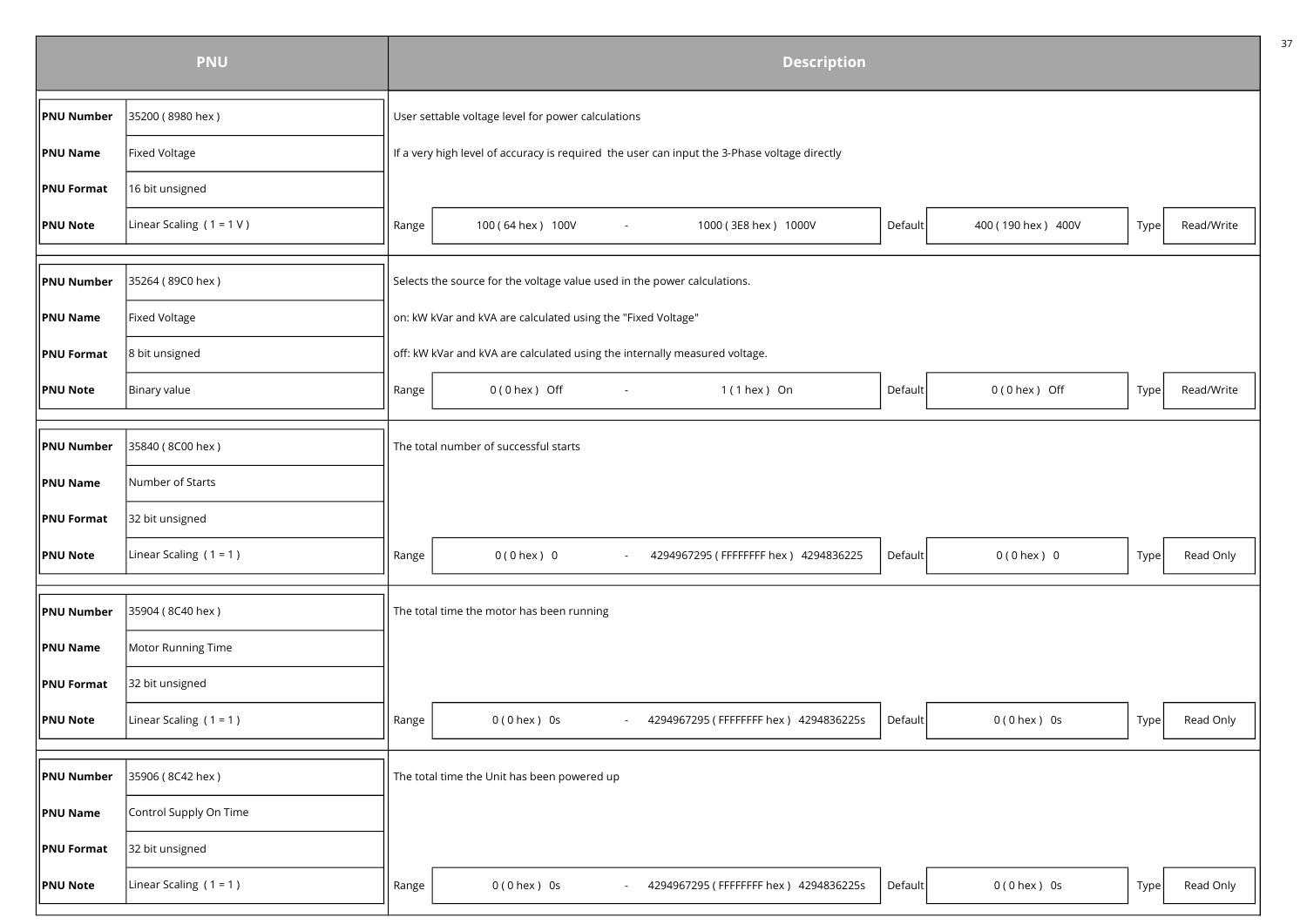| PNU | Description |
|---|---|
| **PNU Number**: 35200 ( 8980 hex ) | User settable voltage level for power calculations |
| **PNU Name**: Fixed Voltage | If a very high level of accuracy is required the user can input the 3-Phase voltage directly |
| **PNU Format**: 16 bit unsigned | |
| **PNU Note**: Linear Scaling ( 1 = 1 V ) | Range: 100 ( 64 hex ) 100V - 1000 ( 3E8 hex ) 1000V; Default: 400 ( 190 hex ) 400V; Type: Read/Write |

| PNU | Description |
|---|---|
| **PNU Number**: 35264 ( 89C0 hex ) | Selects the source for the voltage value used in the power calculations. |
| **PNU Name**: Fixed Voltage | on: kW kVar and kVA are calculated using the "Fixed Voltage" |
| **PNU Format**: 8 bit unsigned | off: kW kVar and kVA are calculated using the internally measured voltage. |
| **PNU Note**: Binary value | Range: 0 ( 0 hex ) Off - 1 ( 1 hex ) On; Default: 0 ( 0 hex ) Off; Type: Read/Write |

| PNU | Description |
|---|---|
| **PNU Number**: 35840 ( 8C00 hex ) | The total number of successful starts |
| **PNU Name**: Number of Starts | |
| **PNU Format**: 32 bit unsigned | |
| **PNU Note**: Linear Scaling ( 1 = 1 ) | Range: 0 ( 0 hex ) 0 - 4294967295 ( FFFFFFFF hex ) 4294836225; Default: 0 ( 0 hex ) 0; Type: Read Only |

| PNU | Description |
|---|---|
| **PNU Number**: 35904 ( 8C40 hex ) | The total time the motor has been running |
| **PNU Name**: Motor Running Time | |
| **PNU Format**: 32 bit unsigned | |
| **PNU Note**: Linear Scaling ( 1 = 1 ) | Range: 0 ( 0 hex ) 0s - 4294967295 ( FFFFFFFF hex ) 4294836225s; Default: 0 ( 0 hex ) 0s; Type: Read Only |

| PNU | Description |
|---|---|
| **PNU Number**: 35906 ( 8C42 hex ) | The total time the Unit has been powered up |
| **PNU Name**: Control Supply On Time | |
| **PNU Format**: 32 bit unsigned | |
| **PNU Note**: Linear Scaling ( 1 = 1 ) | Range: 0 ( 0 hex ) 0s - 4294967295 ( FFFFFFFF hex ) 4294836225s; Default: 0 ( 0 hex ) 0s; Type: Read Only |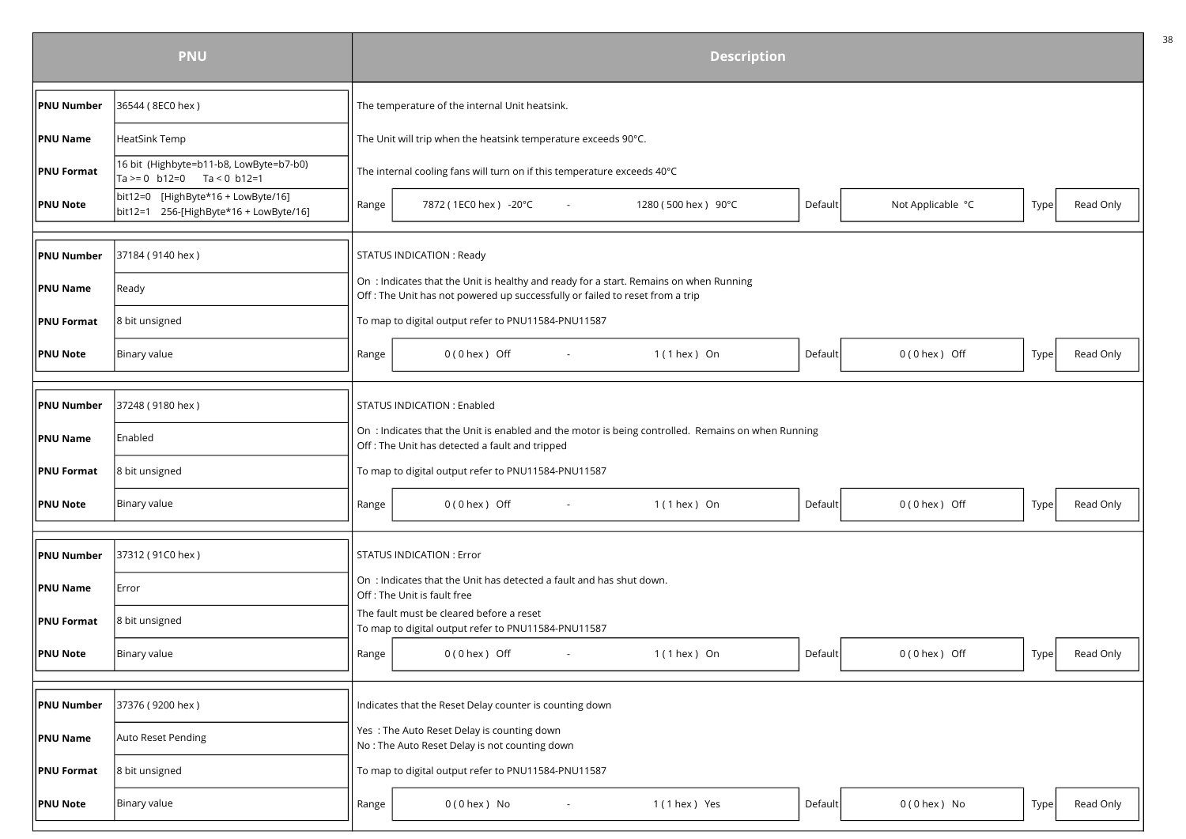| PNU | | Description |
|---|---|---|
| **PNU Number** | 36544 ( 8EC0 hex ) | The temperature of the internal Unit heatsink. |
| **PNU Name** | HeatSink Temp | The Unit will trip when the heatsink temperature exceeds 90°C. |
| **PNU Format** | 16 bit (Highbyte=b11-b8, LowByte=b7-b0)<br>Ta >= 0 b12=0 Ta < 0 b12=1 | The internal cooling fans will turn on if this temperature exceeds 40°C |
| **PNU Note** | bit12=0 [HighByte*16 + LowByte/16]<br>bit12=1 256-[HighByte*16 + LowByte/16] | Range: 7872 ( 1EC0 hex ) -20°C - 1280 ( 500 hex ) 90°C; Default: Not Applicable °C; Type: Read Only |

| PNU | | Description |
|---|---|---|
| **PNU Number** | 37184 ( 9140 hex ) | STATUS INDICATION : Ready |
| **PNU Name** | Ready | On : Indicates that the Unit is healthy and ready for a start. Remains on when Running<br>Off : The Unit has not powered up successfully or failed to reset from a trip |
| **PNU Format** | 8 bit unsigned | To map to digital output refer to PNU11584-PNU11587 |
| **PNU Note** | Binary value | Range: 0 ( 0 hex ) Off - 1 ( 1 hex ) On; Default: 0 ( 0 hex ) Off; Type: Read Only |

| PNU | | Description |
|---|---|---|
| **PNU Number** | 37248 ( 9180 hex ) | STATUS INDICATION : Enabled |
| **PNU Name** | Enabled | On : Indicates that the Unit is enabled and the motor is being controlled. Remains on when Running<br>Off : The Unit has detected a fault and tripped |
| **PNU Format** | 8 bit unsigned | To map to digital output refer to PNU11584-PNU11587 |
| **PNU Note** | Binary value | Range: 0 ( 0 hex ) Off - 1 ( 1 hex ) On; Default: 0 ( 0 hex ) Off; Type: Read Only |

| PNU | | Description |
|---|---|---|
| **PNU Number** | 37312 ( 91C0 hex ) | STATUS INDICATION : Error |
| **PNU Name** | Error | On : Indicates that the Unit has detected a fault and has shut down.<br>Off : The Unit is fault free |
| **PNU Format** | 8 bit unsigned | The fault must be cleared before a reset<br>To map to digital output refer to PNU11584-PNU11587 |
| **PNU Note** | Binary value | Range: 0 ( 0 hex ) Off - 1 ( 1 hex ) On; Default: 0 ( 0 hex ) Off; Type: Read Only |

| PNU | | Description |
|---|---|---|
| **PNU Number** | 37376 ( 9200 hex ) | Indicates that the Reset Delay counter is counting down |
| **PNU Name** | Auto Reset Pending | Yes : The Auto Reset Delay is counting down<br>No : The Auto Reset Delay is not counting down |
| **PNU Format** | 8 bit unsigned | To map to digital output refer to PNU11584-PNU11587 |
| **PNU Note** | Binary value | Range: 0 ( 0 hex ) No - 1 ( 1 hex ) Yes; Default: 0 ( 0 hex ) No; Type: Read Only |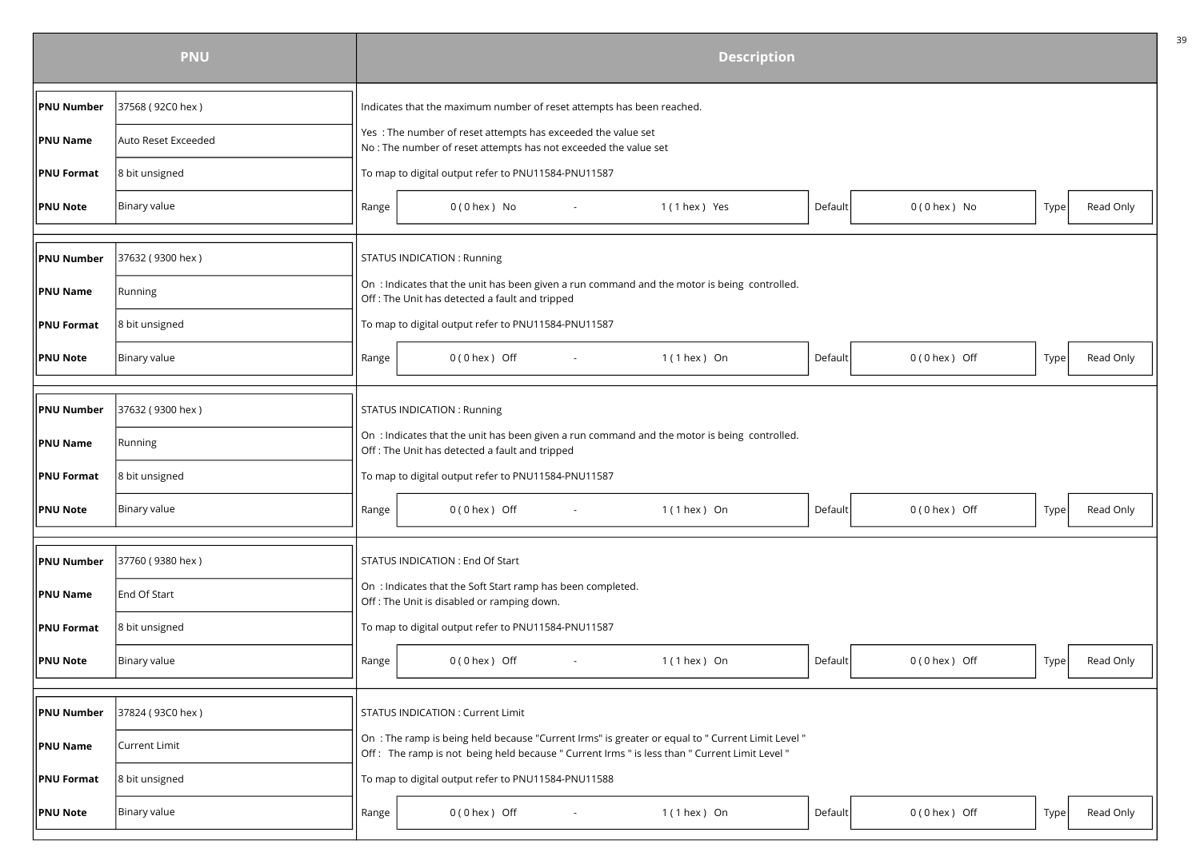| PNU | | Description |
|---|---|---|
| **PNU Number** | 37568 ( 92C0 hex ) | Indicates that the maximum number of reset attempts has been reached. |
| **PNU Name** | Auto Reset Exceeded | Yes : The number of reset attempts has exceeded the value set<br>No : The number of reset attempts has not exceeded the value set |
| **PNU Format** | 8 bit unsigned | To map to digital output refer to PNU11584-PNU11587 |
| **PNU Note** | Binary value | Range: 0 ( 0 hex ) No - 1 ( 1 hex ) Yes · Default: 0 ( 0 hex ) No · Type: Read Only |

| PNU | | Description |
|---|---|---|
| **PNU Number** | 37632 ( 9300 hex ) | STATUS INDICATION : Running |
| **PNU Name** | Running | On : Indicates that the unit has been given a run command and the motor is being controlled.<br>Off : The Unit has detected a fault and tripped |
| **PNU Format** | 8 bit unsigned | To map to digital output refer to PNU11584-PNU11587 |
| **PNU Note** | Binary value | Range: 0 ( 0 hex ) Off - 1 ( 1 hex ) On · Default: 0 ( 0 hex ) Off · Type: Read Only |

| PNU | | Description |
|---|---|---|
| **PNU Number** | 37632 ( 9300 hex ) | STATUS INDICATION : Running |
| **PNU Name** | Running | On : Indicates that the unit has been given a run command and the motor is being controlled.<br>Off : The Unit has detected a fault and tripped |
| **PNU Format** | 8 bit unsigned | To map to digital output refer to PNU11584-PNU11587 |
| **PNU Note** | Binary value | Range: 0 ( 0 hex ) Off - 1 ( 1 hex ) On · Default: 0 ( 0 hex ) Off · Type: Read Only |

| PNU | | Description |
|---|---|---|
| **PNU Number** | 37760 ( 9380 hex ) | STATUS INDICATION : End Of Start |
| **PNU Name** | End Of Start | On : Indicates that the Soft Start ramp has been completed.<br>Off : The Unit is disabled or ramping down. |
| **PNU Format** | 8 bit unsigned | To map to digital output refer to PNU11584-PNU11587 |
| **PNU Note** | Binary value | Range: 0 ( 0 hex ) Off - 1 ( 1 hex ) On · Default: 0 ( 0 hex ) Off · Type: Read Only |

| PNU | | Description |
|---|---|---|
| **PNU Number** | 37824 ( 93C0 hex ) | STATUS INDICATION : Current Limit |
| **PNU Name** | Current Limit | On : The ramp is being held because "Current Irms" is greater or equal to " Current Limit Level "<br>Off : The ramp is not being held because " Current Irms " is less than " Current Limit Level " |
| **PNU Format** | 8 bit unsigned | To map to digital output refer to PNU11584-PNU11588 |
| **PNU Note** | Binary value | Range: 0 ( 0 hex ) Off - 1 ( 1 hex ) On · Default: 0 ( 0 hex ) Off · Type: Read Only |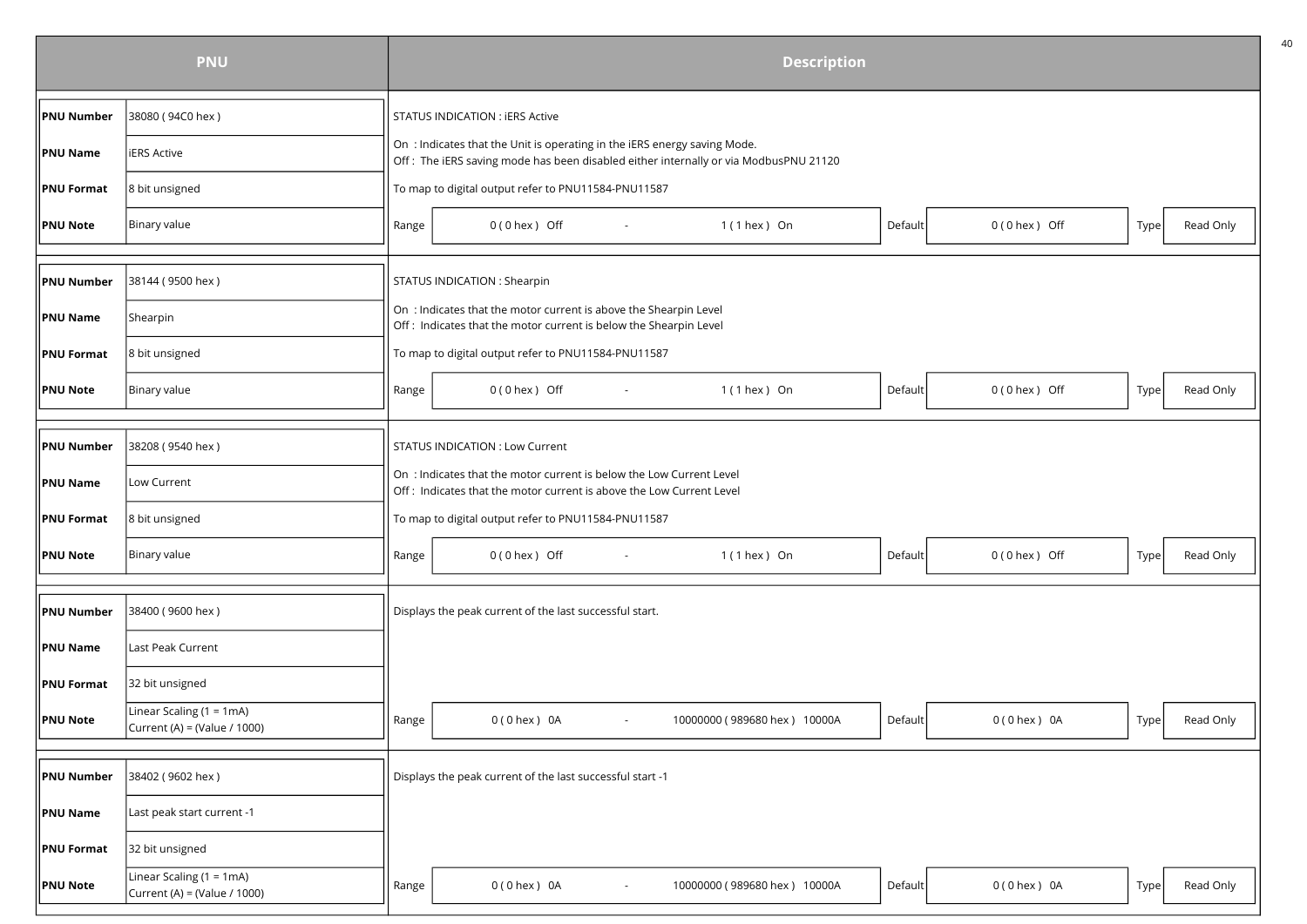| PNU | | Description | | | | | |
|---|---|---|---|---|---|---|---|
| **PNU Number** | 38080 ( 94C0 hex ) | STATUS INDICATION : iERS Active | | | | | |
| **PNU Name** | iERS Active | On : Indicates that the Unit is operating in the iERS energy saving Mode.<br>Off : The iERS saving mode has been disabled either internally or via ModbusPNU 21120 | | | | | |
| **PNU Format** | 8 bit unsigned | To map to digital output refer to PNU11584-PNU11587 | | | | | |
| **PNU Note** | Binary value | Range | 0 ( 0 hex ) Off - 1 ( 1 hex ) On | Default | 0 ( 0 hex ) Off | Type | Read Only |
| **PNU Number** | 38144 ( 9500 hex ) | STATUS INDICATION : Shearpin | | | | | |
| **PNU Name** | Shearpin | On : Indicates that the motor current is above the Shearpin Level<br>Off : Indicates that the motor current is below the Shearpin Level | | | | | |
| **PNU Format** | 8 bit unsigned | To map to digital output refer to PNU11584-PNU11587 | | | | | |
| **PNU Note** | Binary value | Range | 0 ( 0 hex ) Off - 1 ( 1 hex ) On | Default | 0 ( 0 hex ) Off | Type | Read Only |
| **PNU Number** | 38208 ( 9540 hex ) | STATUS INDICATION : Low Current | | | | | |
| **PNU Name** | Low Current | On : Indicates that the motor current is below the Low Current Level<br>Off : Indicates that the motor current is above the Low Current Level | | | | | |
| **PNU Format** | 8 bit unsigned | To map to digital output refer to PNU11584-PNU11587 | | | | | |
| **PNU Note** | Binary value | Range | 0 ( 0 hex ) Off - 1 ( 1 hex ) On | Default | 0 ( 0 hex ) Off | Type | Read Only |
| **PNU Number** | 38400 ( 9600 hex ) | Displays the peak current of the last successful start. | | | | | |
| **PNU Name** | Last Peak Current | | | | | | |
| **PNU Format** | 32 bit unsigned | | | | | | |
| **PNU Note** | Linear Scaling (1 = 1mA)<br>Current (A) = (Value / 1000) | Range | 0 ( 0 hex ) 0A - 10000000 ( 989680 hex ) 10000A | Default | 0 ( 0 hex ) 0A | Type | Read Only |
| **PNU Number** | 38402 ( 9602 hex ) | Displays the peak current of the last successful start -1 | | | | | |
| **PNU Name** | Last peak start current -1 | | | | | | |
| **PNU Format** | 32 bit unsigned | | | | | | |
| **PNU Note** | Linear Scaling (1 = 1mA)<br>Current (A) = (Value / 1000) | Range | 0 ( 0 hex ) 0A - 10000000 ( 989680 hex ) 10000A | Default | 0 ( 0 hex ) 0A | Type | Read Only |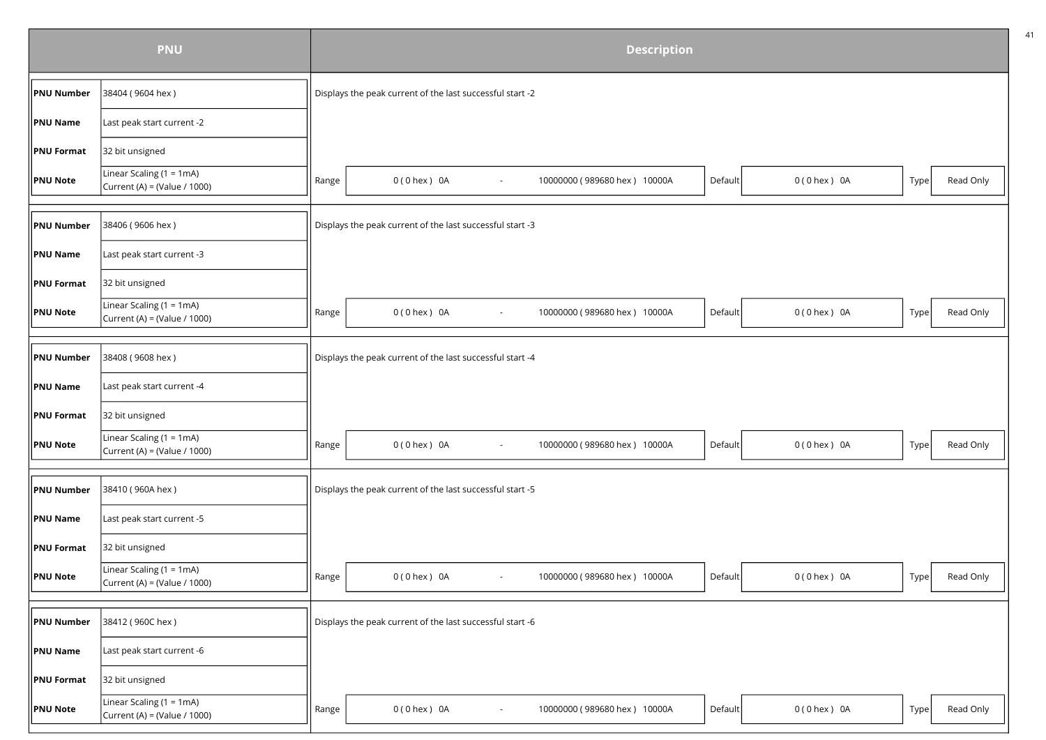| PNU | | Description |
|---|---|---|
| **PNU Number** | 38404 ( 9604 hex ) | Displays the peak current of the last successful start -2 |
| **PNU Name** | Last peak start current -2 | |
| **PNU Format** | 32 bit unsigned | |
| **PNU Note** | Linear Scaling (1 = 1mA)<br>Current (A) = (Value / 1000) | Range: 0 ( 0 hex ) 0A - 10000000 ( 989680 hex ) 10000A; Default: 0 ( 0 hex ) 0A; Type: Read Only |
| **PNU Number** | 38406 ( 9606 hex ) | Displays the peak current of the last successful start -3 |
| **PNU Name** | Last peak start current -3 | |
| **PNU Format** | 32 bit unsigned | |
| **PNU Note** | Linear Scaling (1 = 1mA)<br>Current (A) = (Value / 1000) | Range: 0 ( 0 hex ) 0A - 10000000 ( 989680 hex ) 10000A; Default: 0 ( 0 hex ) 0A; Type: Read Only |
| **PNU Number** | 38408 ( 9608 hex ) | Displays the peak current of the last successful start -4 |
| **PNU Name** | Last peak start current -4 | |
| **PNU Format** | 32 bit unsigned | |
| **PNU Note** | Linear Scaling (1 = 1mA)<br>Current (A) = (Value / 1000) | Range: 0 ( 0 hex ) 0A - 10000000 ( 989680 hex ) 10000A; Default: 0 ( 0 hex ) 0A; Type: Read Only |
| **PNU Number** | 38410 ( 960A hex ) | Displays the peak current of the last successful start -5 |
| **PNU Name** | Last peak start current -5 | |
| **PNU Format** | 32 bit unsigned | |
| **PNU Note** | Linear Scaling (1 = 1mA)<br>Current (A) = (Value / 1000) | Range: 0 ( 0 hex ) 0A - 10000000 ( 989680 hex ) 10000A; Default: 0 ( 0 hex ) 0A; Type: Read Only |
| **PNU Number** | 38412 ( 960C hex ) | Displays the peak current of the last successful start -6 |
| **PNU Name** | Last peak start current -6 | |
| **PNU Format** | 32 bit unsigned | |
| **PNU Note** | Linear Scaling (1 = 1mA)<br>Current (A) = (Value / 1000) | Range: 0 ( 0 hex ) 0A - 10000000 ( 989680 hex ) 10000A; Default: 0 ( 0 hex ) 0A; Type: Read Only |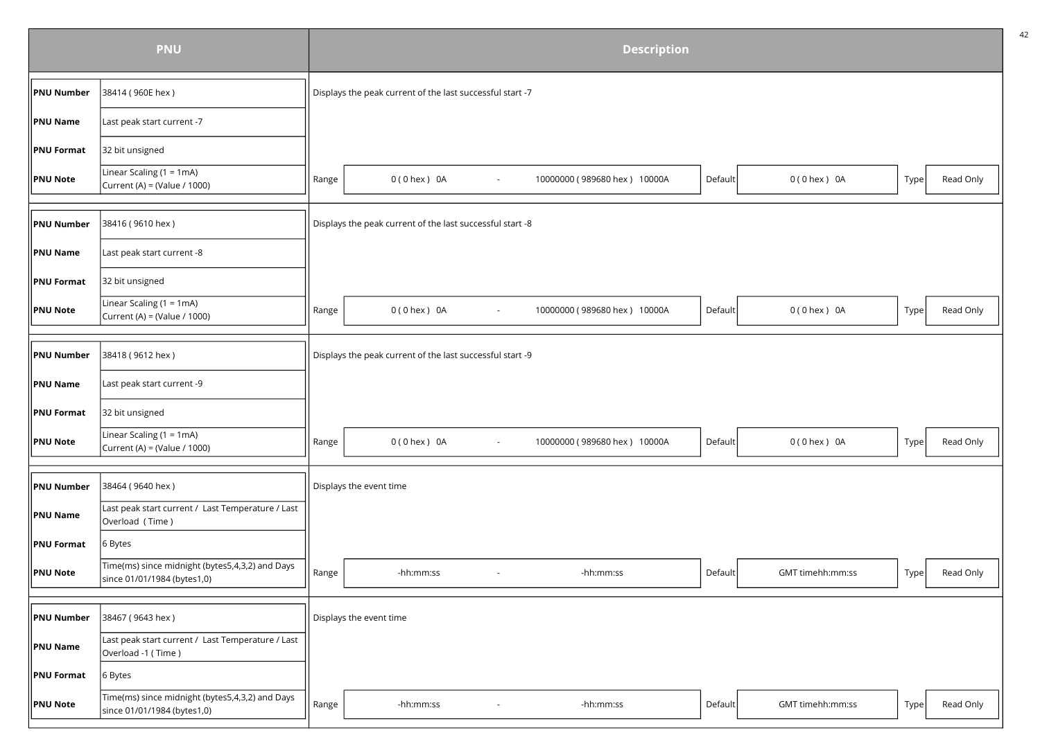| PNU | | Description | | | | | |
|---|---|---|---|---|---|---|---|
| **PNU Number** | 38414 ( 960E hex ) | Displays the peak current of the last successful start -7 | | | | | |
| **PNU Name** | Last peak start current -7 | | | | | | |
| **PNU Format** | 32 bit unsigned | | | | | | |
| **PNU Note** | Linear Scaling (1 = 1mA) Current (A) = (Value / 1000) | Range | 0 ( 0 hex ) 0A - 10000000 ( 989680 hex ) 10000A | Default | 0 ( 0 hex ) 0A | Type | Read Only |
| **PNU Number** | 38416 ( 9610 hex ) | Displays the peak current of the last successful start -8 | | | | | |
| **PNU Name** | Last peak start current -8 | | | | | | |
| **PNU Format** | 32 bit unsigned | | | | | | |
| **PNU Note** | Linear Scaling (1 = 1mA) Current (A) = (Value / 1000) | Range | 0 ( 0 hex ) 0A - 10000000 ( 989680 hex ) 10000A | Default | 0 ( 0 hex ) 0A | Type | Read Only |
| **PNU Number** | 38418 ( 9612 hex ) | Displays the peak current of the last successful start -9 | | | | | |
| **PNU Name** | Last peak start current -9 | | | | | | |
| **PNU Format** | 32 bit unsigned | | | | | | |
| **PNU Note** | Linear Scaling (1 = 1mA) Current (A) = (Value / 1000) | Range | 0 ( 0 hex ) 0A - 10000000 ( 989680 hex ) 10000A | Default | 0 ( 0 hex ) 0A | Type | Read Only |
| **PNU Number** | 38464 ( 9640 hex ) | Displays the event time | | | | | |
| **PNU Name** | Last peak start current / Last Temperature / Last Overload ( Time ) | | | | | | |
| **PNU Format** | 6 Bytes | | | | | | |
| **PNU Note** | Time(ms) since midnight (bytes5,4,3,2) and Days since 01/01/1984 (bytes1,0) | Range | -hh:mm:ss - -hh:mm:ss | Default | GMT timehh:mm:ss | Type | Read Only |
| **PNU Number** | 38467 ( 9643 hex ) | Displays the event time | | | | | |
| **PNU Name** | Last peak start current / Last Temperature / Last Overload -1 ( Time ) | | | | | | |
| **PNU Format** | 6 Bytes | | | | | | |
| **PNU Note** | Time(ms) since midnight (bytes5,4,3,2) and Days since 01/01/1984 (bytes1,0) | Range | -hh:mm:ss - -hh:mm:ss | Default | GMT timehh:mm:ss | Type | Read Only |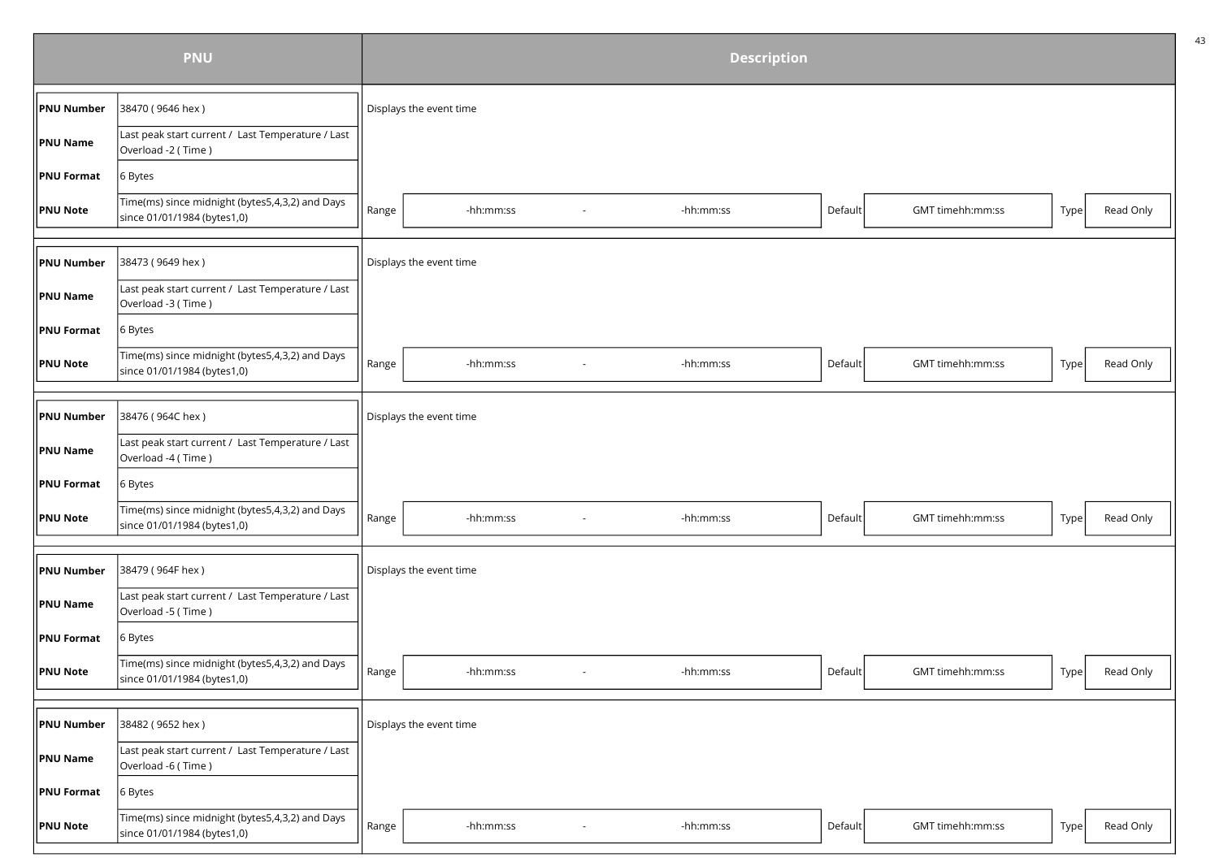| PNU | | Description | | | | | |
|---|---|---|---|---|---|---|---|
| **PNU Number** | 38470 ( 9646 hex ) | Displays the event time | | | | | |
| **PNU Name** | Last peak start current / Last Temperature / Last Overload -2 ( Time ) | | | | | | |
| **PNU Format** | 6 Bytes | | | | | | |
| **PNU Note** | Time(ms) since midnight (bytes5,4,3,2) and Days since 01/01/1984 (bytes1,0) | Range | -hh:mm:ss - -hh:mm:ss | Default | GMT timehh:mm:ss | Type | Read Only |
| **PNU Number** | 38473 ( 9649 hex ) | Displays the event time | | | | | |
| **PNU Name** | Last peak start current / Last Temperature / Last Overload -3 ( Time ) | | | | | | |
| **PNU Format** | 6 Bytes | | | | | | |
| **PNU Note** | Time(ms) since midnight (bytes5,4,3,2) and Days since 01/01/1984 (bytes1,0) | Range | -hh:mm:ss - -hh:mm:ss | Default | GMT timehh:mm:ss | Type | Read Only |
| **PNU Number** | 38476 ( 964C hex ) | Displays the event time | | | | | |
| **PNU Name** | Last peak start current / Last Temperature / Last Overload -4 ( Time ) | | | | | | |
| **PNU Format** | 6 Bytes | | | | | | |
| **PNU Note** | Time(ms) since midnight (bytes5,4,3,2) and Days since 01/01/1984 (bytes1,0) | Range | -hh:mm:ss - -hh:mm:ss | Default | GMT timehh:mm:ss | Type | Read Only |
| **PNU Number** | 38479 ( 964F hex ) | Displays the event time | | | | | |
| **PNU Name** | Last peak start current / Last Temperature / Last Overload -5 ( Time ) | | | | | | |
| **PNU Format** | 6 Bytes | | | | | | |
| **PNU Note** | Time(ms) since midnight (bytes5,4,3,2) and Days since 01/01/1984 (bytes1,0) | Range | -hh:mm:ss - -hh:mm:ss | Default | GMT timehh:mm:ss | Type | Read Only |
| **PNU Number** | 38482 ( 9652 hex ) | Displays the event time | | | | | |
| **PNU Name** | Last peak start current / Last Temperature / Last Overload -6 ( Time ) | | | | | | |
| **PNU Format** | 6 Bytes | | | | | | |
| **PNU Note** | Time(ms) since midnight (bytes5,4,3,2) and Days since 01/01/1984 (bytes1,0) | Range | -hh:mm:ss - -hh:mm:ss | Default | GMT timehh:mm:ss | Type | Read Only |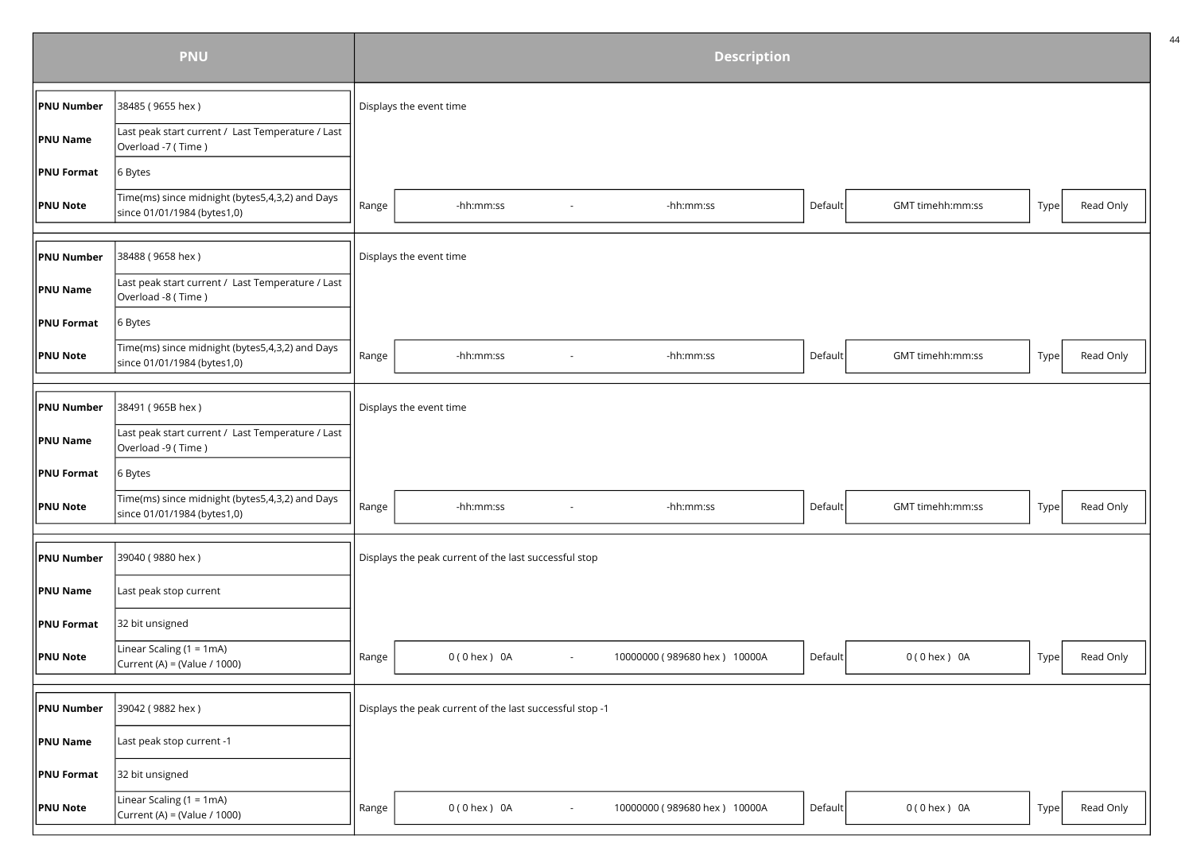| PNU | | Description |
|---|---|---|
| **PNU Number** | 38485 ( 9655 hex ) | Displays the event time |
| **PNU Name** | Last peak start current / Last Temperature / Last Overload -7 ( Time ) | |
| **PNU Format** | 6 Bytes | |
| **PNU Note** | Time(ms) since midnight (bytes5,4,3,2) and Days since 01/01/1984 (bytes1,0) | Range: -hh:mm:ss - -hh:mm:ss; Default: GMT timehh:mm:ss; Type: Read Only |
| **PNU Number** | 38488 ( 9658 hex ) | Displays the event time |
| **PNU Name** | Last peak start current / Last Temperature / Last Overload -8 ( Time ) | |
| **PNU Format** | 6 Bytes | |
| **PNU Note** | Time(ms) since midnight (bytes5,4,3,2) and Days since 01/01/1984 (bytes1,0) | Range: -hh:mm:ss - -hh:mm:ss; Default: GMT timehh:mm:ss; Type: Read Only |
| **PNU Number** | 38491 ( 965B hex ) | Displays the event time |
| **PNU Name** | Last peak start current / Last Temperature / Last Overload -9 ( Time ) | |
| **PNU Format** | 6 Bytes | |
| **PNU Note** | Time(ms) since midnight (bytes5,4,3,2) and Days since 01/01/1984 (bytes1,0) | Range: -hh:mm:ss - -hh:mm:ss; Default: GMT timehh:mm:ss; Type: Read Only |
| **PNU Number** | 39040 ( 9880 hex ) | Displays the peak current of the last successful stop |
| **PNU Name** | Last peak stop current | |
| **PNU Format** | 32 bit unsigned | |
| **PNU Note** | Linear Scaling (1 = 1mA) Current (A) = (Value / 1000) | Range: 0 ( 0 hex ) 0A - 10000000 ( 989680 hex ) 10000A; Default: 0 ( 0 hex ) 0A; Type: Read Only |
| **PNU Number** | 39042 ( 9882 hex ) | Displays the peak current of the last successful stop -1 |
| **PNU Name** | Last peak stop current -1 | |
| **PNU Format** | 32 bit unsigned | |
| **PNU Note** | Linear Scaling (1 = 1mA) Current (A) = (Value / 1000) | Range: 0 ( 0 hex ) 0A - 10000000 ( 989680 hex ) 10000A; Default: 0 ( 0 hex ) 0A; Type: Read Only |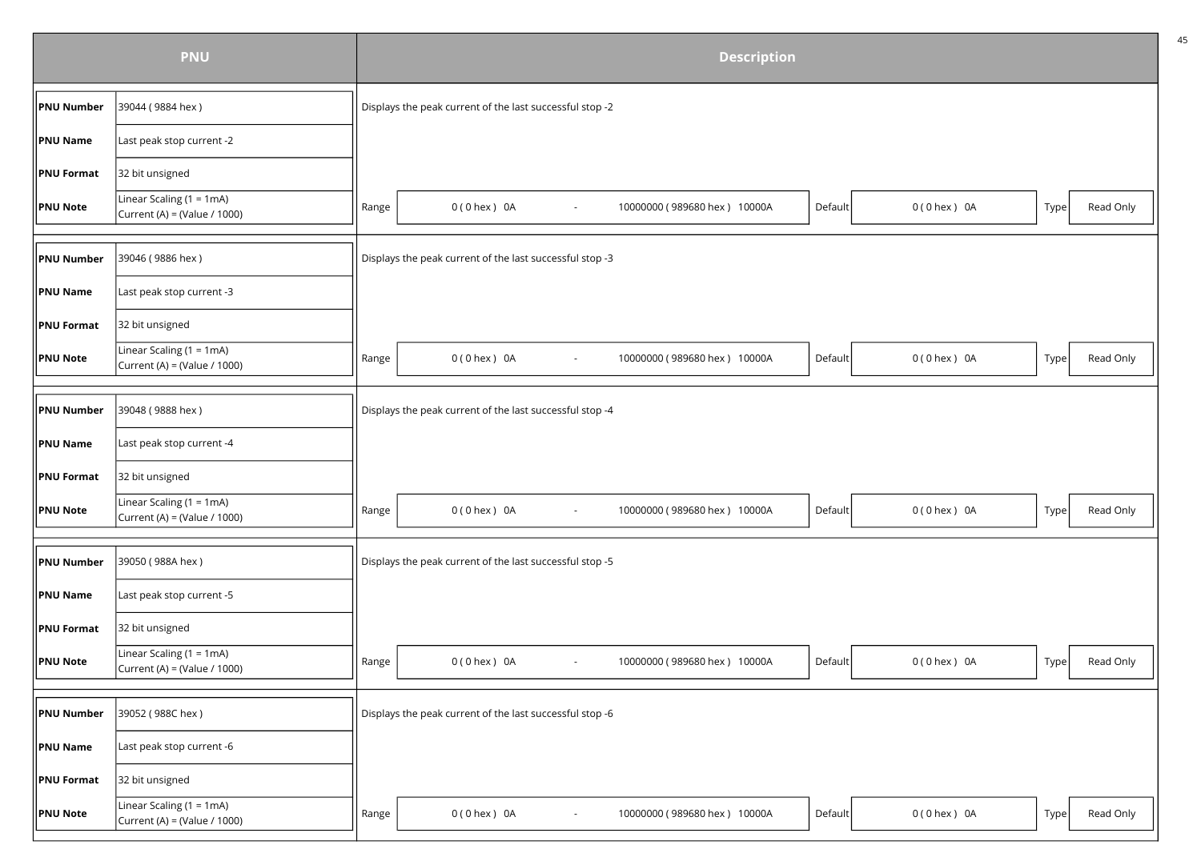| PNU | | Description |
|---|---|---|
| **PNU Number** | 39044 ( 9884 hex ) | Displays the peak current of the last successful stop -2 |
| **PNU Name** | Last peak stop current -2 | |
| **PNU Format** | 32 bit unsigned | |
| **PNU Note** | Linear Scaling (1 = 1mA)<br>Current (A) = (Value / 1000) | Range: 0 ( 0 hex ) 0A - 10000000 ( 989680 hex ) 10000A; Default: 0 ( 0 hex ) 0A; Type: Read Only |
| **PNU Number** | 39046 ( 9886 hex ) | Displays the peak current of the last successful stop -3 |
| **PNU Name** | Last peak stop current -3 | |
| **PNU Format** | 32 bit unsigned | |
| **PNU Note** | Linear Scaling (1 = 1mA)<br>Current (A) = (Value / 1000) | Range: 0 ( 0 hex ) 0A - 10000000 ( 989680 hex ) 10000A; Default: 0 ( 0 hex ) 0A; Type: Read Only |
| **PNU Number** | 39048 ( 9888 hex ) | Displays the peak current of the last successful stop -4 |
| **PNU Name** | Last peak stop current -4 | |
| **PNU Format** | 32 bit unsigned | |
| **PNU Note** | Linear Scaling (1 = 1mA)<br>Current (A) = (Value / 1000) | Range: 0 ( 0 hex ) 0A - 10000000 ( 989680 hex ) 10000A; Default: 0 ( 0 hex ) 0A; Type: Read Only |
| **PNU Number** | 39050 ( 988A hex ) | Displays the peak current of the last successful stop -5 |
| **PNU Name** | Last peak stop current -5 | |
| **PNU Format** | 32 bit unsigned | |
| **PNU Note** | Linear Scaling (1 = 1mA)<br>Current (A) = (Value / 1000) | Range: 0 ( 0 hex ) 0A - 10000000 ( 989680 hex ) 10000A; Default: 0 ( 0 hex ) 0A; Type: Read Only |
| **PNU Number** | 39052 ( 988C hex ) | Displays the peak current of the last successful stop -6 |
| **PNU Name** | Last peak stop current -6 | |
| **PNU Format** | 32 bit unsigned | |
| **PNU Note** | Linear Scaling (1 = 1mA)<br>Current (A) = (Value / 1000) | Range: 0 ( 0 hex ) 0A - 10000000 ( 989680 hex ) 10000A; Default: 0 ( 0 hex ) 0A; Type: Read Only |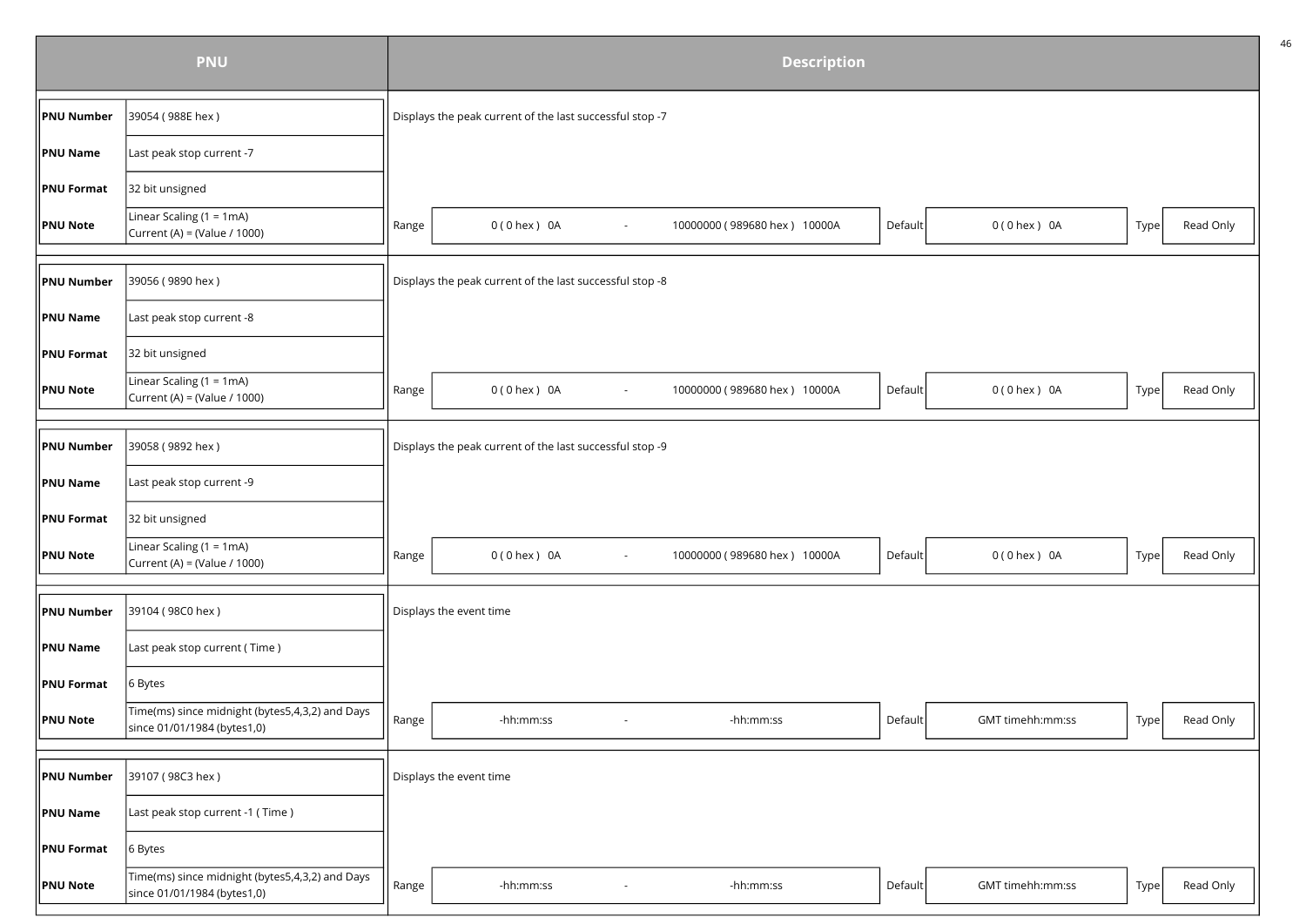| PNU | | Description |
|---|---|---|
| **PNU Number** | 39054 ( 988E hex ) | Displays the peak current of the last successful stop -7 |
| **PNU Name** | Last peak stop current -7 | |
| **PNU Format** | 32 bit unsigned | |
| **PNU Note** | Linear Scaling (1 = 1mA) Current (A) = (Value / 1000) | Range: 0 ( 0 hex ) 0A - 10000000 ( 989680 hex ) 10000A; Default: 0 ( 0 hex ) 0A; Type: Read Only |

| PNU | | Description |
|---|---|---|
| **PNU Number** | 39056 ( 9890 hex ) | Displays the peak current of the last successful stop -8 |
| **PNU Name** | Last peak stop current -8 | |
| **PNU Format** | 32 bit unsigned | |
| **PNU Note** | Linear Scaling (1 = 1mA) Current (A) = (Value / 1000) | Range: 0 ( 0 hex ) 0A - 10000000 ( 989680 hex ) 10000A; Default: 0 ( 0 hex ) 0A; Type: Read Only |

| PNU | | Description |
|---|---|---|
| **PNU Number** | 39058 ( 9892 hex ) | Displays the peak current of the last successful stop -9 |
| **PNU Name** | Last peak stop current -9 | |
| **PNU Format** | 32 bit unsigned | |
| **PNU Note** | Linear Scaling (1 = 1mA) Current (A) = (Value / 1000) | Range: 0 ( 0 hex ) 0A - 10000000 ( 989680 hex ) 10000A; Default: 0 ( 0 hex ) 0A; Type: Read Only |

| PNU | | Description |
|---|---|---|
| **PNU Number** | 39104 ( 98C0 hex ) | Displays the event time |
| **PNU Name** | Last peak stop current ( Time ) | |
| **PNU Format** | 6 Bytes | |
| **PNU Note** | Time(ms) since midnight (bytes5,4,3,2) and Days since 01/01/1984 (bytes1,0) | Range: -hh:mm:ss - -hh:mm:ss; Default: GMT timehh:mm:ss; Type: Read Only |

| PNU | | Description |
|---|---|---|
| **PNU Number** | 39107 ( 98C3 hex ) | Displays the event time |
| **PNU Name** | Last peak stop current -1 ( Time ) | |
| **PNU Format** | 6 Bytes | |
| **PNU Note** | Time(ms) since midnight (bytes5,4,3,2) and Days since 01/01/1984 (bytes1,0) | Range: -hh:mm:ss - -hh:mm:ss; Default: GMT timehh:mm:ss; Type: Read Only |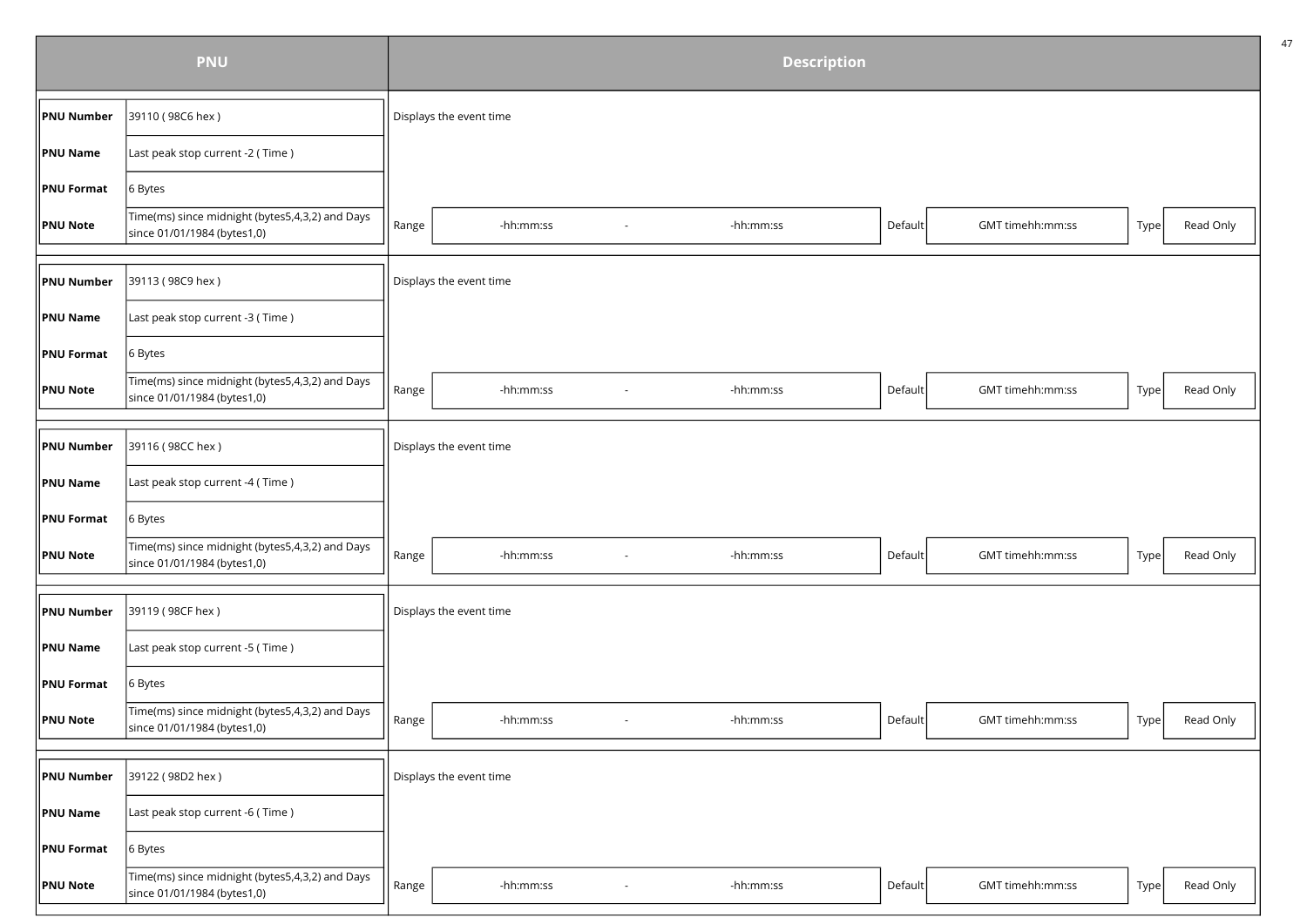| PNU | | Description |
|---|---|---|
| **PNU Number** | 39110 ( 98C6 hex ) | Displays the event time |
| **PNU Name** | Last peak stop current -2 ( Time ) | |
| **PNU Format** | 6 Bytes | |
| **PNU Note** | Time(ms) since midnight (bytes5,4,3,2) and Days since 01/01/1984 (bytes1,0) | Range: -hh:mm:ss - -hh:mm:ss; Default: GMT timehh:mm:ss; Type: Read Only |
| **PNU Number** | 39113 ( 98C9 hex ) | Displays the event time |
| **PNU Name** | Last peak stop current -3 ( Time ) | |
| **PNU Format** | 6 Bytes | |
| **PNU Note** | Time(ms) since midnight (bytes5,4,3,2) and Days since 01/01/1984 (bytes1,0) | Range: -hh:mm:ss - -hh:mm:ss; Default: GMT timehh:mm:ss; Type: Read Only |
| **PNU Number** | 39116 ( 98CC hex ) | Displays the event time |
| **PNU Name** | Last peak stop current -4 ( Time ) | |
| **PNU Format** | 6 Bytes | |
| **PNU Note** | Time(ms) since midnight (bytes5,4,3,2) and Days since 01/01/1984 (bytes1,0) | Range: -hh:mm:ss - -hh:mm:ss; Default: GMT timehh:mm:ss; Type: Read Only |
| **PNU Number** | 39119 ( 98CF hex ) | Displays the event time |
| **PNU Name** | Last peak stop current -5 ( Time ) | |
| **PNU Format** | 6 Bytes | |
| **PNU Note** | Time(ms) since midnight (bytes5,4,3,2) and Days since 01/01/1984 (bytes1,0) | Range: -hh:mm:ss - -hh:mm:ss; Default: GMT timehh:mm:ss; Type: Read Only |
| **PNU Number** | 39122 ( 98D2 hex ) | Displays the event time |
| **PNU Name** | Last peak stop current -6 ( Time ) | |
| **PNU Format** | 6 Bytes | |
| **PNU Note** | Time(ms) since midnight (bytes5,4,3,2) and Days since 01/01/1984 (bytes1,0) | Range: -hh:mm:ss - -hh:mm:ss; Default: GMT timehh:mm:ss; Type: Read Only |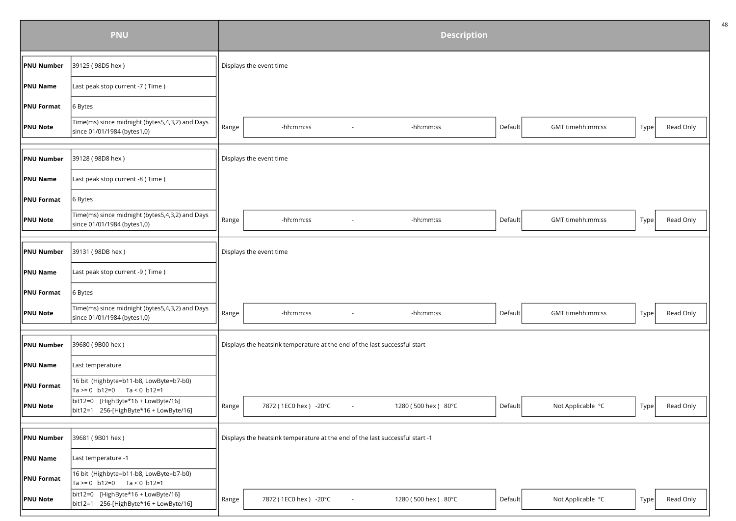| PNU | | Description |
|---|---|---|
| **PNU Number** | 39125 ( 98D5 hex ) | Displays the event time |
| **PNU Name** | Last peak stop current -7 ( Time ) | |
| **PNU Format** | 6 Bytes | |
| **PNU Note** | Time(ms) since midnight (bytes5,4,3,2) and Days since 01/01/1984 (bytes1,0) | Range: -hh:mm:ss - -hh:mm:ss; Default: GMT timehh:mm:ss; Type: Read Only |
| **PNU Number** | 39128 ( 98D8 hex ) | Displays the event time |
| **PNU Name** | Last peak stop current -8 ( Time ) | |
| **PNU Format** | 6 Bytes | |
| **PNU Note** | Time(ms) since midnight (bytes5,4,3,2) and Days since 01/01/1984 (bytes1,0) | Range: -hh:mm:ss - -hh:mm:ss; Default: GMT timehh:mm:ss; Type: Read Only |
| **PNU Number** | 39131 ( 98DB hex ) | Displays the event time |
| **PNU Name** | Last peak stop current -9 ( Time ) | |
| **PNU Format** | 6 Bytes | |
| **PNU Note** | Time(ms) since midnight (bytes5,4,3,2) and Days since 01/01/1984 (bytes1,0) | Range: -hh:mm:ss - -hh:mm:ss; Default: GMT timehh:mm:ss; Type: Read Only |
| **PNU Number** | 39680 ( 9B00 hex ) | Displays the heatsink temperature at the end of the last successful start |
| **PNU Name** | Last temperature | |
| **PNU Format** | 16 bit (Highbyte=b11-b8, LowByte=b7-b0) Ta >= 0 b12=0 Ta < 0 b12=1 | |
| **PNU Note** | bit12=0 [HighByte*16 + LowByte/16] bit12=1 256-[HighByte*16 + LowByte/16] | Range: 7872 ( 1EC0 hex ) -20°C - 1280 ( 500 hex ) 80°C; Default: Not Applicable °C; Type: Read Only |
| **PNU Number** | 39681 ( 9B01 hex ) | Displays the heatsink temperature at the end of the last successful start -1 |
| **PNU Name** | Last temperature -1 | |
| **PNU Format** | 16 bit (Highbyte=b11-b8, LowByte=b7-b0) Ta >= 0 b12=0 Ta < 0 b12=1 | |
| **PNU Note** | bit12=0 [HighByte*16 + LowByte/16] bit12=1 256-[HighByte*16 + LowByte/16] | Range: 7872 ( 1EC0 hex ) -20°C - 1280 ( 500 hex ) 80°C; Default: Not Applicable °C; Type: Read Only |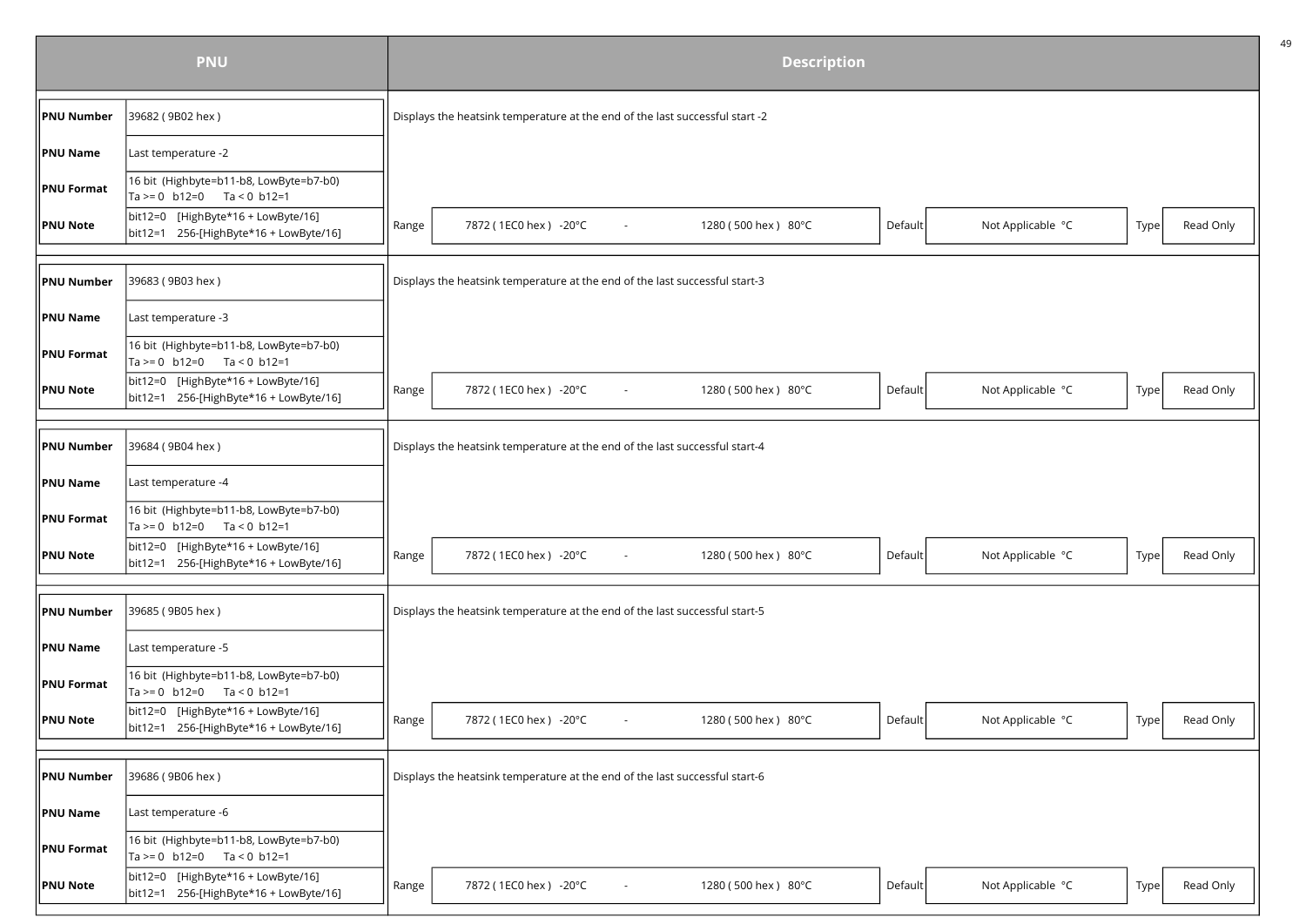| PNU | | Description |
|---|---|---|
| **PNU Number** | 39682 ( 9B02 hex ) | Displays the heatsink temperature at the end of the last successful start -2 |
| **PNU Name** | Last temperature -2 | |
| **PNU Format** | 16 bit (Highbyte=b11-b8, LowByte=b7-b0)<br>Ta >= 0 b12=0 Ta < 0 b12=1 | |
| **PNU Note** | bit12=0 [HighByte*16 + LowByte/16]<br>bit12=1 256-[HighByte*16 + LowByte/16] | Range: 7872 ( 1EC0 hex ) -20°C - 1280 ( 500 hex ) 80°C; Default: Not Applicable °C; Type: Read Only |
| **PNU Number** | 39683 ( 9B03 hex ) | Displays the heatsink temperature at the end of the last successful start-3 |
| **PNU Name** | Last temperature -3 | |
| **PNU Format** | 16 bit (Highbyte=b11-b8, LowByte=b7-b0)<br>Ta >= 0 b12=0 Ta < 0 b12=1 | |
| **PNU Note** | bit12=0 [HighByte*16 + LowByte/16]<br>bit12=1 256-[HighByte*16 + LowByte/16] | Range: 7872 ( 1EC0 hex ) -20°C - 1280 ( 500 hex ) 80°C; Default: Not Applicable °C; Type: Read Only |
| **PNU Number** | 39684 ( 9B04 hex ) | Displays the heatsink temperature at the end of the last successful start-4 |
| **PNU Name** | Last temperature -4 | |
| **PNU Format** | 16 bit (Highbyte=b11-b8, LowByte=b7-b0)<br>Ta >= 0 b12=0 Ta < 0 b12=1 | |
| **PNU Note** | bit12=0 [HighByte*16 + LowByte/16]<br>bit12=1 256-[HighByte*16 + LowByte/16] | Range: 7872 ( 1EC0 hex ) -20°C - 1280 ( 500 hex ) 80°C; Default: Not Applicable °C; Type: Read Only |
| **PNU Number** | 39685 ( 9B05 hex ) | Displays the heatsink temperature at the end of the last successful start-5 |
| **PNU Name** | Last temperature -5 | |
| **PNU Format** | 16 bit (Highbyte=b11-b8, LowByte=b7-b0)<br>Ta >= 0 b12=0 Ta < 0 b12=1 | |
| **PNU Note** | bit12=0 [HighByte*16 + LowByte/16]<br>bit12=1 256-[HighByte*16 + LowByte/16] | Range: 7872 ( 1EC0 hex ) -20°C - 1280 ( 500 hex ) 80°C; Default: Not Applicable °C; Type: Read Only |
| **PNU Number** | 39686 ( 9B06 hex ) | Displays the heatsink temperature at the end of the last successful start-6 |
| **PNU Name** | Last temperature -6 | |
| **PNU Format** | 16 bit (Highbyte=b11-b8, LowByte=b7-b0)<br>Ta >= 0 b12=0 Ta < 0 b12=1 | |
| **PNU Note** | bit12=0 [HighByte*16 + LowByte/16]<br>bit12=1 256-[HighByte*16 + LowByte/16] | Range: 7872 ( 1EC0 hex ) -20°C - 1280 ( 500 hex ) 80°C; Default: Not Applicable °C; Type: Read Only |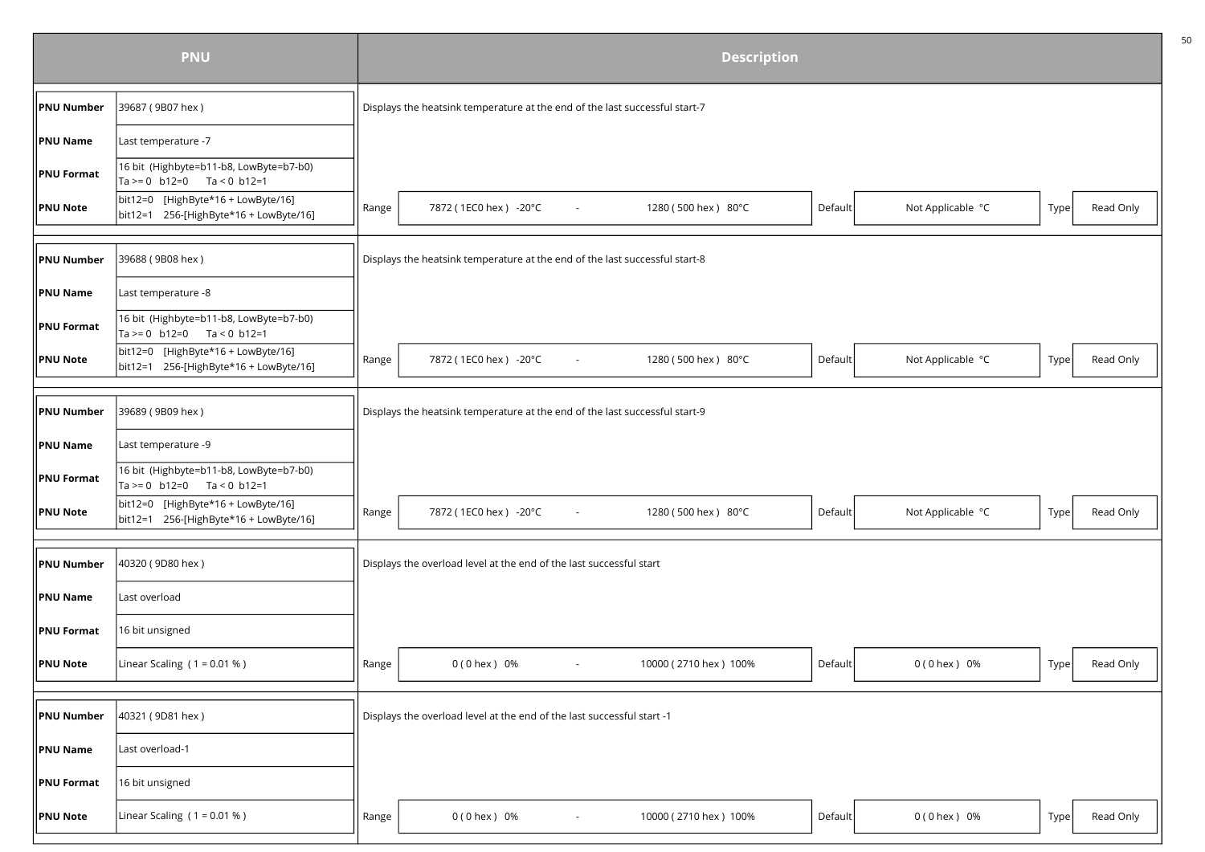| PNU | | Description |
|---|---|---|
| **PNU Number** | 39687 ( 9B07 hex ) | Displays the heatsink temperature at the end of the last successful start-7 |
| **PNU Name** | Last temperature -7 | |
| **PNU Format** | 16 bit (Highbyte=b11-b8, LowByte=b7-b0) Ta >= 0 b12=0 Ta < 0 b12=1 | |
| **PNU Note** | bit12=0 [HighByte*16 + LowByte/16] bit12=1 256-[HighByte*16 + LowByte/16] | Range: 7872 ( 1EC0 hex ) -20°C - 1280 ( 500 hex ) 80°C; Default: Not Applicable °C; Type: Read Only |
| **PNU Number** | 39688 ( 9B08 hex ) | Displays the heatsink temperature at the end of the last successful start-8 |
| **PNU Name** | Last temperature -8 | |
| **PNU Format** | 16 bit (Highbyte=b11-b8, LowByte=b7-b0) Ta >= 0 b12=0 Ta < 0 b12=1 | |
| **PNU Note** | bit12=0 [HighByte*16 + LowByte/16] bit12=1 256-[HighByte*16 + LowByte/16] | Range: 7872 ( 1EC0 hex ) -20°C - 1280 ( 500 hex ) 80°C; Default: Not Applicable °C; Type: Read Only |
| **PNU Number** | 39689 ( 9B09 hex ) | Displays the heatsink temperature at the end of the last successful start-9 |
| **PNU Name** | Last temperature -9 | |
| **PNU Format** | 16 bit (Highbyte=b11-b8, LowByte=b7-b0) Ta >= 0 b12=0 Ta < 0 b12=1 | |
| **PNU Note** | bit12=0 [HighByte*16 + LowByte/16] bit12=1 256-[HighByte*16 + LowByte/16] | Range: 7872 ( 1EC0 hex ) -20°C - 1280 ( 500 hex ) 80°C; Default: Not Applicable °C; Type: Read Only |
| **PNU Number** | 40320 ( 9D80 hex ) | Displays the overload level at the end of the last successful start |
| **PNU Name** | Last overload | |
| **PNU Format** | 16 bit unsigned | |
| **PNU Note** | Linear Scaling ( 1 = 0.01 % ) | Range: 0 ( 0 hex ) 0% - 10000 ( 2710 hex ) 100%; Default: 0 ( 0 hex ) 0%; Type: Read Only |
| **PNU Number** | 40321 ( 9D81 hex ) | Displays the overload level at the end of the last successful start -1 |
| **PNU Name** | Last overload-1 | |
| **PNU Format** | 16 bit unsigned | |
| **PNU Note** | Linear Scaling ( 1 = 0.01 % ) | Range: 0 ( 0 hex ) 0% - 10000 ( 2710 hex ) 100%; Default: 0 ( 0 hex ) 0%; Type: Read Only |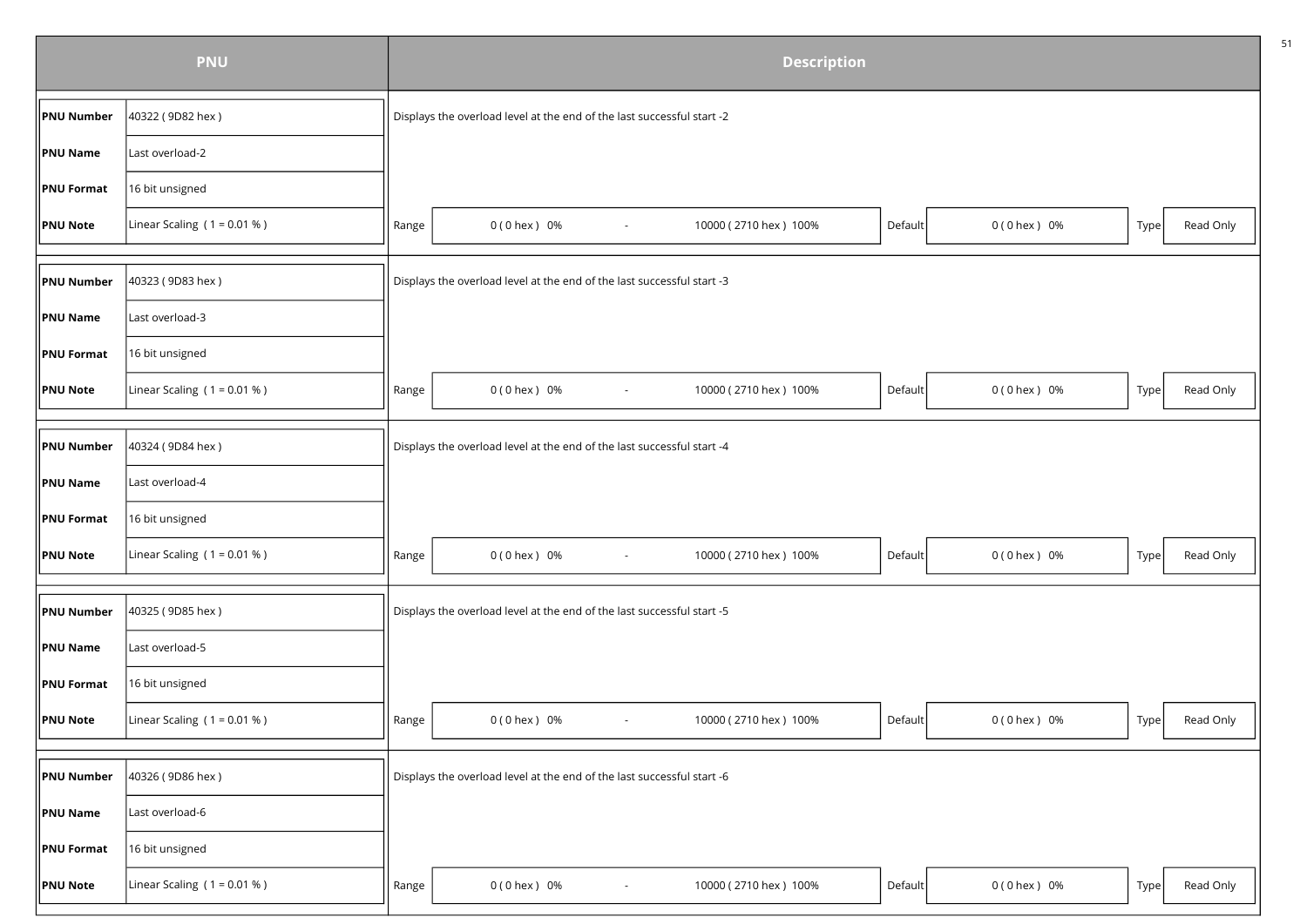| PNU | | Description |
|---|---|---|
| **PNU Number** | 40322 ( 9D82 hex ) | Displays the overload level at the end of the last successful start -2 |
| **PNU Name** | Last overload-2 | |
| **PNU Format** | 16 bit unsigned | |
| **PNU Note** | Linear Scaling ( 1 = 0.01 % ) | Range: 0 ( 0 hex ) 0% - 10000 ( 2710 hex ) 100% ; Default: 0 ( 0 hex ) 0% ; Type: Read Only |
| **PNU Number** | 40323 ( 9D83 hex ) | Displays the overload level at the end of the last successful start -3 |
| **PNU Name** | Last overload-3 | |
| **PNU Format** | 16 bit unsigned | |
| **PNU Note** | Linear Scaling ( 1 = 0.01 % ) | Range: 0 ( 0 hex ) 0% - 10000 ( 2710 hex ) 100% ; Default: 0 ( 0 hex ) 0% ; Type: Read Only |
| **PNU Number** | 40324 ( 9D84 hex ) | Displays the overload level at the end of the last successful start -4 |
| **PNU Name** | Last overload-4 | |
| **PNU Format** | 16 bit unsigned | |
| **PNU Note** | Linear Scaling ( 1 = 0.01 % ) | Range: 0 ( 0 hex ) 0% - 10000 ( 2710 hex ) 100% ; Default: 0 ( 0 hex ) 0% ; Type: Read Only |
| **PNU Number** | 40325 ( 9D85 hex ) | Displays the overload level at the end of the last successful start -5 |
| **PNU Name** | Last overload-5 | |
| **PNU Format** | 16 bit unsigned | |
| **PNU Note** | Linear Scaling ( 1 = 0.01 % ) | Range: 0 ( 0 hex ) 0% - 10000 ( 2710 hex ) 100% ; Default: 0 ( 0 hex ) 0% ; Type: Read Only |
| **PNU Number** | 40326 ( 9D86 hex ) | Displays the overload level at the end of the last successful start -6 |
| **PNU Name** | Last overload-6 | |
| **PNU Format** | 16 bit unsigned | |
| **PNU Note** | Linear Scaling ( 1 = 0.01 % ) | Range: 0 ( 0 hex ) 0% - 10000 ( 2710 hex ) 100% ; Default: 0 ( 0 hex ) 0% ; Type: Read Only |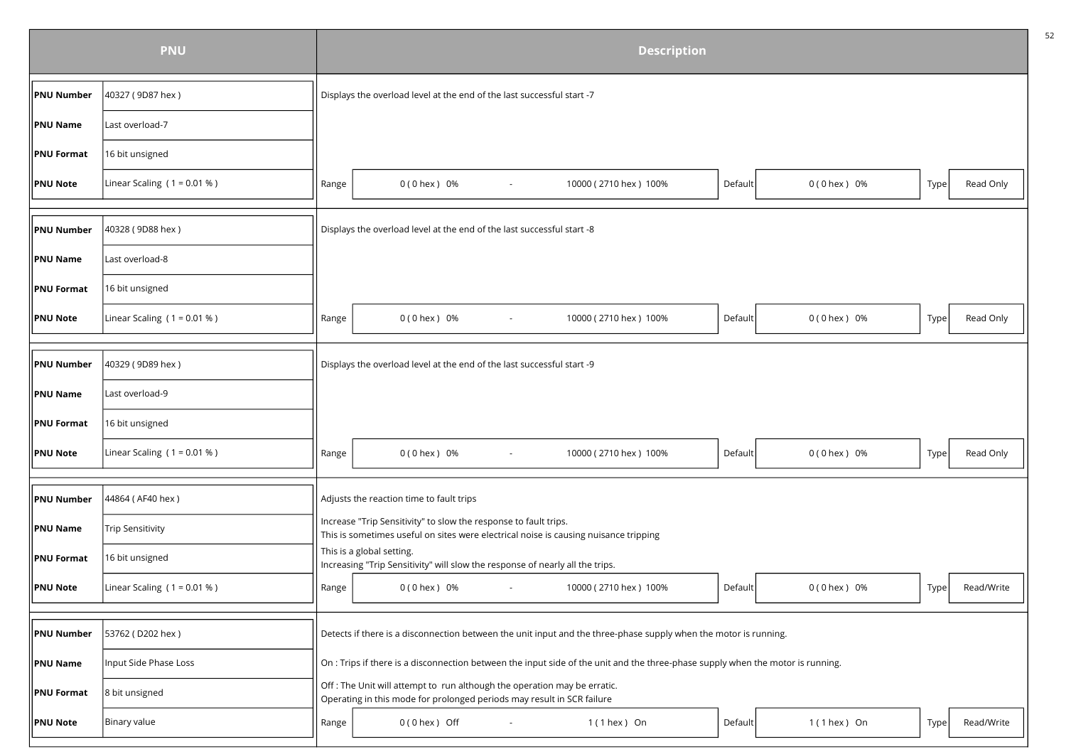| PNU | Description |
|---|---|
| **PNU Number**: 40327 ( 9D87 hex )<br>**PNU Name**: Last overload-7<br>**PNU Format**: 16 bit unsigned<br>**PNU Note**: Linear Scaling ( 1 = 0.01 % ) | Displays the overload level at the end of the last successful start -7<br><br>Range: 0 ( 0 hex ) 0% - 10000 ( 2710 hex ) 100% — Default: 0 ( 0 hex ) 0% — Type: Read Only |
| **PNU Number**: 40328 ( 9D88 hex )<br>**PNU Name**: Last overload-8<br>**PNU Format**: 16 bit unsigned<br>**PNU Note**: Linear Scaling ( 1 = 0.01 % ) | Displays the overload level at the end of the last successful start -8<br><br>Range: 0 ( 0 hex ) 0% - 10000 ( 2710 hex ) 100% — Default: 0 ( 0 hex ) 0% — Type: Read Only |
| **PNU Number**: 40329 ( 9D89 hex )<br>**PNU Name**: Last overload-9<br>**PNU Format**: 16 bit unsigned<br>**PNU Note**: Linear Scaling ( 1 = 0.01 % ) | Displays the overload level at the end of the last successful start -9<br><br>Range: 0 ( 0 hex ) 0% - 10000 ( 2710 hex ) 100% — Default: 0 ( 0 hex ) 0% — Type: Read Only |
| **PNU Number**: 44864 ( AF40 hex )<br>**PNU Name**: Trip Sensitivity<br>**PNU Format**: 16 bit unsigned<br>**PNU Note**: Linear Scaling ( 1 = 0.01 % ) | Adjusts the reaction time to fault trips<br><br>Increase "Trip Sensitivity" to slow the response to fault trips.<br>This is sometimes useful on sites were electrical noise is causing nuisance tripping<br><br>This is a global setting.<br>Increasing "Trip Sensitivity" will slow the response of nearly all the trips.<br><br>Range: 0 ( 0 hex ) 0% - 10000 ( 2710 hex ) 100% — Default: 0 ( 0 hex ) 0% — Type: Read/Write |
| **PNU Number**: 53762 ( D202 hex )<br>**PNU Name**: Input Side Phase Loss<br>**PNU Format**: 8 bit unsigned<br>**PNU Note**: Binary value | Detects if there is a disconnection between the unit input and the three-phase supply when the motor is running.<br><br>On : Trips if there is a disconnection between the input side of the unit and the three-phase supply when the motor is running.<br><br>Off : The Unit will attempt to run although the operation may be erratic.<br>Operating in this mode for prolonged periods may result in SCR failure<br><br>Range: 0 ( 0 hex ) Off - 1 ( 1 hex ) On — Default: 1 ( 1 hex ) On — Type: Read/Write |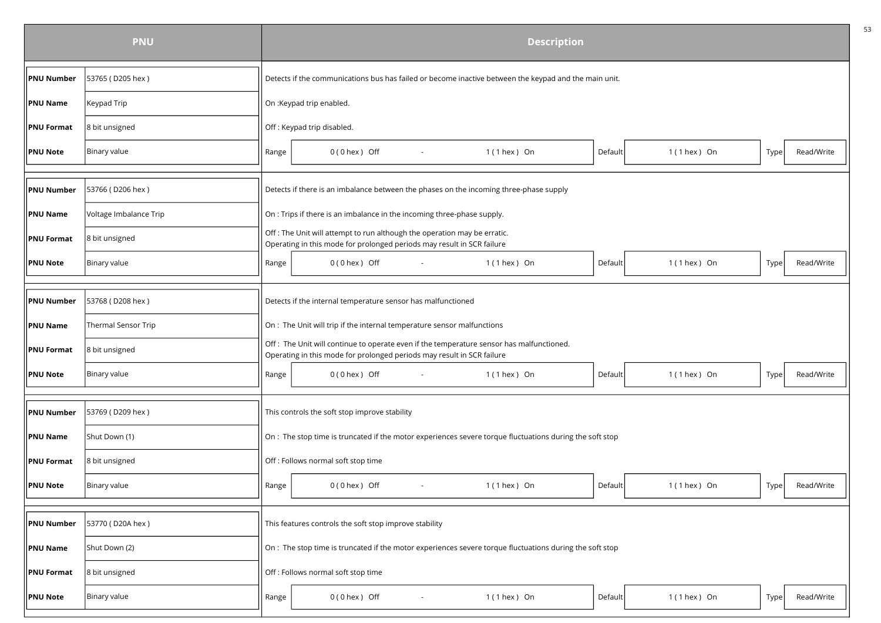| PNU | | Description |
|---|---|---|
| **PNU Number** | 53765 ( D205 hex ) | Detects if the communications bus has failed or become inactive between the keypad and the main unit. |
| **PNU Name** | Keypad Trip | On :Keypad trip enabled. |
| **PNU Format** | 8 bit unsigned | Off : Keypad trip disabled. |
| **PNU Note** | Binary value | Range: 0 ( 0 hex ) Off - 1 ( 1 hex ) On; Default: 1 ( 1 hex ) On; Type: Read/Write |

| PNU | | Description |
|---|---|---|
| **PNU Number** | 53766 ( D206 hex ) | Detects if there is an imbalance between the phases on the incoming three-phase supply |
| **PNU Name** | Voltage Imbalance Trip | On : Trips if there is an imbalance in the incoming three-phase supply. |
| **PNU Format** | 8 bit unsigned | Off : The Unit will attempt to run although the operation may be erratic.<br>Operating in this mode for prolonged periods may result in SCR failure |
| **PNU Note** | Binary value | Range: 0 ( 0 hex ) Off - 1 ( 1 hex ) On; Default: 1 ( 1 hex ) On; Type: Read/Write |

| PNU | | Description |
|---|---|---|
| **PNU Number** | 53768 ( D208 hex ) | Detects if the internal temperature sensor has malfunctioned |
| **PNU Name** | Thermal Sensor Trip | On : The Unit will trip if the internal temperature sensor malfunctions |
| **PNU Format** | 8 bit unsigned | Off : The Unit will continue to operate even if the temperature sensor has malfunctioned.<br>Operating in this mode for prolonged periods may result in SCR failure |
| **PNU Note** | Binary value | Range: 0 ( 0 hex ) Off - 1 ( 1 hex ) On; Default: 1 ( 1 hex ) On; Type: Read/Write |

| PNU | | Description |
|---|---|---|
| **PNU Number** | 53769 ( D209 hex ) | This controls the soft stop improve stability |
| **PNU Name** | Shut Down (1) | On : The stop time is truncated if the motor experiences severe torque fluctuations during the soft stop |
| **PNU Format** | 8 bit unsigned | Off : Follows normal soft stop time |
| **PNU Note** | Binary value | Range: 0 ( 0 hex ) Off - 1 ( 1 hex ) On; Default: 1 ( 1 hex ) On; Type: Read/Write |

| PNU | | Description |
|---|---|---|
| **PNU Number** | 53770 ( D20A hex ) | This features controls the soft stop improve stability |
| **PNU Name** | Shut Down (2) | On : The stop time is truncated if the motor experiences severe torque fluctuations during the soft stop |
| **PNU Format** | 8 bit unsigned | Off : Follows normal soft stop time |
| **PNU Note** | Binary value | Range: 0 ( 0 hex ) Off - 1 ( 1 hex ) On; Default: 1 ( 1 hex ) On; Type: Read/Write |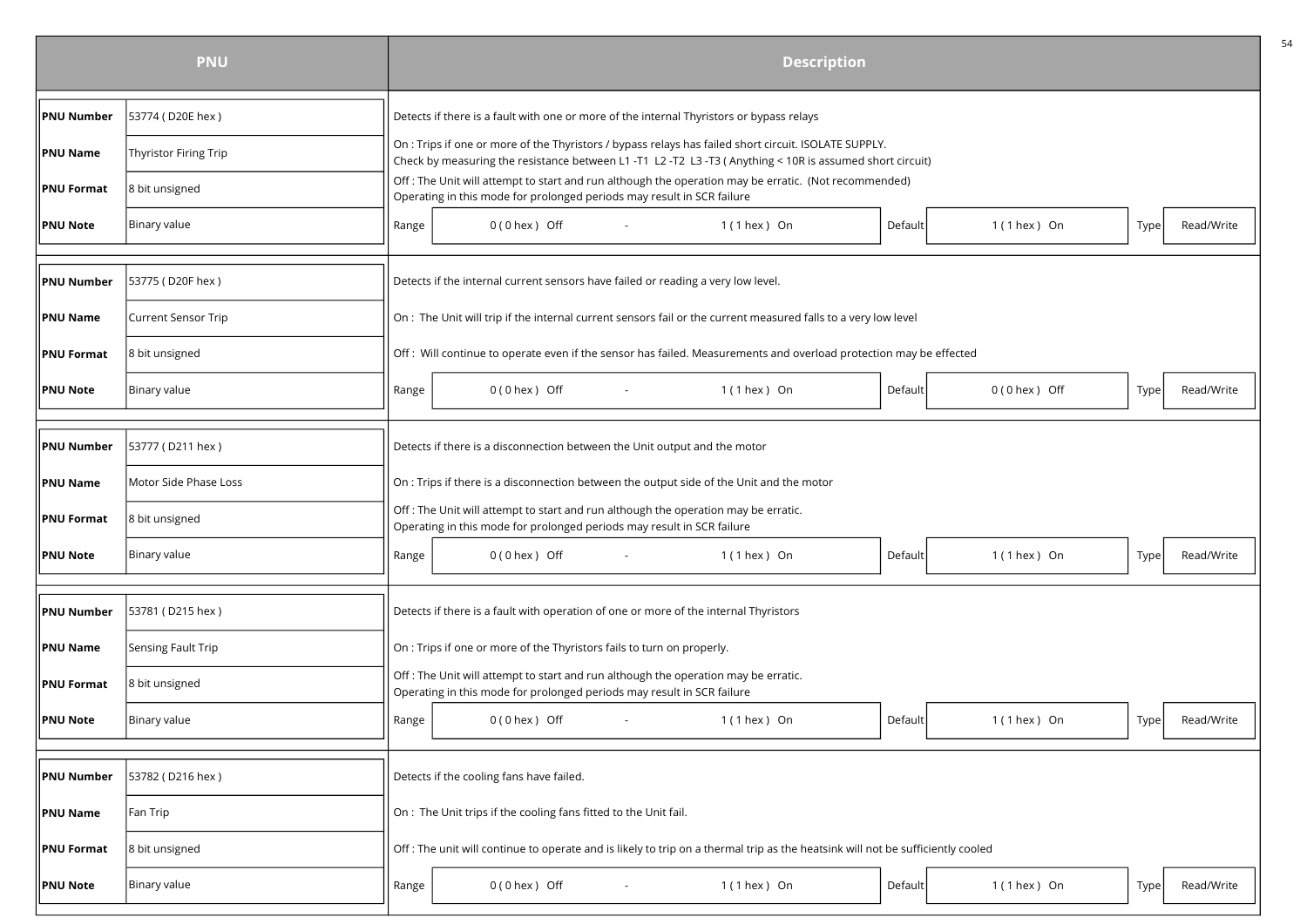| PNU | | Description |
|---|---|---|
| **PNU Number** | 53774 ( D20E hex ) | Detects if there is a fault with one or more of the internal Thyristors or bypass relays |
| **PNU Name** | Thyristor Firing Trip | On : Trips if one or more of the Thyristors / bypass relays has failed short circuit. ISOLATE SUPPLY.<br>Check by measuring the resistance between L1 -T1 L2 -T2 L3 -T3 ( Anything < 10R is assumed short circuit) |
| **PNU Format** | 8 bit unsigned | Off : The Unit will attempt to start and run although the operation may be erratic. (Not recommended)<br>Operating in this mode for prolonged periods may result in SCR failure |
| **PNU Note** | Binary value | Range: 0 ( 0 hex ) Off - 1 ( 1 hex ) On; Default: 1 ( 1 hex ) On; Type: Read/Write |
| **PNU Number** | 53775 ( D20F hex ) | Detects if the internal current sensors have failed or reading a very low level. |
| **PNU Name** | Current Sensor Trip | On : The Unit will trip if the internal current sensors fail or the current measured falls to a very low level |
| **PNU Format** | 8 bit unsigned | Off : Will continue to operate even if the sensor has failed. Measurements and overload protection may be effected |
| **PNU Note** | Binary value | Range: 0 ( 0 hex ) Off - 1 ( 1 hex ) On; Default: 0 ( 0 hex ) Off; Type: Read/Write |
| **PNU Number** | 53777 ( D211 hex ) | Detects if there is a disconnection between the Unit output and the motor |
| **PNU Name** | Motor Side Phase Loss | On : Trips if there is a disconnection between the output side of the Unit and the motor |
| **PNU Format** | 8 bit unsigned | Off : The Unit will attempt to start and run although the operation may be erratic.<br>Operating in this mode for prolonged periods may result in SCR failure |
| **PNU Note** | Binary value | Range: 0 ( 0 hex ) Off - 1 ( 1 hex ) On; Default: 1 ( 1 hex ) On; Type: Read/Write |
| **PNU Number** | 53781 ( D215 hex ) | Detects if there is a fault with operation of one or more of the internal Thyristors |
| **PNU Name** | Sensing Fault Trip | On : Trips if one or more of the Thyristors fails to turn on properly. |
| **PNU Format** | 8 bit unsigned | Off : The Unit will attempt to start and run although the operation may be erratic.<br>Operating in this mode for prolonged periods may result in SCR failure |
| **PNU Note** | Binary value | Range: 0 ( 0 hex ) Off - 1 ( 1 hex ) On; Default: 1 ( 1 hex ) On; Type: Read/Write |
| **PNU Number** | 53782 ( D216 hex ) | Detects if the cooling fans have failed. |
| **PNU Name** | Fan Trip | On : The Unit trips if the cooling fans fitted to the Unit fail. |
| **PNU Format** | 8 bit unsigned | Off : The unit will continue to operate and is likely to trip on a thermal trip as the heatsink will not be sufficiently cooled |
| **PNU Note** | Binary value | Range: 0 ( 0 hex ) Off - 1 ( 1 hex ) On; Default: 1 ( 1 hex ) On; Type: Read/Write |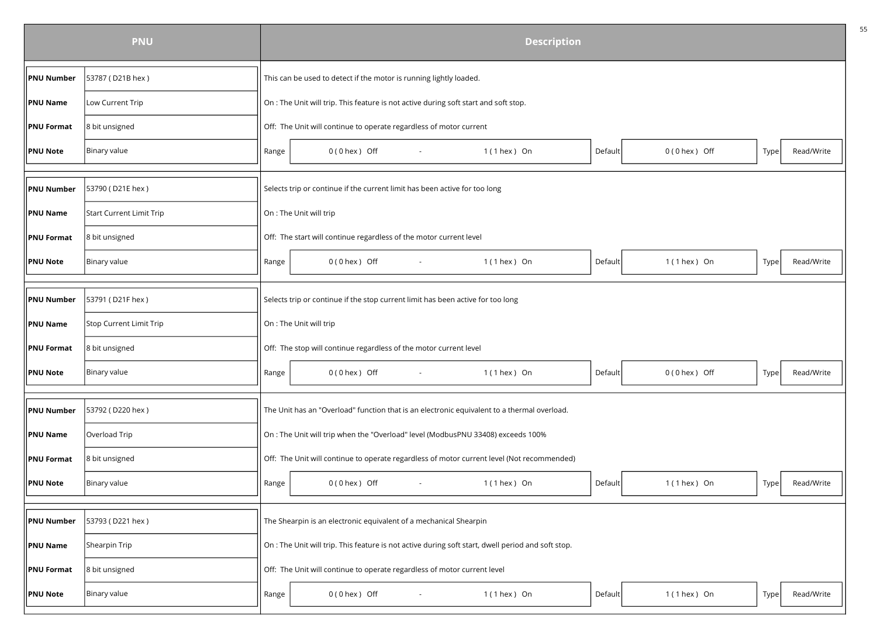| PNU | | Description |
|---|---|---|
| **PNU Number** | 53787 ( D21B hex ) | This can be used to detect if the motor is running lightly loaded. |
| **PNU Name** | Low Current Trip | On : The Unit will trip. This feature is not active during soft start and soft stop. |
| **PNU Format** | 8 bit unsigned | Off: The Unit will continue to operate regardless of motor current |
| **PNU Note** | Binary value | Range: 0 ( 0 hex ) Off - 1 ( 1 hex ) On; Default: 0 ( 0 hex ) Off; Type: Read/Write |
| **PNU Number** | 53790 ( D21E hex ) | Selects trip or continue if the current limit has been active for too long |
| **PNU Name** | Start Current Limit Trip | On : The Unit will trip |
| **PNU Format** | 8 bit unsigned | Off: The start will continue regardless of the motor current level |
| **PNU Note** | Binary value | Range: 0 ( 0 hex ) Off - 1 ( 1 hex ) On; Default: 1 ( 1 hex ) On; Type: Read/Write |
| **PNU Number** | 53791 ( D21F hex ) | Selects trip or continue if the stop current limit has been active for too long |
| **PNU Name** | Stop Current Limit Trip | On : The Unit will trip |
| **PNU Format** | 8 bit unsigned | Off: The stop will continue regardless of the motor current level |
| **PNU Note** | Binary value | Range: 0 ( 0 hex ) Off - 1 ( 1 hex ) On; Default: 0 ( 0 hex ) Off; Type: Read/Write |
| **PNU Number** | 53792 ( D220 hex ) | The Unit has an "Overload" function that is an electronic equivalent to a thermal overload. |
| **PNU Name** | Overload Trip | On : The Unit will trip when the "Overload" level (ModbusPNU 33408) exceeds 100% |
| **PNU Format** | 8 bit unsigned | Off: The Unit will continue to operate regardless of motor current level (Not recommended) |
| **PNU Note** | Binary value | Range: 0 ( 0 hex ) Off - 1 ( 1 hex ) On; Default: 1 ( 1 hex ) On; Type: Read/Write |
| **PNU Number** | 53793 ( D221 hex ) | The Shearpin is an electronic equivalent of a mechanical Shearpin |
| **PNU Name** | Shearpin Trip | On : The Unit will trip. This feature is not active during soft start, dwell period and soft stop. |
| **PNU Format** | 8 bit unsigned | Off: The Unit will continue to operate regardless of motor current level |
| **PNU Note** | Binary value | Range: 0 ( 0 hex ) Off - 1 ( 1 hex ) On; Default: 1 ( 1 hex ) On; Type: Read/Write |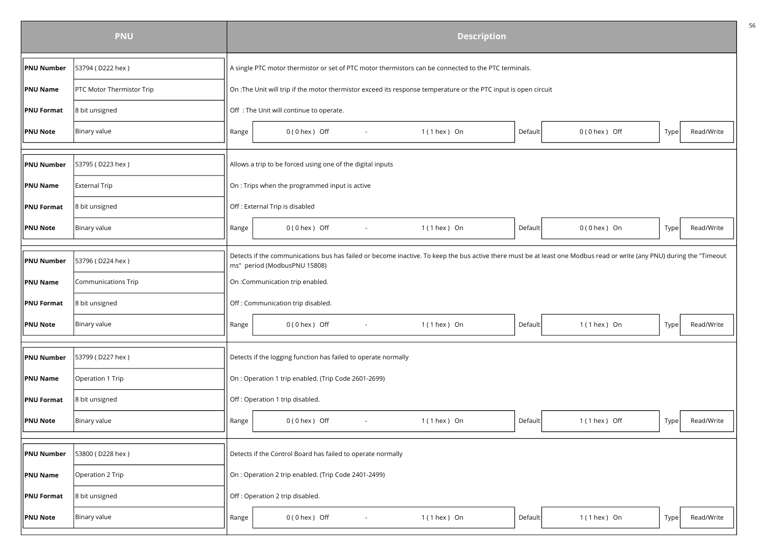| PNU | | Description |
|---|---|---|
| **PNU Number** | 53794 ( D222 hex ) | A single PTC motor thermistor or set of PTC motor thermistors can be connected to the PTC terminals. |
| **PNU Name** | PTC Motor Thermistor Trip | On :The Unit will trip if the motor thermistor exceed its response temperature or the PTC input is open circuit |
| **PNU Format** | 8 bit unsigned | Off : The Unit will continue to operate. |
| **PNU Note** | Binary value | Range: 0 ( 0 hex ) Off - 1 ( 1 hex ) On; Default: 0 ( 0 hex ) Off; Type: Read/Write |

| PNU | | Description |
|---|---|---|
| **PNU Number** | 53795 ( D223 hex ) | Allows a trip to be forced using one of the digital inputs |
| **PNU Name** | External Trip | On : Trips when the programmed input is active |
| **PNU Format** | 8 bit unsigned | Off : External Trip is disabled |
| **PNU Note** | Binary value | Range: 0 ( 0 hex ) Off - 1 ( 1 hex ) On; Default: 0 ( 0 hex ) On; Type: Read/Write |

| PNU | | Description |
|---|---|---|
| **PNU Number** | 53796 ( D224 hex ) | Detects if the communications bus has failed or become inactive. To keep the bus active there must be at least one Modbus read or write (any PNU) during the "Timeout ms" period (ModbusPNU 15808) |
| **PNU Name** | Communications Trip | On :Communication trip enabled. |
| **PNU Format** | 8 bit unsigned | Off : Communication trip disabled. |
| **PNU Note** | Binary value | Range: 0 ( 0 hex ) Off - 1 ( 1 hex ) On; Default: 1 ( 1 hex ) On; Type: Read/Write |

| PNU | | Description |
|---|---|---|
| **PNU Number** | 53799 ( D227 hex ) | Detects if the logging function has failed to operate normally |
| **PNU Name** | Operation 1 Trip | On : Operation 1 trip enabled. (Trip Code 2601-2699) |
| **PNU Format** | 8 bit unsigned | Off : Operation 1 trip disabled. |
| **PNU Note** | Binary value | Range: 0 ( 0 hex ) Off - 1 ( 1 hex ) On; Default: 1 ( 1 hex ) Off; Type: Read/Write |

| PNU | | Description |
|---|---|---|
| **PNU Number** | 53800 ( D228 hex ) | Detects if the Control Board has failed to operate normally |
| **PNU Name** | Operation 2 Trip | On : Operation 2 trip enabled. (Trip Code 2401-2499) |
| **PNU Format** | 8 bit unsigned | Off : Operation 2 trip disabled. |
| **PNU Note** | Binary value | Range: 0 ( 0 hex ) Off - 1 ( 1 hex ) On; Default: 1 ( 1 hex ) On; Type: Read/Write |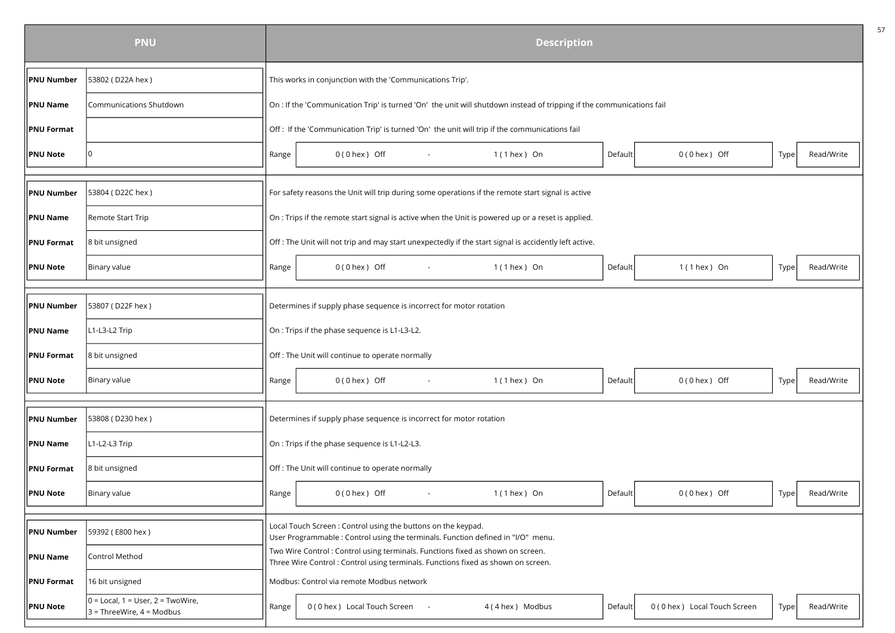| PNU | | Description |
|---|---|---|
| **PNU Number** | 53802 ( D22A hex ) | This works in conjunction with the 'Communications Trip'. |
| **PNU Name** | Communications Shutdown | On : If the 'Communication Trip' is turned 'On' the unit will shutdown instead of tripping if the communications fail |
| **PNU Format** | | Off : If the 'Communication Trip' is turned 'On' the unit will trip if the communications fail |
| **PNU Note** | 0 | Range: 0 ( 0 hex ) Off - 1 ( 1 hex ) On; Default: 0 ( 0 hex ) Off; Type: Read/Write |
| **PNU Number** | 53804 ( D22C hex ) | For safety reasons the Unit will trip during some operations if the remote start signal is active |
| **PNU Name** | Remote Start Trip | On : Trips if the remote start signal is active when the Unit is powered up or a reset is applied. |
| **PNU Format** | 8 bit unsigned | Off : The Unit will not trip and may start unexpectedly if the start signal is accidently left active. |
| **PNU Note** | Binary value | Range: 0 ( 0 hex ) Off - 1 ( 1 hex ) On; Default: 1 ( 1 hex ) On; Type: Read/Write |
| **PNU Number** | 53807 ( D22F hex ) | Determines if supply phase sequence is incorrect for motor rotation |
| **PNU Name** | L1-L3-L2 Trip | On : Trips if the phase sequence is L1-L3-L2. |
| **PNU Format** | 8 bit unsigned | Off : The Unit will continue to operate normally |
| **PNU Note** | Binary value | Range: 0 ( 0 hex ) Off - 1 ( 1 hex ) On; Default: 0 ( 0 hex ) Off; Type: Read/Write |
| **PNU Number** | 53808 ( D230 hex ) | Determines if supply phase sequence is incorrect for motor rotation |
| **PNU Name** | L1-L2-L3 Trip | On : Trips if the phase sequence is L1-L2-L3. |
| **PNU Format** | 8 bit unsigned | Off : The Unit will continue to operate normally |
| **PNU Note** | Binary value | Range: 0 ( 0 hex ) Off - 1 ( 1 hex ) On; Default: 0 ( 0 hex ) Off; Type: Read/Write |
| **PNU Number** | 59392 ( E800 hex ) | Local Touch Screen : Control using the buttons on the keypad. User Programmable : Control using the terminals. Function defined in "I/O" menu. |
| **PNU Name** | Control Method | Two Wire Control : Control using terminals. Functions fixed as shown on screen. Three Wire Control : Control using terminals. Functions fixed as shown on screen. |
| **PNU Format** | 16 bit unsigned | Modbus: Control via remote Modbus network |
| **PNU Note** | 0 = Local, 1 = User, 2 = TwoWire, 3 = ThreeWire, 4 = Modbus | Range: 0 ( 0 hex ) Local Touch Screen - 4 ( 4 hex ) Modbus; Default: 0 ( 0 hex ) Local Touch Screen; Type: Read/Write |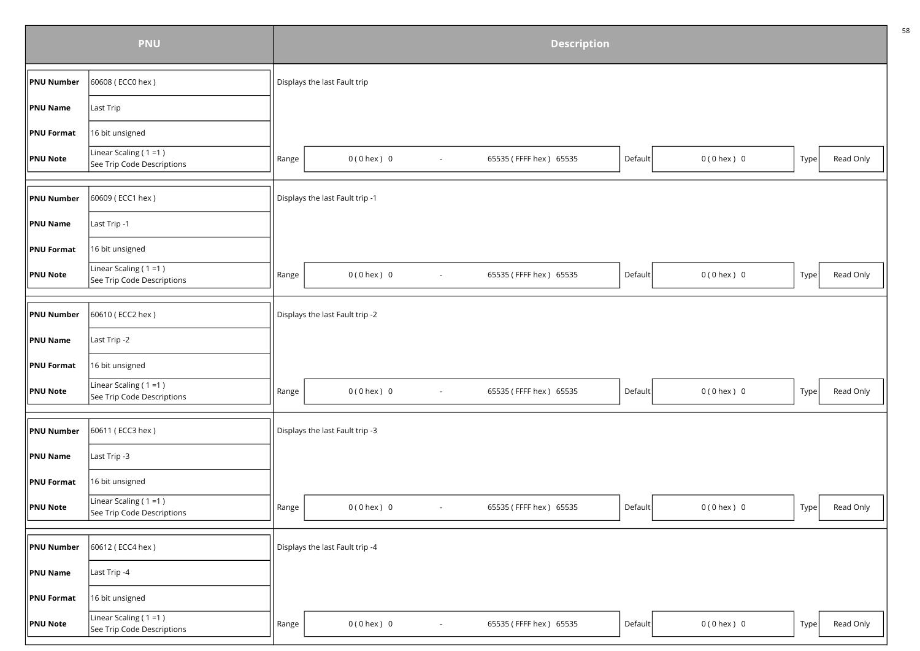| PNU | | Description |
|---|---|---|
| **PNU Number** | 60608 ( ECC0 hex ) | Displays the last Fault trip |
| **PNU Name** | Last Trip | |
| **PNU Format** | 16 bit unsigned | |
| **PNU Note** | Linear Scaling ( 1 =1 )<br>See Trip Code Descriptions | Range: 0 ( 0 hex ) 0 - 65535 ( FFFF hex ) 65535 · Default: 0 ( 0 hex ) 0 · Type: Read Only |
| **PNU Number** | 60609 ( ECC1 hex ) | Displays the last Fault trip -1 |
| **PNU Name** | Last Trip -1 | |
| **PNU Format** | 16 bit unsigned | |
| **PNU Note** | Linear Scaling ( 1 =1 )<br>See Trip Code Descriptions | Range: 0 ( 0 hex ) 0 - 65535 ( FFFF hex ) 65535 · Default: 0 ( 0 hex ) 0 · Type: Read Only |
| **PNU Number** | 60610 ( ECC2 hex ) | Displays the last Fault trip -2 |
| **PNU Name** | Last Trip -2 | |
| **PNU Format** | 16 bit unsigned | |
| **PNU Note** | Linear Scaling ( 1 =1 )<br>See Trip Code Descriptions | Range: 0 ( 0 hex ) 0 - 65535 ( FFFF hex ) 65535 · Default: 0 ( 0 hex ) 0 · Type: Read Only |
| **PNU Number** | 60611 ( ECC3 hex ) | Displays the last Fault trip -3 |
| **PNU Name** | Last Trip -3 | |
| **PNU Format** | 16 bit unsigned | |
| **PNU Note** | Linear Scaling ( 1 =1 )<br>See Trip Code Descriptions | Range: 0 ( 0 hex ) 0 - 65535 ( FFFF hex ) 65535 · Default: 0 ( 0 hex ) 0 · Type: Read Only |
| **PNU Number** | 60612 ( ECC4 hex ) | Displays the last Fault trip -4 |
| **PNU Name** | Last Trip -4 | |
| **PNU Format** | 16 bit unsigned | |
| **PNU Note** | Linear Scaling ( 1 =1 )<br>See Trip Code Descriptions | Range: 0 ( 0 hex ) 0 - 65535 ( FFFF hex ) 65535 · Default: 0 ( 0 hex ) 0 · Type: Read Only |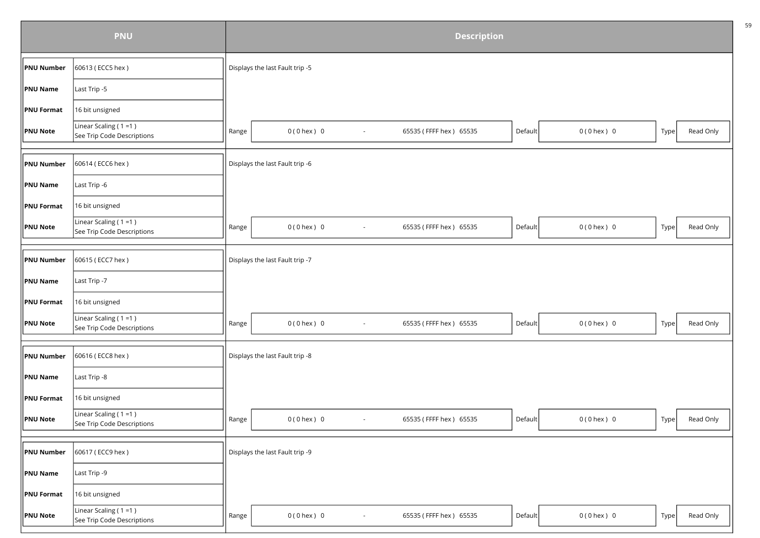| PNU | | Description |
|---|---|---|
| **PNU Number** | 60613 ( ECC5 hex ) | Displays the last Fault trip -5 |
| **PNU Name** | Last Trip -5 | |
| **PNU Format** | 16 bit unsigned | |
| **PNU Note** | Linear Scaling ( 1 =1 ) See Trip Code Descriptions | Range: 0 ( 0 hex ) 0 - 65535 ( FFFF hex ) 65535 · Default: 0 ( 0 hex ) 0 · Type: Read Only |
| **PNU Number** | 60614 ( ECC6 hex ) | Displays the last Fault trip -6 |
| **PNU Name** | Last Trip -6 | |
| **PNU Format** | 16 bit unsigned | |
| **PNU Note** | Linear Scaling ( 1 =1 ) See Trip Code Descriptions | Range: 0 ( 0 hex ) 0 - 65535 ( FFFF hex ) 65535 · Default: 0 ( 0 hex ) 0 · Type: Read Only |
| **PNU Number** | 60615 ( ECC7 hex ) | Displays the last Fault trip -7 |
| **PNU Name** | Last Trip -7 | |
| **PNU Format** | 16 bit unsigned | |
| **PNU Note** | Linear Scaling ( 1 =1 ) See Trip Code Descriptions | Range: 0 ( 0 hex ) 0 - 65535 ( FFFF hex ) 65535 · Default: 0 ( 0 hex ) 0 · Type: Read Only |
| **PNU Number** | 60616 ( ECC8 hex ) | Displays the last Fault trip -8 |
| **PNU Name** | Last Trip -8 | |
| **PNU Format** | 16 bit unsigned | |
| **PNU Note** | Linear Scaling ( 1 =1 ) See Trip Code Descriptions | Range: 0 ( 0 hex ) 0 - 65535 ( FFFF hex ) 65535 · Default: 0 ( 0 hex ) 0 · Type: Read Only |
| **PNU Number** | 60617 ( ECC9 hex ) | Displays the last Fault trip -9 |
| **PNU Name** | Last Trip -9 | |
| **PNU Format** | 16 bit unsigned | |
| **PNU Note** | Linear Scaling ( 1 =1 ) See Trip Code Descriptions | Range: 0 ( 0 hex ) 0 - 65535 ( FFFF hex ) 65535 · Default: 0 ( 0 hex ) 0 · Type: Read Only |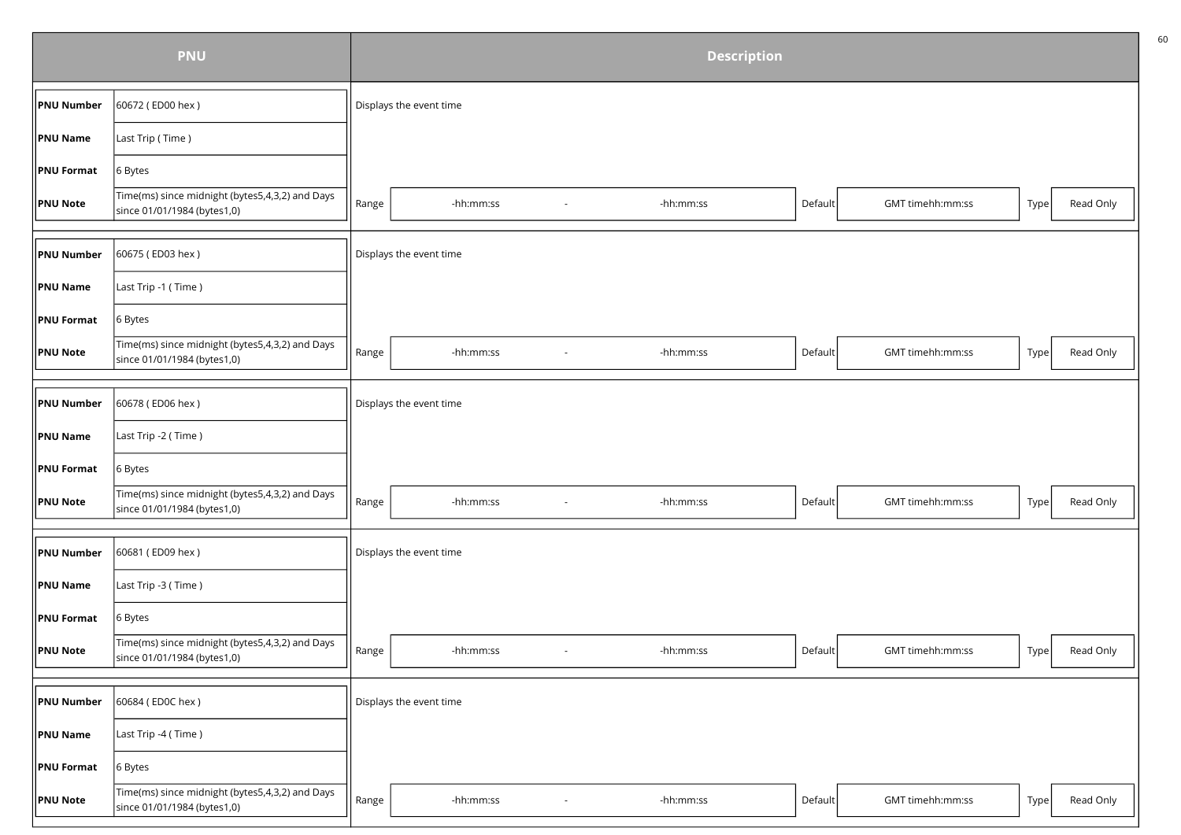| PNU | | Description | | | | | |
|---|---|---|---|---|---|---|---|
| **PNU Number** | 60672 ( ED00 hex ) | Displays the event time | | | | | |
| **PNU Name** | Last Trip ( Time ) | | | | | | |
| **PNU Format** | 6 Bytes | | | | | | |
| **PNU Note** | Time(ms) since midnight (bytes5,4,3,2) and Days since 01/01/1984 (bytes1,0) | Range | -hh:mm:ss - -hh:mm:ss | Default | GMT timehh:mm:ss | Type | Read Only |
| **PNU Number** | 60675 ( ED03 hex ) | Displays the event time | | | | | |
| **PNU Name** | Last Trip -1 ( Time ) | | | | | | |
| **PNU Format** | 6 Bytes | | | | | | |
| **PNU Note** | Time(ms) since midnight (bytes5,4,3,2) and Days since 01/01/1984 (bytes1,0) | Range | -hh:mm:ss - -hh:mm:ss | Default | GMT timehh:mm:ss | Type | Read Only |
| **PNU Number** | 60678 ( ED06 hex ) | Displays the event time | | | | | |
| **PNU Name** | Last Trip -2 ( Time ) | | | | | | |
| **PNU Format** | 6 Bytes | | | | | | |
| **PNU Note** | Time(ms) since midnight (bytes5,4,3,2) and Days since 01/01/1984 (bytes1,0) | Range | -hh:mm:ss - -hh:mm:ss | Default | GMT timehh:mm:ss | Type | Read Only |
| **PNU Number** | 60681 ( ED09 hex ) | Displays the event time | | | | | |
| **PNU Name** | Last Trip -3 ( Time ) | | | | | | |
| **PNU Format** | 6 Bytes | | | | | | |
| **PNU Note** | Time(ms) since midnight (bytes5,4,3,2) and Days since 01/01/1984 (bytes1,0) | Range | -hh:mm:ss - -hh:mm:ss | Default | GMT timehh:mm:ss | Type | Read Only |
| **PNU Number** | 60684 ( ED0C hex ) | Displays the event time | | | | | |
| **PNU Name** | Last Trip -4 ( Time ) | | | | | | |
| **PNU Format** | 6 Bytes | | | | | | |
| **PNU Note** | Time(ms) since midnight (bytes5,4,3,2) and Days since 01/01/1984 (bytes1,0) | Range | -hh:mm:ss - -hh:mm:ss | Default | GMT timehh:mm:ss | Type | Read Only |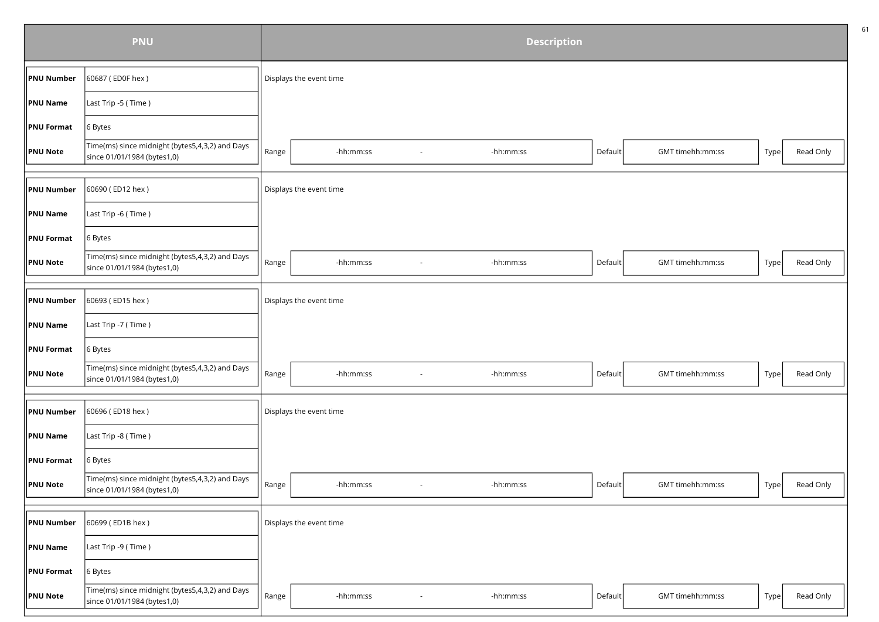| PNU | | Description |
|---|---|---|
| **PNU Number** | 60687 ( ED0F hex ) | Displays the event time |
| **PNU Name** | Last Trip -5 ( Time ) | |
| **PNU Format** | 6 Bytes | |
| **PNU Note** | Time(ms) since midnight (bytes5,4,3,2) and Days since 01/01/1984 (bytes1,0) | Range: -hh:mm:ss - -hh:mm:ss; Default: GMT timehh:mm:ss; Type: Read Only |
| **PNU Number** | 60690 ( ED12 hex ) | Displays the event time |
| **PNU Name** | Last Trip -6 ( Time ) | |
| **PNU Format** | 6 Bytes | |
| **PNU Note** | Time(ms) since midnight (bytes5,4,3,2) and Days since 01/01/1984 (bytes1,0) | Range: -hh:mm:ss - -hh:mm:ss; Default: GMT timehh:mm:ss; Type: Read Only |
| **PNU Number** | 60693 ( ED15 hex ) | Displays the event time |
| **PNU Name** | Last Trip -7 ( Time ) | |
| **PNU Format** | 6 Bytes | |
| **PNU Note** | Time(ms) since midnight (bytes5,4,3,2) and Days since 01/01/1984 (bytes1,0) | Range: -hh:mm:ss - -hh:mm:ss; Default: GMT timehh:mm:ss; Type: Read Only |
| **PNU Number** | 60696 ( ED18 hex ) | Displays the event time |
| **PNU Name** | Last Trip -8 ( Time ) | |
| **PNU Format** | 6 Bytes | |
| **PNU Note** | Time(ms) since midnight (bytes5,4,3,2) and Days since 01/01/1984 (bytes1,0) | Range: -hh:mm:ss - -hh:mm:ss; Default: GMT timehh:mm:ss; Type: Read Only |
| **PNU Number** | 60699 ( ED1B hex ) | Displays the event time |
| **PNU Name** | Last Trip -9 ( Time ) | |
| **PNU Format** | 6 Bytes | |
| **PNU Note** | Time(ms) since midnight (bytes5,4,3,2) and Days since 01/01/1984 (bytes1,0) | Range: -hh:mm:ss - -hh:mm:ss; Default: GMT timehh:mm:ss; Type: Read Only |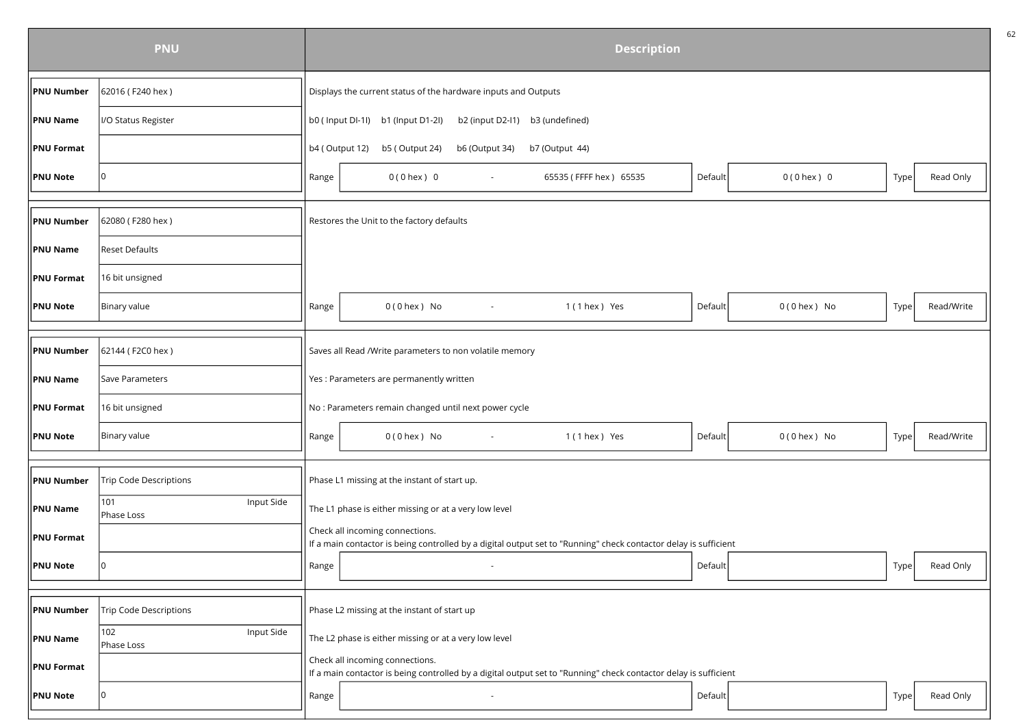| PNU | | Description | | | | | | |
|---|---|---|---|---|---|---|---|---|
| **PNU Number** | 62016 ( F240 hex ) | Displays the current status of the hardware inputs and Outputs | | | | | | |
| **PNU Name** | I/O Status Register | b0 ( Input DI-1I) b1 (Input D1-2I) b2 (input D2-I1) b3 (undefined) | | | | | | |
| **PNU Format** | | b4 ( Output 12) b5 ( Output 24) b6 (Output 34) b7 (Output 44) | | | | | | |
| **PNU Note** | 0 | Range | 0 ( 0 hex ) 0 - 65535 ( FFFF hex ) 65535 | Default | 0 ( 0 hex ) 0 | Type | Read Only | |
| **PNU Number** | 62080 ( F280 hex ) | Restores the Unit to the factory defaults | | | | | | |
| **PNU Name** | Reset Defaults | | | | | | | |
| **PNU Format** | 16 bit unsigned | | | | | | | |
| **PNU Note** | Binary value | Range | 0 ( 0 hex ) No - 1 ( 1 hex ) Yes | Default | 0 ( 0 hex ) No | Type | Read/Write | |
| **PNU Number** | 62144 ( F2C0 hex ) | Saves all Read /Write parameters to non volatile memory | | | | | | |
| **PNU Name** | Save Parameters | Yes : Parameters are permanently written | | | | | | |
| **PNU Format** | 16 bit unsigned | No : Parameters remain changed until next power cycle | | | | | | |
| **PNU Note** | Binary value | Range | 0 ( 0 hex ) No - 1 ( 1 hex ) Yes | Default | 0 ( 0 hex ) No | Type | Read/Write | |
| **PNU Number** | Trip Code Descriptions | Phase L1 missing at the instant of start up. | | | | | | |
| **PNU Name** | 101 Input Side Phase Loss | The L1 phase is either missing or at a very low level | | | | | | |
| **PNU Format** | | Check all incoming connections.<br>If a main contactor is being controlled by a digital output set to "Running" check contactor delay is sufficient | | | | | | |
| **PNU Note** | 0 | Range | - | Default | | Type | Read Only | |
| **PNU Number** | Trip Code Descriptions | Phase L2 missing at the instant of start up | | | | | | |
| **PNU Name** | 102 Input Side Phase Loss | The L2 phase is either missing or at a very low level | | | | | | |
| **PNU Format** | | Check all incoming connections.<br>If a main contactor is being controlled by a digital output set to "Running" check contactor delay is sufficient | | | | | | |
| **PNU Note** | 0 | Range | - | Default | | Type | Read Only | |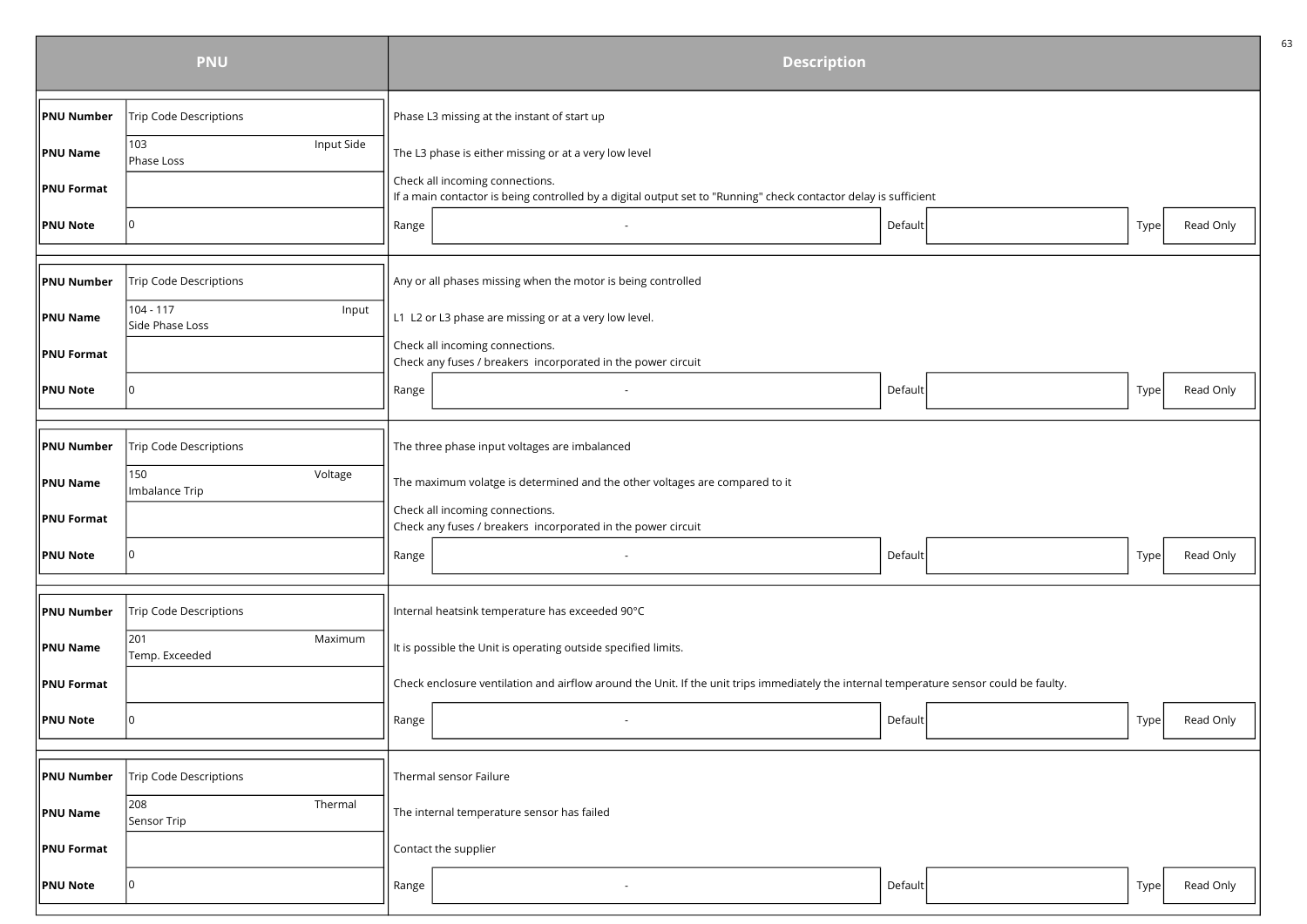| PNU | | Description | | | | | |
|---|---|---|---|---|---|---|---|
| **PNU Number** | Trip Code Descriptions | Phase L3 missing at the instant of start up | | | | | |
| **PNU Name** | 103 Input Side Phase Loss | The L3 phase is either missing or at a very low level | | | | | |
| **PNU Format** | | Check all incoming connections.<br>If a main contactor is being controlled by a digital output set to "Running" check contactor delay is sufficient | | | | | |
| **PNU Note** | 0 | Range | - | Default | | Type | Read Only |

| PNU | | Description | | | | | |
|---|---|---|---|---|---|---|---|
| **PNU Number** | Trip Code Descriptions | Any or all phases missing when the motor is being controlled | | | | | |
| **PNU Name** | 104 - 117 Input Side Phase Loss | L1 L2 or L3 phase are missing or at a very low level. | | | | | |
| **PNU Format** | | Check all incoming connections.<br>Check any fuses / breakers incorporated in the power circuit | | | | | |
| **PNU Note** | 0 | Range | - | Default | | Type | Read Only |

| PNU | | Description | | | | | |
|---|---|---|---|---|---|---|---|
| **PNU Number** | Trip Code Descriptions | The three phase input voltages are imbalanced | | | | | |
| **PNU Name** | 150 Voltage Imbalance Trip | The maximum volatge is determined and the other voltages are compared to it | | | | | |
| **PNU Format** | | Check all incoming connections.<br>Check any fuses / breakers incorporated in the power circuit | | | | | |
| **PNU Note** | 0 | Range | - | Default | | Type | Read Only |

| PNU | | Description | | | | | |
|---|---|---|---|---|---|---|---|
| **PNU Number** | Trip Code Descriptions | Internal heatsink temperature has exceeded 90°C | | | | | |
| **PNU Name** | 201 Maximum Temp. Exceeded | It is possible the Unit is operating outside specified limits. | | | | | |
| **PNU Format** | | Check enclosure ventilation and airflow around the Unit. If the unit trips immediately the internal temperature sensor could be faulty. | | | | | |
| **PNU Note** | 0 | Range | - | Default | | Type | Read Only |

| PNU | | Description | | | | | |
|---|---|---|---|---|---|---|---|
| **PNU Number** | Trip Code Descriptions | Thermal sensor Failure | | | | | |
| **PNU Name** | 208 Thermal Sensor Trip | The internal temperature sensor has failed | | | | | |
| **PNU Format** | | Contact the supplier | | | | | |
| **PNU Note** | 0 | Range | - | Default | | Type | Read Only |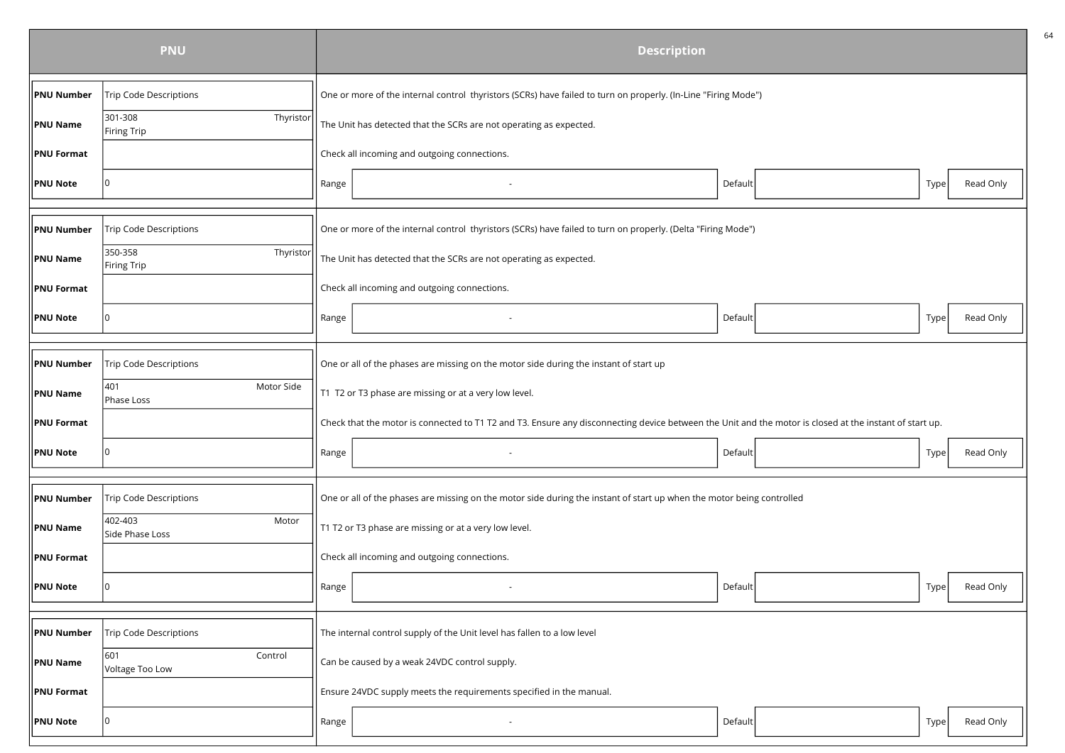| PNU | | Description | | | | | |
|---|---|---|---|---|---|---|---|
| **PNU Number** | Trip Code Descriptions | One or more of the internal control thyristors (SCRs) have failed to turn on properly. (In-Line "Firing Mode") | | | | | |
| **PNU Name** | 301-308 Thyristor Firing Trip | The Unit has detected that the SCRs are not operating as expected. | | | | | |
| **PNU Format** | | Check all incoming and outgoing connections. | | | | | |
| **PNU Note** | 0 | Range | - | Default | | Type | Read Only |
| **PNU Number** | Trip Code Descriptions | One or more of the internal control thyristors (SCRs) have failed to turn on properly. (Delta "Firing Mode") | | | | | |
| **PNU Name** | 350-358 Thyristor Firing Trip | The Unit has detected that the SCRs are not operating as expected. | | | | | |
| **PNU Format** | | Check all incoming and outgoing connections. | | | | | |
| **PNU Note** | 0 | Range | - | Default | | Type | Read Only |
| **PNU Number** | Trip Code Descriptions | One or all of the phases are missing on the motor side during the instant of start up | | | | | |
| **PNU Name** | 401 Motor Side Phase Loss | T1 T2 or T3 phase are missing or at a very low level. | | | | | |
| **PNU Format** | | Check that the motor is connected to T1 T2 and T3. Ensure any disconnecting device between the Unit and the motor is closed at the instant of start up. | | | | | |
| **PNU Note** | 0 | Range | - | Default | | Type | Read Only |
| **PNU Number** | Trip Code Descriptions | One or all of the phases are missing on the motor side during the instant of start up when the motor being controlled | | | | | |
| **PNU Name** | 402-403 Motor Side Phase Loss | T1 T2 or T3 phase are missing or at a very low level. | | | | | |
| **PNU Format** | | Check all incoming and outgoing connections. | | | | | |
| **PNU Note** | 0 | Range | - | Default | | Type | Read Only |
| **PNU Number** | Trip Code Descriptions | The internal control supply of the Unit level has fallen to a low level | | | | | |
| **PNU Name** | 601 Control Voltage Too Low | Can be caused by a weak 24VDC control supply. | | | | | |
| **PNU Format** | | Ensure 24VDC supply meets the requirements specified in the manual. | | | | | |
| **PNU Note** | 0 | Range | - | Default | | Type | Read Only |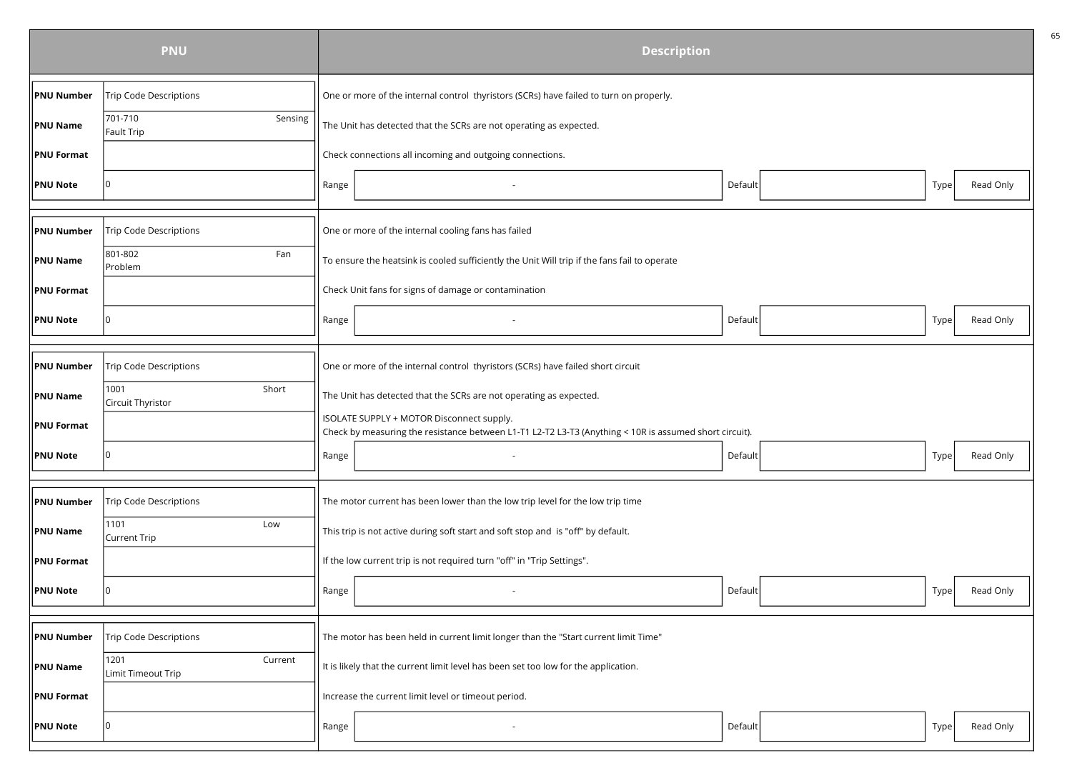| PNU | | Description |
|---|---|---|
| **PNU Number** | Trip Code Descriptions | One or more of the internal control thyristors (SCRs) have failed to turn on properly. |
| **PNU Name** | 701-710 Sensing Fault Trip | The Unit has detected that the SCRs are not operating as expected. |
| **PNU Format** | | Check connections all incoming and outgoing connections. |
| **PNU Note** | 0 | Range: - / Default: / Type: Read Only |
| **PNU Number** | Trip Code Descriptions | One or more of the internal cooling fans has failed |
| **PNU Name** | 801-802 Fan Problem | To ensure the heatsink is cooled sufficiently the Unit Will trip if the fans fail to operate |
| **PNU Format** | | Check Unit fans for signs of damage or contamination |
| **PNU Note** | 0 | Range: - / Default: / Type: Read Only |
| **PNU Number** | Trip Code Descriptions | One or more of the internal control thyristors (SCRs) have failed short circuit |
| **PNU Name** | 1001 Short Circuit Thyristor | The Unit has detected that the SCRs are not operating as expected. |
| **PNU Format** | | ISOLATE SUPPLY + MOTOR Disconnect supply. Check by measuring the resistance between L1-T1 L2-T2 L3-T3 (Anything < 10R is assumed short circuit). |
| **PNU Note** | 0 | Range: - / Default: / Type: Read Only |
| **PNU Number** | Trip Code Descriptions | The motor current has been lower than the low trip level for the low trip time |
| **PNU Name** | 1101 Low Current Trip | This trip is not active during soft start and soft stop and is "off" by default. |
| **PNU Format** | | If the low current trip is not required turn "off" in "Trip Settings". |
| **PNU Note** | 0 | Range: - / Default: / Type: Read Only |
| **PNU Number** | Trip Code Descriptions | The motor has been held in current limit longer than the "Start current limit Time" |
| **PNU Name** | 1201 Current Limit Timeout Trip | It is likely that the current limit level has been set too low for the application. |
| **PNU Format** | | Increase the current limit level or timeout period. |
| **PNU Note** | 0 | Range: - / Default: / Type: Read Only |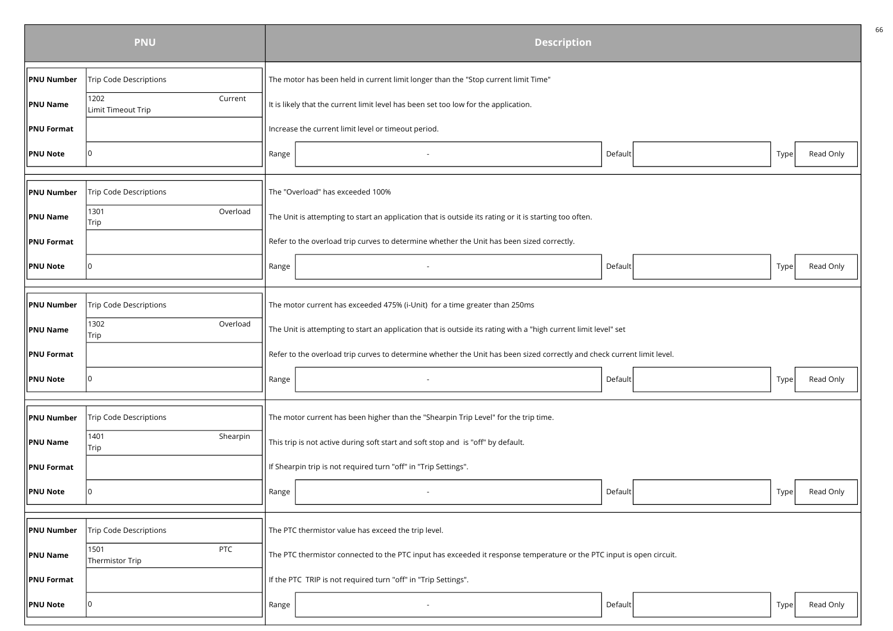| PNU | | Description |
|---|---|---|
| **PNU Number** | Trip Code Descriptions | The motor has been held in current limit longer than the "Stop current limit Time" |
| **PNU Name** | 1202 Current Limit Timeout Trip | It is likely that the current limit level has been set too low for the application. |
| **PNU Format** | | Increase the current limit level or timeout period. |
| **PNU Note** | 0 | Range: - / Default: / Type: Read Only |
| **PNU Number** | Trip Code Descriptions | The "Overload" has exceeded 100% |
| **PNU Name** | 1301 Overload Trip | The Unit is attempting to start an application that is outside its rating or it is starting too often. |
| **PNU Format** | | Refer to the overload trip curves to determine whether the Unit has been sized correctly. |
| **PNU Note** | 0 | Range: - / Default: / Type: Read Only |
| **PNU Number** | Trip Code Descriptions | The motor current has exceeded 475% (i-Unit) for a time greater than 250ms |
| **PNU Name** | 1302 Overload Trip | The Unit is attempting to start an application that is outside its rating with a "high current limit level" set |
| **PNU Format** | | Refer to the overload trip curves to determine whether the Unit has been sized correctly and check current limit level. |
| **PNU Note** | 0 | Range: - / Default: / Type: Read Only |
| **PNU Number** | Trip Code Descriptions | The motor current has been higher than the "Shearpin Trip Level" for the trip time. |
| **PNU Name** | 1401 Shearpin Trip | This trip is not active during soft start and soft stop and is "off" by default. |
| **PNU Format** | | If Shearpin trip is not required turn "off" in "Trip Settings". |
| **PNU Note** | 0 | Range: - / Default: / Type: Read Only |
| **PNU Number** | Trip Code Descriptions | The PTC thermistor value has exceed the trip level. |
| **PNU Name** | 1501 PTC Thermistor Trip | The PTC thermistor connected to the PTC input has exceeded it response temperature or the PTC input is open circuit. |
| **PNU Format** | | If the PTC TRIP is not required turn "off" in "Trip Settings". |
| **PNU Note** | 0 | Range: - / Default: / Type: Read Only |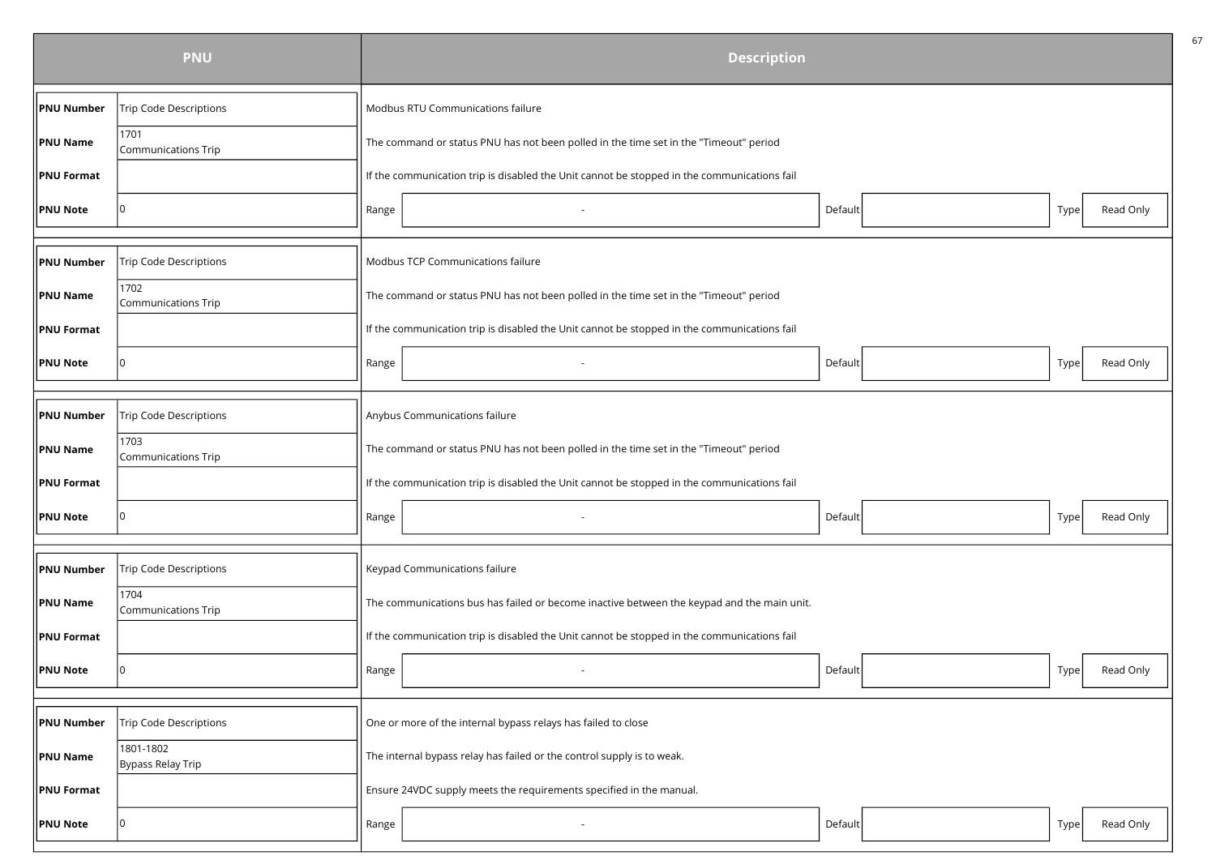| PNU | | Description |
|---|---|---|
| **PNU Number** | Trip Code Descriptions | Modbus RTU Communications failure |
| **PNU Name** | 1701<br>Communications Trip | The command or status PNU has not been polled in the time set in the "Timeout" period |
| **PNU Format** | | If the communication trip is disabled the Unit cannot be stopped in the communications fail |
| **PNU Note** | 0 | Range: - / Default: / Type: Read Only |
| **PNU Number** | Trip Code Descriptions | Modbus TCP Communications failure |
| **PNU Name** | 1702<br>Communications Trip | The command or status PNU has not been polled in the time set in the "Timeout" period |
| **PNU Format** | | If the communication trip is disabled the Unit cannot be stopped in the communications fail |
| **PNU Note** | 0 | Range: - / Default: / Type: Read Only |
| **PNU Number** | Trip Code Descriptions | Anybus Communications failure |
| **PNU Name** | 1703<br>Communications Trip | The command or status PNU has not been polled in the time set in the "Timeout" period |
| **PNU Format** | | If the communication trip is disabled the Unit cannot be stopped in the communications fail |
| **PNU Note** | 0 | Range: - / Default: / Type: Read Only |
| **PNU Number** | Trip Code Descriptions | Keypad Communications failure |
| **PNU Name** | 1704<br>Communications Trip | The communications bus has failed or become inactive between the keypad and the main unit. |
| **PNU Format** | | If the communication trip is disabled the Unit cannot be stopped in the communications fail |
| **PNU Note** | 0 | Range: - / Default: / Type: Read Only |
| **PNU Number** | Trip Code Descriptions | One or more of the internal bypass relays has failed to close |
| **PNU Name** | 1801-1802<br>Bypass Relay Trip | The internal bypass relay has failed or the control supply is to weak. |
| **PNU Format** | | Ensure 24VDC supply meets the requirements specified in the manual. |
| **PNU Note** | 0 | Range: - / Default: / Type: Read Only |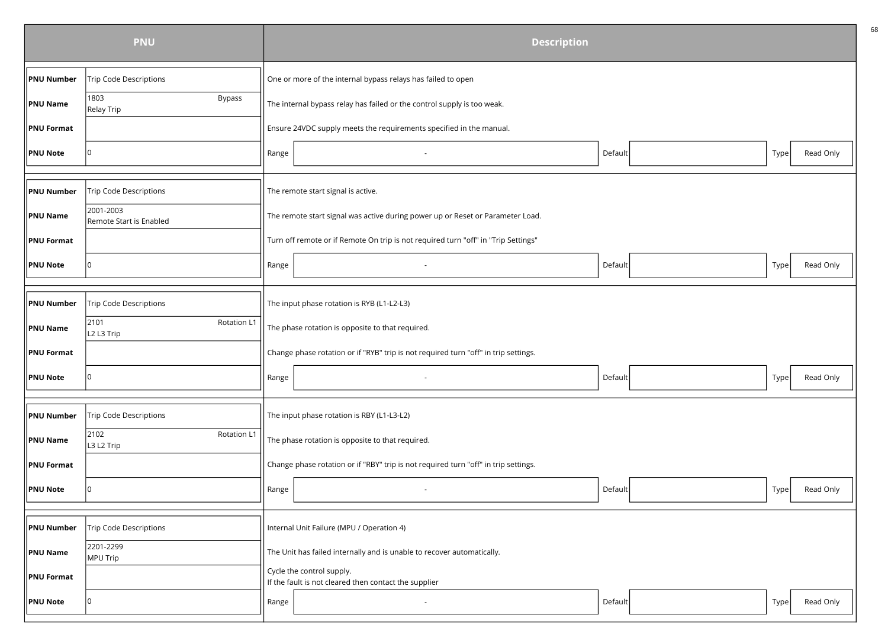| PNU | | Description | | | | | |
|---|---|---|---|---|---|---|---|
| **PNU Number** | Trip Code Descriptions | One or more of the internal bypass relays has failed to open | | | | | |
| **PNU Name** | 1803 Bypass Relay Trip | The internal bypass relay has failed or the control supply is too weak. | | | | | |
| **PNU Format** | | Ensure 24VDC supply meets the requirements specified in the manual. | | | | | |
| **PNU Note** | 0 | Range | - | Default | | Type | Read Only |
| **PNU Number** | Trip Code Descriptions | The remote start signal is active. | | | | | |
| **PNU Name** | 2001-2003 Remote Start is Enabled | The remote start signal was active during power up or Reset or Parameter Load. | | | | | |
| **PNU Format** | | Turn off remote or if Remote On trip is not required turn "off" in "Trip Settings" | | | | | |
| **PNU Note** | 0 | Range | - | Default | | Type | Read Only |
| **PNU Number** | Trip Code Descriptions | The input phase rotation is RYB (L1-L2-L3) | | | | | |
| **PNU Name** | 2101 Rotation L1 L2 L3 Trip | The phase rotation is opposite to that required. | | | | | |
| **PNU Format** | | Change phase rotation or if "RYB" trip is not required turn "off" in trip settings. | | | | | |
| **PNU Note** | 0 | Range | - | Default | | Type | Read Only |
| **PNU Number** | Trip Code Descriptions | The input phase rotation is RBY (L1-L3-L2) | | | | | |
| **PNU Name** | 2102 Rotation L1 L3 L2 Trip | The phase rotation is opposite to that required. | | | | | |
| **PNU Format** | | Change phase rotation or if "RBY" trip is not required turn "off" in trip settings. | | | | | |
| **PNU Note** | 0 | Range | - | Default | | Type | Read Only |
| **PNU Number** | Trip Code Descriptions | Internal Unit Failure (MPU / Operation 4) | | | | | |
| **PNU Name** | 2201-2299 MPU Trip | The Unit has failed internally and is unable to recover automatically. | | | | | |
| **PNU Format** | | Cycle the control supply. If the fault is not cleared then contact the supplier | | | | | |
| **PNU Note** | 0 | Range | - | Default | | Type | Read Only |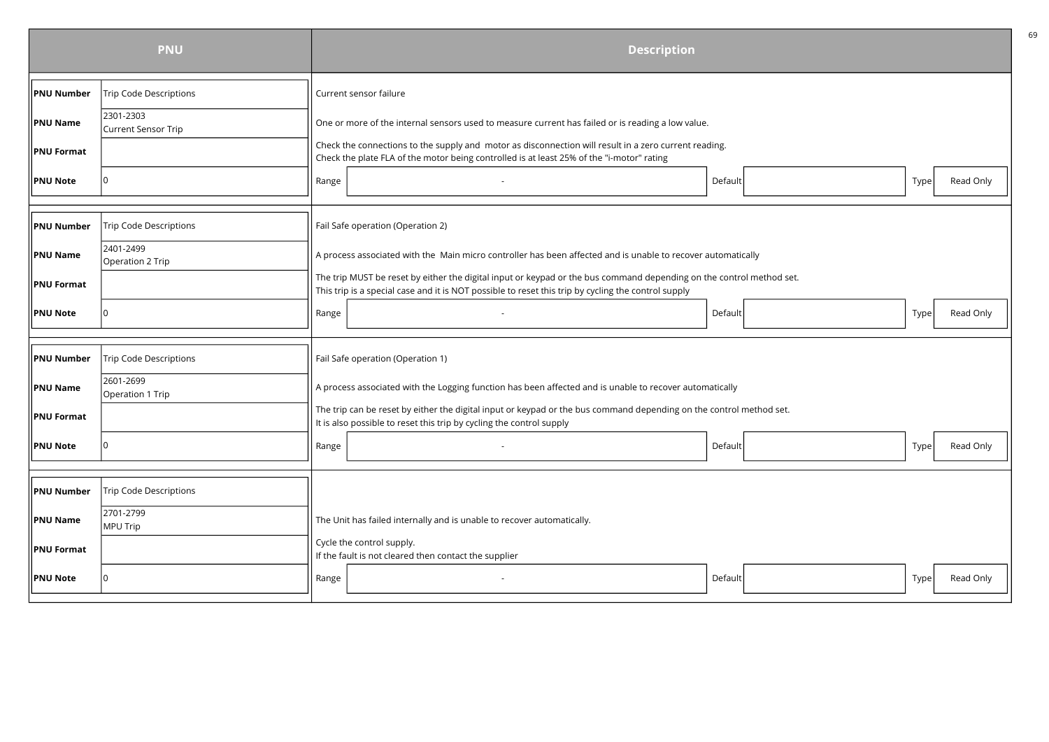| PNU | | Description | | | | | |
|---|---|---|---|---|---|---|---|
| **PNU Number** | Trip Code Descriptions | Current sensor failure | | | | | |
| **PNU Name** | 2301-2303<br>Current Sensor Trip | One or more of the internal sensors used to measure current has failed or is reading a low value. | | | | | |
| **PNU Format** | | Check the connections to the supply and motor as disconnection will result in a zero current reading.<br>Check the plate FLA of the motor being controlled is at least 25% of the "i-motor" rating | | | | | |
| **PNU Note** | 0 | Range | - | Default | | Type | Read Only |
| **PNU Number** | Trip Code Descriptions | Fail Safe operation (Operation 2) | | | | | |
| **PNU Name** | 2401-2499<br>Operation 2 Trip | A process associated with the Main micro controller has been affected and is unable to recover automatically | | | | | |
| **PNU Format** | | The trip MUST be reset by either the digital input or keypad or the bus command depending on the control method set.<br>This trip is a special case and it is NOT possible to reset this trip by cycling the control supply | | | | | |
| **PNU Note** | 0 | Range | - | Default | | Type | Read Only |
| **PNU Number** | Trip Code Descriptions | Fail Safe operation (Operation 1) | | | | | |
| **PNU Name** | 2601-2699<br>Operation 1 Trip | A process associated with the Logging function has been affected and is unable to recover automatically | | | | | |
| **PNU Format** | | The trip can be reset by either the digital input or keypad or the bus command depending on the control method set.<br>It is also possible to reset this trip by cycling the control supply | | | | | |
| **PNU Note** | 0 | Range | - | Default | | Type | Read Only |
| **PNU Number** | Trip Code Descriptions | | | | | | |
| **PNU Name** | 2701-2799<br>MPU Trip | The Unit has failed internally and is unable to recover automatically. | | | | | |
| **PNU Format** | | Cycle the control supply.<br>If the fault is not cleared then contact the supplier | | | | | |
| **PNU Note** | 0 | Range | - | Default | | Type | Read Only |